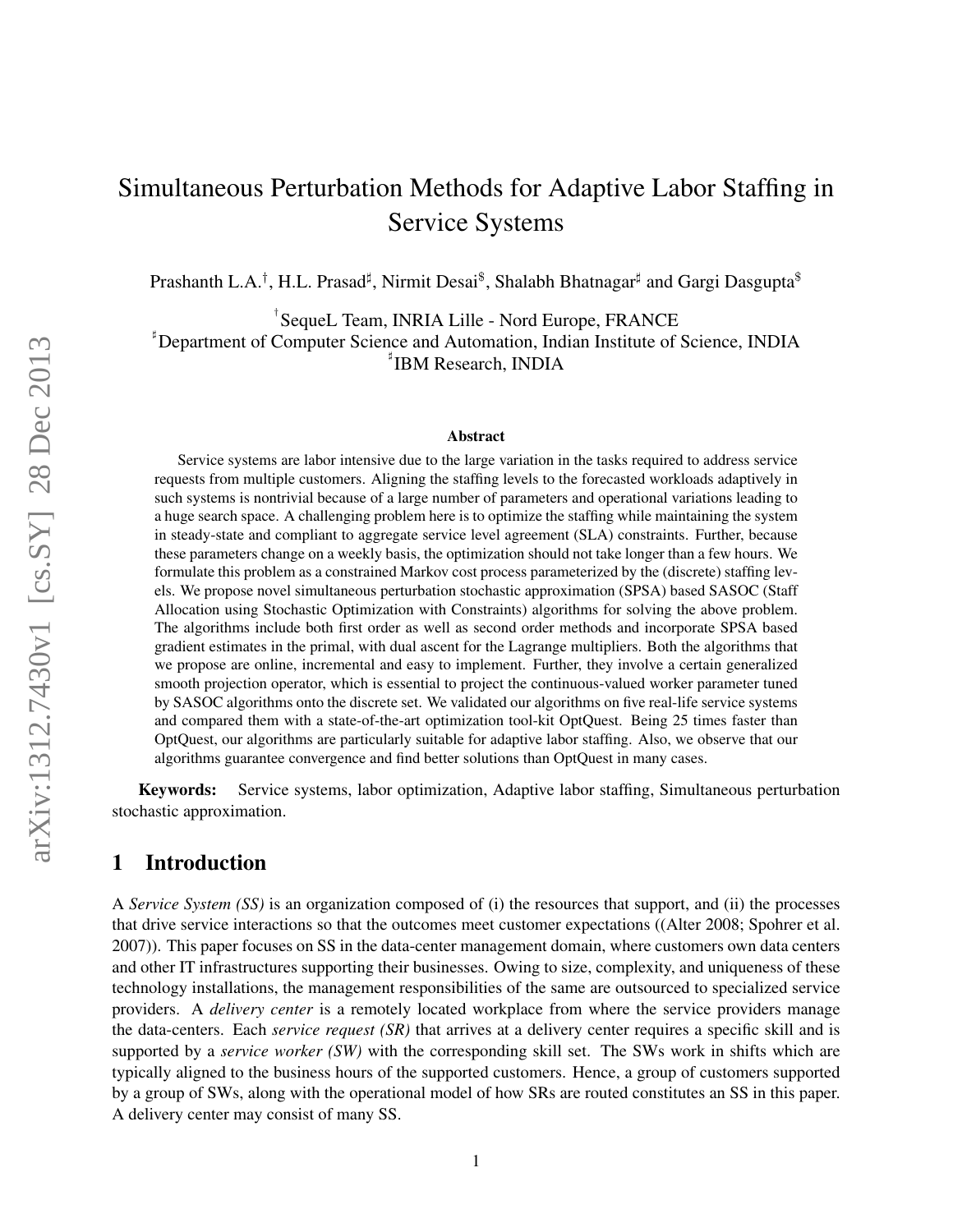# Simultaneous Perturbation Methods for Adaptive Labor Staffing in Service Systems

Prashanth L.A.[†], H.L. Prasad[♯], Nirmit Desai[$], Shalabh Bhatnagar[♯] and Gargi Dasgupta[$]

[†]SequeL Team, INRIA Lille - Nord Europe, FRANCE
[♯]Department of Computer Science and Automation, Indian Institute of Science, INDIA
[♮]IBM Research, INDIA

### Abstract

Service systems are labor intensive due to the large variation in the tasks required to address service requests from multiple customers. Aligning the staffing levels to the forecasted workloads adaptively in such systems is nontrivial because of a large number of parameters and operational variations leading to a huge search space. A challenging problem here is to optimize the staffing while maintaining the system in steady-state and compliant to aggregate service level agreement (SLA) constraints. Further, because these parameters change on a weekly basis, the optimization should not take longer than a few hours. We formulate this problem as a constrained Markov cost process parameterized by the (discrete) staffing levels. We propose novel simultaneous perturbation stochastic approximation (SPSA) based SASOC (Staff Allocation using Stochastic Optimization with Constraints) algorithms for solving the above problem. The algorithms include both first order as well as second order methods and incorporate SPSA based gradient estimates in the primal, with dual ascent for the Lagrange multipliers. Both the algorithms that we propose are online, incremental and easy to implement. Further, they involve a certain generalized smooth projection operator, which is essential to project the continuous-valued worker parameter tuned by SASOC algorithms onto the discrete set. We validated our algorithms on five real-life service systems and compared them with a state-of-the-art optimization tool-kit OptQuest. Being 25 times faster than OptQuest, our algorithms are particularly suitable for adaptive labor staffing. Also, we observe that our algorithms guarantee convergence and find better solutions than OptQuest in many cases.

**Keywords:** Service systems, labor optimization, Adaptive labor staffing, Simultaneous perturbation stochastic approximation.

## 1 Introduction

A *Service System (SS)* is an organization composed of (i) the resources that support, and (ii) the processes that drive service interactions so that the outcomes meet customer expectations ((Alter 2008; Spohrer et al. 2007)). This paper focuses on SS in the data-center management domain, where customers own data centers and other IT infrastructures supporting their businesses. Owing to size, complexity, and uniqueness of these technology installations, the management responsibilities of the same are outsourced to specialized service providers. A *delivery center* is a remotely located workplace from where the service providers manage the data-centers. Each *service request (SR)* that arrives at a delivery center requires a specific skill and is supported by a *service worker (SW)* with the corresponding skill set. The SWs work in shifts which are typically aligned to the business hours of the supported customers. Hence, a group of customers supported by a group of SWs, along with the operational model of how SRs are routed constitutes an SS in this paper. A delivery center may consist of many SS.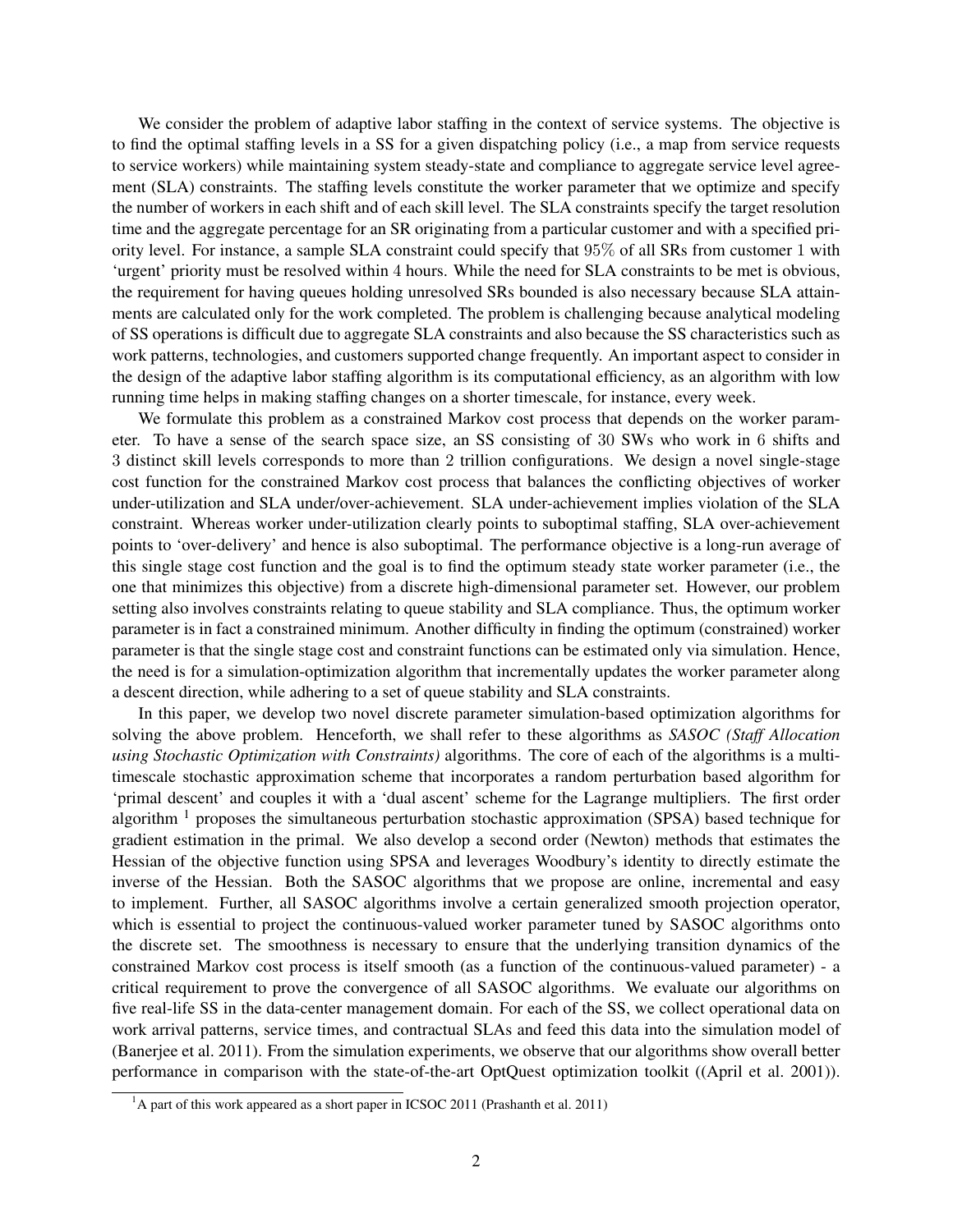We consider the problem of adaptive labor staffing in the context of service systems. The objective is to find the optimal staffing levels in a SS for a given dispatching policy (i.e., a map from service requests to service workers) while maintaining system steady-state and compliance to aggregate service level agreement (SLA) constraints. The staffing levels constitute the worker parameter that we optimize and specify the number of workers in each shift and of each skill level. The SLA constraints specify the target resolution time and the aggregate percentage for an SR originating from a particular customer and with a specified priority level. For instance, a sample SLA constraint could specify that $95\%$ of all SRs from customer $1$ with 'urgent' priority must be resolved within $4$ hours. While the need for SLA constraints to be met is obvious, the requirement for having queues holding unresolved SRs bounded is also necessary because SLA attainments are calculated only for the work completed. The problem is challenging because analytical modeling of SS operations is difficult due to aggregate SLA constraints and also because the SS characteristics such as work patterns, technologies, and customers supported change frequently. An important aspect to consider in the design of the adaptive labor staffing algorithm is its computational efficiency, as an algorithm with low running time helps in making staffing changes on a shorter timescale, for instance, every week.

We formulate this problem as a constrained Markov cost process that depends on the worker parameter. To have a sense of the search space size, an SS consisting of $30$ SWs who work in $6$ shifts and $3$ distinct skill levels corresponds to more than 2 trillion configurations. We design a novel single-stage cost function for the constrained Markov cost process that balances the conflicting objectives of worker under-utilization and SLA under/over-achievement. SLA under-achievement implies violation of the SLA constraint. Whereas worker under-utilization clearly points to suboptimal staffing, SLA over-achievement points to 'over-delivery' and hence is also suboptimal. The performance objective is a long-run average of this single stage cost function and the goal is to find the optimum steady state worker parameter (i.e., the one that minimizes this objective) from a discrete high-dimensional parameter set. However, our problem setting also involves constraints relating to queue stability and SLA compliance. Thus, the optimum worker parameter is in fact a constrained minimum. Another difficulty in finding the optimum (constrained) worker parameter is that the single stage cost and constraint functions can be estimated only via simulation. Hence, the need is for a simulation-optimization algorithm that incrementally updates the worker parameter along a descent direction, while adhering to a set of queue stability and SLA constraints.

In this paper, we develop two novel discrete parameter simulation-based optimization algorithms for solving the above problem. Henceforth, we shall refer to these algorithms as *SASOC (Staff Allocation using Stochastic Optimization with Constraints)* algorithms. The core of each of the algorithms is a multi-timescale stochastic approximation scheme that incorporates a random perturbation based algorithm for 'primal descent' and couples it with a 'dual ascent' scheme for the Lagrange multipliers. The first order algorithm [1] proposes the simultaneous perturbation stochastic approximation (SPSA) based technique for gradient estimation in the primal. We also develop a second order (Newton) methods that estimates the Hessian of the objective function using SPSA and leverages Woodbury's identity to directly estimate the inverse of the Hessian. Both the SASOC algorithms that we propose are online, incremental and easy to implement. Further, all SASOC algorithms involve a certain generalized smooth projection operator, which is essential to project the continuous-valued worker parameter tuned by SASOC algorithms onto the discrete set. The smoothness is necessary to ensure that the underlying transition dynamics of the constrained Markov cost process is itself smooth (as a function of the continuous-valued parameter) - a critical requirement to prove the convergence of all SASOC algorithms. We evaluate our algorithms on five real-life SS in the data-center management domain. For each of the SS, we collect operational data on work arrival patterns, service times, and contractual SLAs and feed this data into the simulation model of (Banerjee et al. 2011). From the simulation experiments, we observe that our algorithms show overall better performance in comparison with the state-of-the-art OptQuest optimization toolkit ((April et al. 2001)).

[1] A part of this work appeared as a short paper in ICSOC 2011 (Prashanth et al. 2011)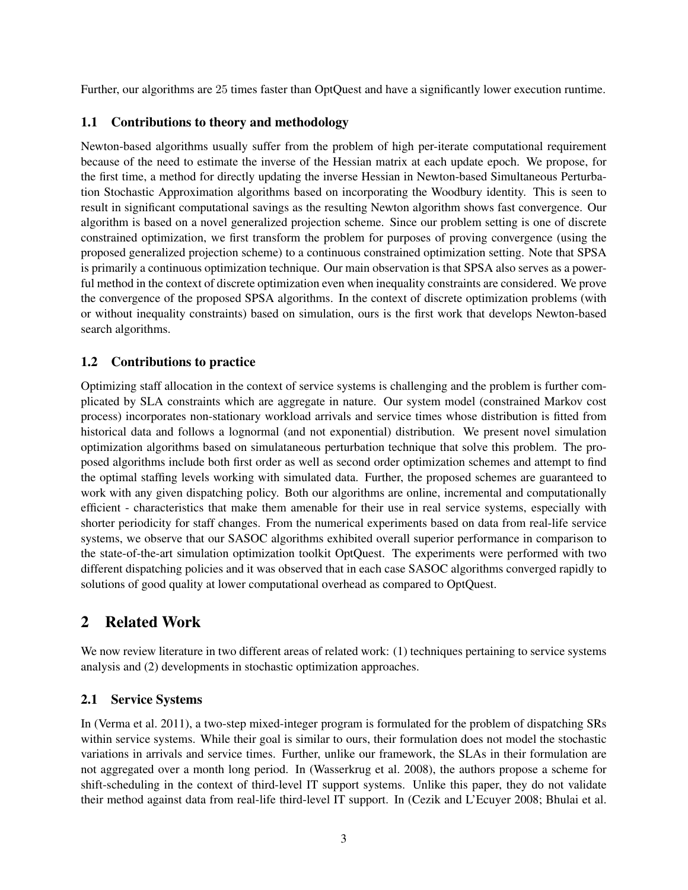Further, our algorithms are $25$ times faster than OptQuest and have a significantly lower execution runtime.

### 1.1 Contributions to theory and methodology

Newton-based algorithms usually suffer from the problem of high per-iterate computational requirement because of the need to estimate the inverse of the Hessian matrix at each update epoch. We propose, for the first time, a method for directly updating the inverse Hessian in Newton-based Simultaneous Perturbation Stochastic Approximation algorithms based on incorporating the Woodbury identity. This is seen to result in significant computational savings as the resulting Newton algorithm shows fast convergence. Our algorithm is based on a novel generalized projection scheme. Since our problem setting is one of discrete constrained optimization, we first transform the problem for purposes of proving convergence (using the proposed generalized projection scheme) to a continuous constrained optimization setting. Note that SPSA is primarily a continuous optimization technique. Our main observation is that SPSA also serves as a powerful method in the context of discrete optimization even when inequality constraints are considered. We prove the convergence of the proposed SPSA algorithms. In the context of discrete optimization problems (with or without inequality constraints) based on simulation, ours is the first work that develops Newton-based search algorithms.

### 1.2 Contributions to practice

Optimizing staff allocation in the context of service systems is challenging and the problem is further complicated by SLA constraints which are aggregate in nature. Our system model (constrained Markov cost process) incorporates non-stationary workload arrivals and service times whose distribution is fitted from historical data and follows a lognormal (and not exponential) distribution. We present novel simulation optimization algorithms based on simulataneous perturbation technique that solve this problem. The proposed algorithms include both first order as well as second order optimization schemes and attempt to find the optimal staffing levels working with simulated data. Further, the proposed schemes are guaranteed to work with any given dispatching policy. Both our algorithms are online, incremental and computationally efficient - characteristics that make them amenable for their use in real service systems, especially with shorter periodicity for staff changes. From the numerical experiments based on data from real-life service systems, we observe that our SASOC algorithms exhibited overall superior performance in comparison to the state-of-the-art simulation optimization toolkit OptQuest. The experiments were performed with two different dispatching policies and it was observed that in each case SASOC algorithms converged rapidly to solutions of good quality at lower computational overhead as compared to OptQuest.

## 2 Related Work

We now review literature in two different areas of related work: (1) techniques pertaining to service systems analysis and (2) developments in stochastic optimization approaches.

### 2.1 Service Systems

In (Verma et al. 2011), a two-step mixed-integer program is formulated for the problem of dispatching SRs within service systems. While their goal is similar to ours, their formulation does not model the stochastic variations in arrivals and service times. Further, unlike our framework, the SLAs in their formulation are not aggregated over a month long period. In (Wasserkrug et al. 2008), the authors propose a scheme for shift-scheduling in the context of third-level IT support systems. Unlike this paper, they do not validate their method against data from real-life third-level IT support. In (Cezik and L'Ecuyer 2008; Bhulai et al.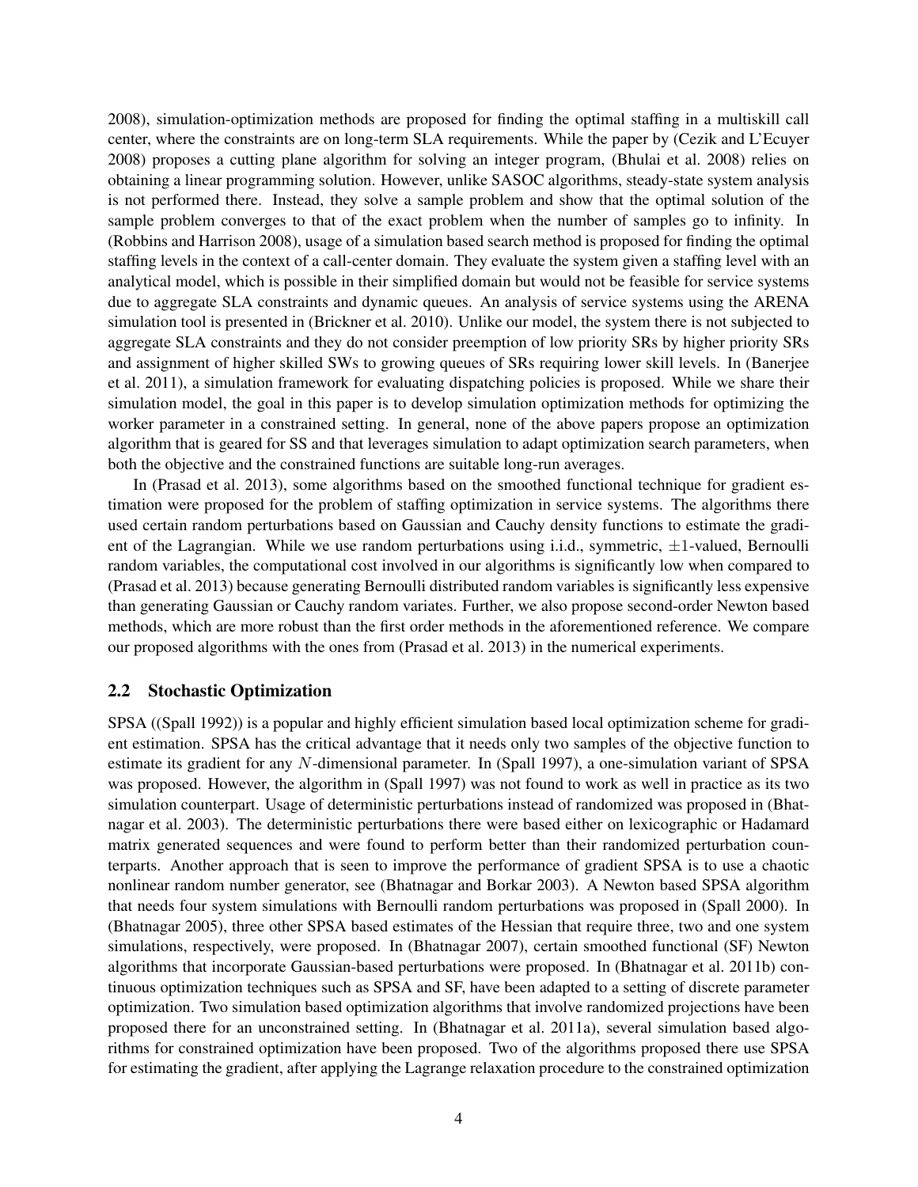2008), simulation-optimization methods are proposed for finding the optimal staffing in a multiskill call center, where the constraints are on long-term SLA requirements. While the paper by (Cezik and L'Ecuyer 2008) proposes a cutting plane algorithm for solving an integer program, (Bhulai et al. 2008) relies on obtaining a linear programming solution. However, unlike SASOC algorithms, steady-state system analysis is not performed there. Instead, they solve a sample problem and show that the optimal solution of the sample problem converges to that of the exact problem when the number of samples go to infinity. In (Robbins and Harrison 2008), usage of a simulation based search method is proposed for finding the optimal staffing levels in the context of a call-center domain. They evaluate the system given a staffing level with an analytical model, which is possible in their simplified domain but would not be feasible for service systems due to aggregate SLA constraints and dynamic queues. An analysis of service systems using the ARENA simulation tool is presented in (Brickner et al. 2010). Unlike our model, the system there is not subjected to aggregate SLA constraints and they do not consider preemption of low priority SRs by higher priority SRs and assignment of higher skilled SWs to growing queues of SRs requiring lower skill levels. In (Banerjee et al. 2011), a simulation framework for evaluating dispatching policies is proposed. While we share their simulation model, the goal in this paper is to develop simulation optimization methods for optimizing the worker parameter in a constrained setting. In general, none of the above papers propose an optimization algorithm that is geared for SS and that leverages simulation to adapt optimization search parameters, when both the objective and the constrained functions are suitable long-run averages.

In (Prasad et al. 2013), some algorithms based on the smoothed functional technique for gradient estimation were proposed for the problem of staffing optimization in service systems. The algorithms there used certain random perturbations based on Gaussian and Cauchy density functions to estimate the gradient of the Lagrangian. While we use random perturbations using i.i.d., symmetric, $\pm 1$-valued, Bernoulli random variables, the computational cost involved in our algorithms is significantly low when compared to (Prasad et al. 2013) because generating Bernoulli distributed random variables is significantly less expensive than generating Gaussian or Cauchy random variates. Further, we also propose second-order Newton based methods, which are more robust than the first order methods in the aforementioned reference. We compare our proposed algorithms with the ones from (Prasad et al. 2013) in the numerical experiments.

## 2.2 Stochastic Optimization

SPSA ((Spall 1992)) is a popular and highly efficient simulation based local optimization scheme for gradient estimation. SPSA has the critical advantage that it needs only two samples of the objective function to estimate its gradient for any $N$-dimensional parameter. In (Spall 1997), a one-simulation variant of SPSA was proposed. However, the algorithm in (Spall 1997) was not found to work as well in practice as its two simulation counterpart. Usage of deterministic perturbations instead of randomized was proposed in (Bhatnagar et al. 2003). The deterministic perturbations there were based either on lexicographic or Hadamard matrix generated sequences and were found to perform better than their randomized perturbation counterparts. Another approach that is seen to improve the performance of gradient SPSA is to use a chaotic nonlinear random number generator, see (Bhatnagar and Borkar 2003). A Newton based SPSA algorithm that needs four system simulations with Bernoulli random perturbations was proposed in (Spall 2000). In (Bhatnagar 2005), three other SPSA based estimates of the Hessian that require three, two and one system simulations, respectively, were proposed. In (Bhatnagar 2007), certain smoothed functional (SF) Newton algorithms that incorporate Gaussian-based perturbations were proposed. In (Bhatnagar et al. 2011b) continuous optimization techniques such as SPSA and SF, have been adapted to a setting of discrete parameter optimization. Two simulation based optimization algorithms that involve randomized projections have been proposed there for an unconstrained setting. In (Bhatnagar et al. 2011a), several simulation based algorithms for constrained optimization have been proposed. Two of the algorithms proposed there use SPSA for estimating the gradient, after applying the Lagrange relaxation procedure to the constrained optimization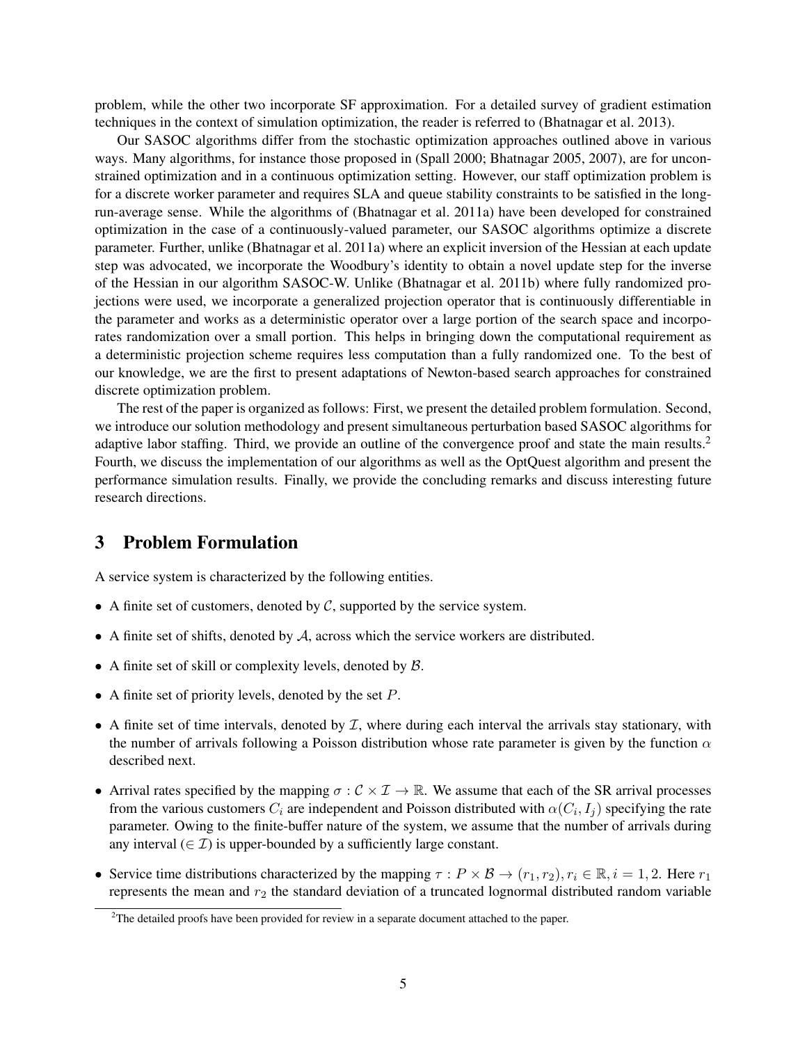problem, while the other two incorporate SF approximation. For a detailed survey of gradient estimation techniques in the context of simulation optimization, the reader is referred to (Bhatnagar et al. 2013).

Our SASOC algorithms differ from the stochastic optimization approaches outlined above in various ways. Many algorithms, for instance those proposed in (Spall 2000; Bhatnagar 2005, 2007), are for unconstrained optimization and in a continuous optimization setting. However, our staff optimization problem is for a discrete worker parameter and requires SLA and queue stability constraints to be satisfied in the long-run-average sense. While the algorithms of (Bhatnagar et al. 2011a) have been developed for constrained optimization in the case of a continuously-valued parameter, our SASOC algorithms optimize a discrete parameter. Further, unlike (Bhatnagar et al. 2011a) where an explicit inversion of the Hessian at each update step was advocated, we incorporate the Woodbury's identity to obtain a novel update step for the inverse of the Hessian in our algorithm SASOC-W. Unlike (Bhatnagar et al. 2011b) where fully randomized projections were used, we incorporate a generalized projection operator that is continuously differentiable in the parameter and works as a deterministic operator over a large portion of the search space and incorporates randomization over a small portion. This helps in bringing down the computational requirement as a deterministic projection scheme requires less computation than a fully randomized one. To the best of our knowledge, we are the first to present adaptations of Newton-based search approaches for constrained discrete optimization problem.

The rest of the paper is organized as follows: First, we present the detailed problem formulation. Second, we introduce our solution methodology and present simultaneous perturbation based SASOC algorithms for adaptive labor staffing. Third, we provide an outline of the convergence proof and state the main results.[2] Fourth, we discuss the implementation of our algorithms as well as the OptQuest algorithm and present the performance simulation results. Finally, we provide the concluding remarks and discuss interesting future research directions.

# 3 Problem Formulation

A service system is characterized by the following entities.

- A finite set of customers, denoted by $\mathcal{C}$, supported by the service system.
- A finite set of shifts, denoted by $\mathcal{A}$, across which the service workers are distributed.
- A finite set of skill or complexity levels, denoted by $\mathcal{B}$.
- A finite set of priority levels, denoted by the set $P$.
- A finite set of time intervals, denoted by $\mathcal{I}$, where during each interval the arrivals stay stationary, with the number of arrivals following a Poisson distribution whose rate parameter is given by the function $\alpha$ described next.
- Arrival rates specified by the mapping $\sigma : \mathcal{C} \times \mathcal{I} \rightarrow \mathbb{R}$. We assume that each of the SR arrival processes from the various customers $C_i$ are independent and Poisson distributed with $\alpha(C_i, I_j)$ specifying the rate parameter. Owing to the finite-buffer nature of the system, we assume that the number of arrivals during any interval ($\in \mathcal{I}$) is upper-bounded by a sufficiently large constant.
- Service time distributions characterized by the mapping $\tau : P \times \mathcal{B} \rightarrow (r_1, r_2), r_i \in \mathbb{R}, i = 1, 2$. Here $r_1$ represents the mean and $r_2$ the standard deviation of a truncated lognormal distributed random variable

[2] The detailed proofs have been provided for review in a separate document attached to the paper.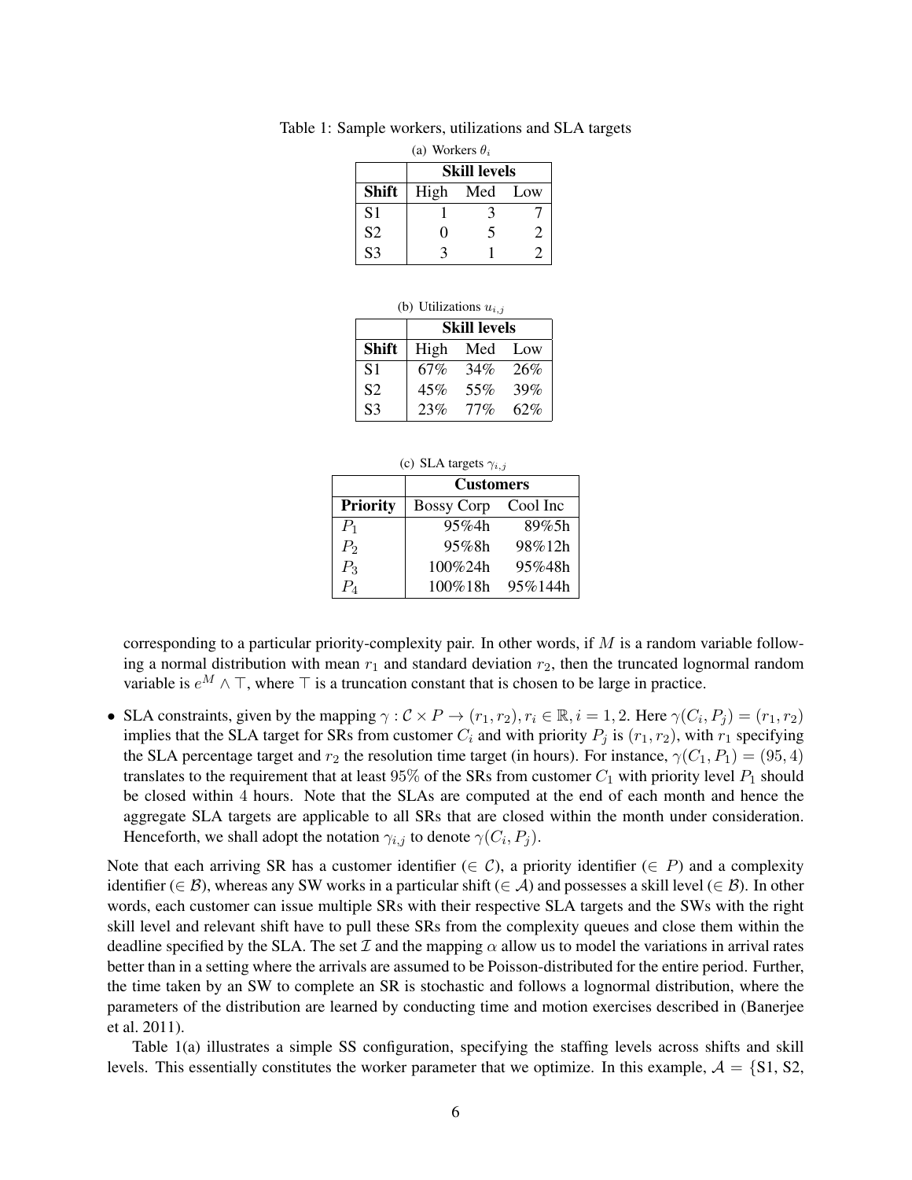Table 1: Sample workers, utilizations and SLA targets

(a) Workers $\theta_i$

| | Skill levels | | |
|---|---|---|---|
| **Shift** | High | Med | Low |
| S1 | 1 | 3 | 7 |
| S2 | 0 | 5 | 2 |
| S3 | 3 | 1 | 2 |

(b) Utilizations $u_{i,j}$

| | Skill levels | | |
|---|---|---|---|
| **Shift** | High | Med | Low |
| S1 | 67% | 34% | 26% |
| S2 | 45% | 55% | 39% |
| S3 | 23% | 77% | 62% |

(c) SLA targets $\gamma_{i,j}$

| | Customers | |
|---|---|---|
| **Priority** | Bossy Corp | Cool Inc |
| $P_1$ | 95%4h | 89%5h |
| $P_2$ | 95%8h | 98%12h |
| $P_3$ | 100%24h | 95%48h |
| $P_4$ | 100%18h | 95%144h |

corresponding to a particular priority-complexity pair. In other words, if $M$ is a random variable following a normal distribution with mean $r_1$ and standard deviation $r_2$, then the truncated lognormal random variable is $e^M \wedge \top$, where $\top$ is a truncation constant that is chosen to be large in practice.

- SLA constraints, given by the mapping $\gamma : \mathcal{C} \times P \to (r_1, r_2), r_i \in \mathbb{R}, i = 1, 2$. Here $\gamma(C_i, P_j) = (r_1, r_2)$ implies that the SLA target for SRs from customer $C_i$ and with priority $P_j$ is $(r_1, r_2)$, with $r_1$ specifying the SLA percentage target and $r_2$ the resolution time target (in hours). For instance, $\gamma(C_1, P_1) = (95, 4)$ translates to the requirement that at least $95\%$ of the SRs from customer $C_1$ with priority level $P_1$ should be closed within $4$ hours. Note that the SLAs are computed at the end of each month and hence the aggregate SLA targets are applicable to all SRs that are closed within the month under consideration. Henceforth, we shall adopt the notation $\gamma_{i,j}$ to denote $\gamma(C_i, P_j)$.

Note that each arriving SR has a customer identifier ($\in \mathcal{C}$), a priority identifier ($\in P$) and a complexity identifier ($\in \mathcal{B}$), whereas any SW works in a particular shift ($\in \mathcal{A}$) and possesses a skill level ($\in \mathcal{B}$). In other words, each customer can issue multiple SRs with their respective SLA targets and the SWs with the right skill level and relevant shift have to pull these SRs from the complexity queues and close them within the deadline specified by the SLA. The set $\mathcal{I}$ and the mapping $\alpha$ allow us to model the variations in arrival rates better than in a setting where the arrivals are assumed to be Poisson-distributed for the entire period. Further, the time taken by an SW to complete an SR is stochastic and follows a lognormal distribution, where the parameters of the distribution are learned by conducting time and motion exercises described in (Banerjee et al. 2011).

Table 1(a) illustrates a simple SS configuration, specifying the staffing levels across shifts and skill levels. This essentially constitutes the worker parameter that we optimize. In this example, $\mathcal{A} = \{$S1, S2,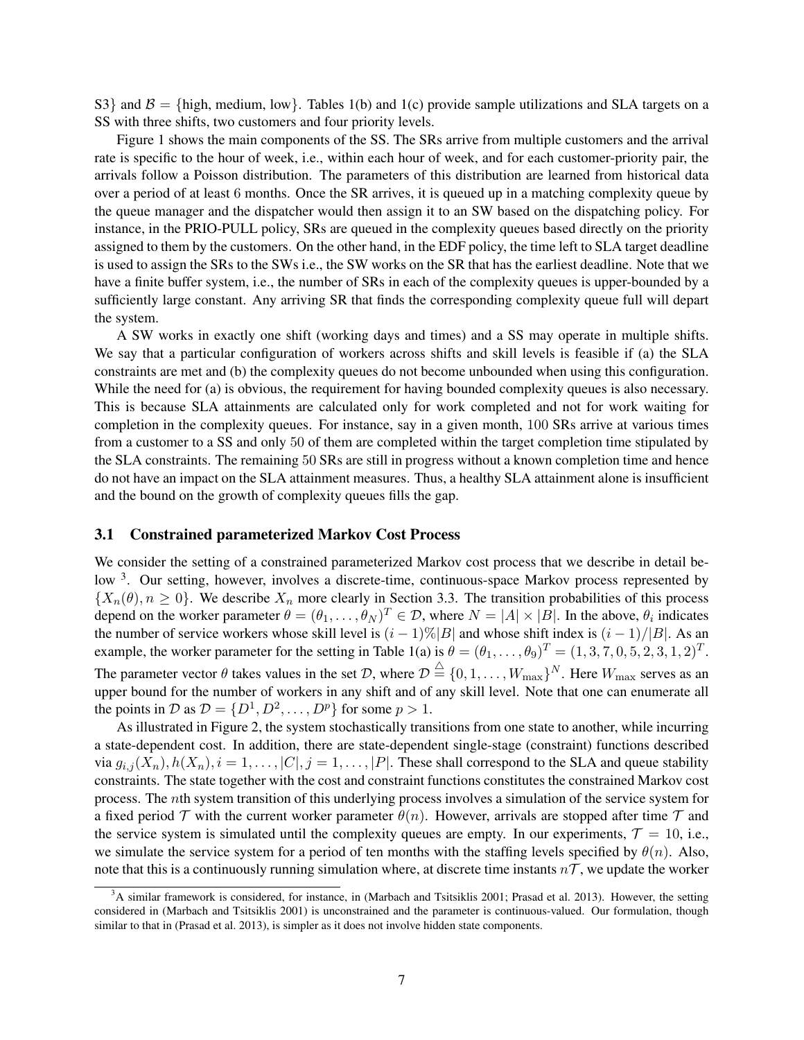S3} and $\mathcal{B} = \{\text{high, medium, low}\}$. Tables 1(b) and 1(c) provide sample utilizations and SLA targets on a SS with three shifts, two customers and four priority levels.

Figure 1 shows the main components of the SS. The SRs arrive from multiple customers and the arrival rate is specific to the hour of week, i.e., within each hour of week, and for each customer-priority pair, the arrivals follow a Poisson distribution. The parameters of this distribution are learned from historical data over a period of at least 6 months. Once the SR arrives, it is queued up in a matching complexity queue by the queue manager and the dispatcher would then assign it to an SW based on the dispatching policy. For instance, in the PRIO-PULL policy, SRs are queued in the complexity queues based directly on the priority assigned to them by the customers. On the other hand, in the EDF policy, the time left to SLA target deadline is used to assign the SRs to the SWs i.e., the SW works on the SR that has the earliest deadline. Note that we have a finite buffer system, i.e., the number of SRs in each of the complexity queues is upper-bounded by a sufficiently large constant. Any arriving SR that finds the corresponding complexity queue full will depart the system.

A SW works in exactly one shift (working days and times) and a SS may operate in multiple shifts. We say that a particular configuration of workers across shifts and skill levels is feasible if (a) the SLA constraints are met and (b) the complexity queues do not become unbounded when using this configuration. While the need for (a) is obvious, the requirement for having bounded complexity queues is also necessary. This is because SLA attainments are calculated only for work completed and not for work waiting for completion in the complexity queues. For instance, say in a given month, 100 SRs arrive at various times from a customer to a SS and only 50 of them are completed within the target completion time stipulated by the SLA constraints. The remaining 50 SRs are still in progress without a known completion time and hence do not have an impact on the SLA attainment measures. Thus, a healthy SLA attainment alone is insufficient and the bound on the growth of complexity queues fills the gap.

### 3.1 Constrained parameterized Markov Cost Process

We consider the setting of a constrained parameterized Markov cost process that we describe in detail below [3]. Our setting, however, involves a discrete-time, continuous-space Markov process represented by $\{X_n(\theta), n \geq 0\}$. We describe $X_n$ more clearly in Section 3.3. The transition probabilities of this process depend on the worker parameter $\theta = (\theta_1, \ldots, \theta_N)^T \in \mathcal{D}$, where $N = |A| \times |B|$. In the above, $\theta_i$ indicates the number of service workers whose skill level is $(i-1)\%|B|$ and whose shift index is $(i-1)/|B|$. As an example, the worker parameter for the setting in Table 1(a) is $\theta = (\theta_1, \ldots, \theta_9)^T = (1, 3, 7, 0, 5, 2, 3, 1, 2)^T$. The parameter vector $\theta$ takes values in the set $\mathcal{D}$, where $\mathcal{D} \stackrel{\triangle}{=} \{0, 1, \ldots, W_{\max}\}^N$. Here $W_{\max}$ serves as an upper bound for the number of workers in any shift and of any skill level. Note that one can enumerate all the points in $\mathcal{D}$ as $\mathcal{D} = \{D^1, D^2, \ldots, D^p\}$ for some $p > 1$.

As illustrated in Figure 2, the system stochastically transitions from one state to another, while incurring a state-dependent cost. In addition, there are state-dependent single-stage (constraint) functions described via $g_{i,j}(X_n), h(X_n), i = 1, \ldots, |C|, j = 1, \ldots, |P|$. These shall correspond to the SLA and queue stability constraints. The state together with the cost and constraint functions constitutes the constrained Markov cost process. The $n$th system transition of this underlying process involves a simulation of the service system for a fixed period $\mathcal{T}$ with the current worker parameter $\theta(n)$. However, arrivals are stopped after time $\mathcal{T}$ and the service system is simulated until the complexity queues are empty. In our experiments, $\mathcal{T} = 10$, i.e., we simulate the service system for a period of ten months with the staffing levels specified by $\theta(n)$. Also, note that this is a continuously running simulation where, at discrete time instants $n\mathcal{T}$, we update the worker

[3] A similar framework is considered, for instance, in (Marbach and Tsitsiklis 2001; Prasad et al. 2013). However, the setting considered in (Marbach and Tsitsiklis 2001) is unconstrained and the parameter is continuous-valued. Our formulation, though similar to that in (Prasad et al. 2013), is simpler as it does not involve hidden state components.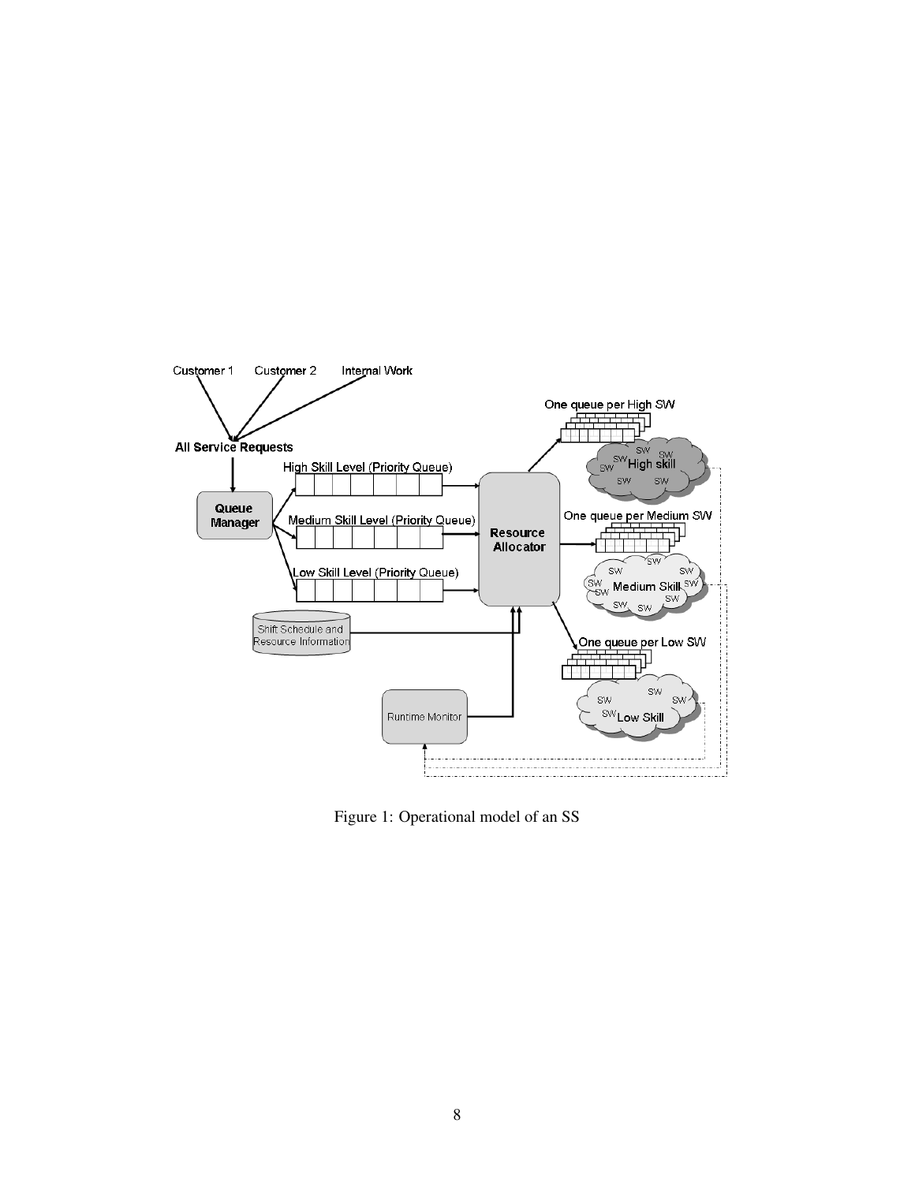Figure 1: Operational model of an SS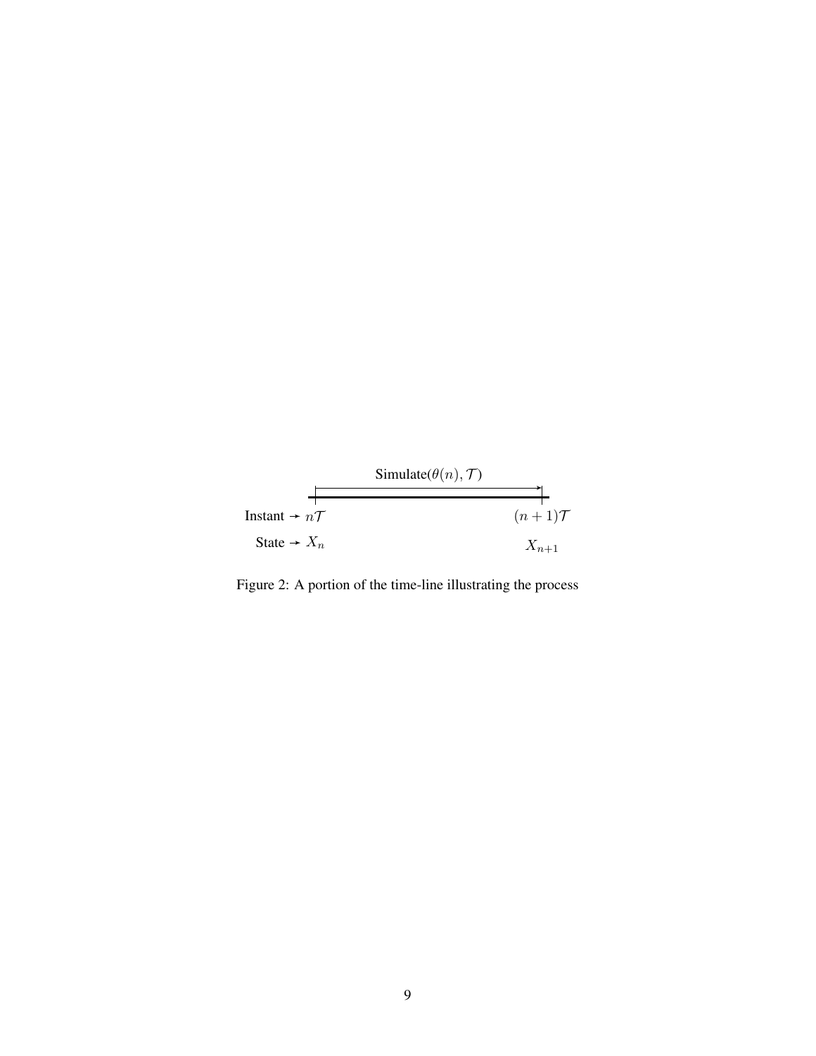Simulate($\theta(n), \mathcal{T}$)

Instant → $n\mathcal{T}$ $\quad$ $(n+1)\mathcal{T}$

State → $X_n$ $\quad$ $X_{n+1}$

Figure 2: A portion of the time-line illustrating the process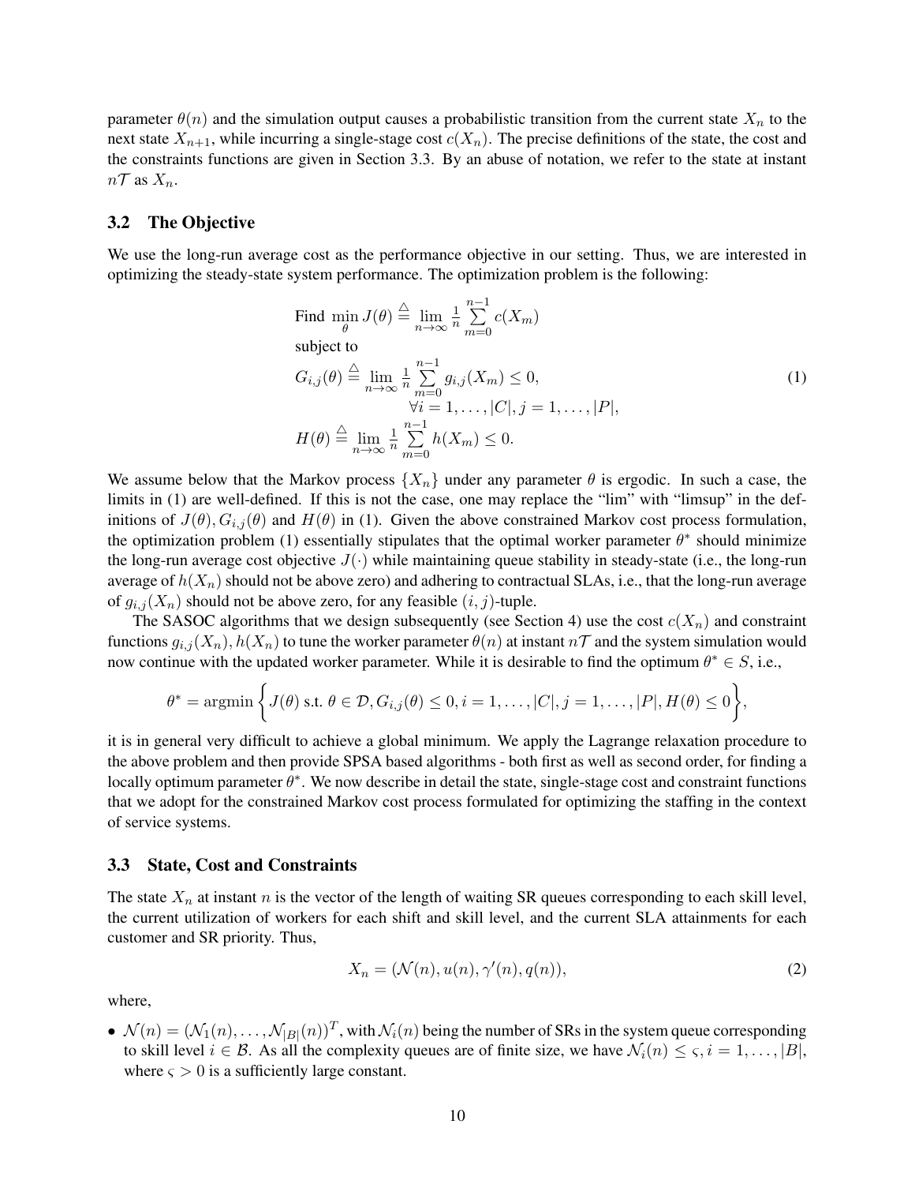parameter $\theta(n)$ and the simulation output causes a probabilistic transition from the current state $X_n$ to the next state $X_{n+1}$, while incurring a single-stage cost $c(X_n)$. The precise definitions of the state, the cost and the constraints functions are given in Section 3.3. By an abuse of notation, we refer to the state at instant $n\mathcal{T}$ as $X_n$.

### 3.2 The Objective

We use the long-run average cost as the performance objective in our setting. Thus, we are interested in optimizing the steady-state system performance. The optimization problem is the following:

$$
\begin{aligned}
&\text{Find } \min_{\theta} J(\theta) \stackrel{\triangle}{=} \lim_{n\to\infty} \frac{1}{n} \sum_{m=0}^{n-1} c(X_m) \\
&\text{subject to} \\
&G_{i,j}(\theta) \stackrel{\triangle}{=} \lim_{n\to\infty} \frac{1}{n} \sum_{m=0}^{n-1} g_{i,j}(X_m) \leq 0, \\
&\qquad\qquad \forall i = 1, \ldots, |C|, j = 1, \ldots, |P|, \\
&H(\theta) \stackrel{\triangle}{=} \lim_{n\to\infty} \frac{1}{n} \sum_{m=0}^{n-1} h(X_m) \leq 0.
\end{aligned} \tag{1}
$$

We assume below that the Markov process $\{X_n\}$ under any parameter $\theta$ is ergodic. In such a case, the limits in (1) are well-defined. If this is not the case, one may replace the "lim" with "limsup" in the definitions of $J(\theta), G_{i,j}(\theta)$ and $H(\theta)$ in (1). Given the above constrained Markov cost process formulation, the optimization problem (1) essentially stipulates that the optimal worker parameter $\theta^*$ should minimize the long-run average cost objective $J(\cdot)$ while maintaining queue stability in steady-state (i.e., the long-run average of $h(X_n)$ should not be above zero) and adhering to contractual SLAs, i.e., that the long-run average of $g_{i,j}(X_n)$ should not be above zero, for any feasible $(i, j)$-tuple.

The SASOC algorithms that we design subsequently (see Section 4) use the cost $c(X_n)$ and constraint functions $g_{i,j}(X_n), h(X_n)$ to tune the worker parameter $\theta(n)$ at instant $n\mathcal{T}$ and the system simulation would now continue with the updated worker parameter. While it is desirable to find the optimum $\theta^* \in S$, i.e.,

$$
\theta^* = \text{argmin} \left\{ J(\theta) \text{ s.t. } \theta \in \mathcal{D}, G_{i,j}(\theta) \leq 0, i = 1, \ldots, |C|, j = 1, \ldots, |P|, H(\theta) \leq 0 \right\},
$$

it is in general very difficult to achieve a global minimum. We apply the Lagrange relaxation procedure to the above problem and then provide SPSA based algorithms - both first as well as second order, for finding a locally optimum parameter $\theta^*$. We now describe in detail the state, single-stage cost and constraint functions that we adopt for the constrained Markov cost process formulated for optimizing the staffing in the context of service systems.

### 3.3 State, Cost and Constraints

The state $X_n$ at instant $n$ is the vector of the length of waiting SR queues corresponding to each skill level, the current utilization of workers for each shift and skill level, and the current SLA attainments for each customer and SR priority. Thus,

$$
X_n = (\mathcal{N}(n), u(n), \gamma'(n), q(n)), \tag{2}
$$

where,

- $\mathcal{N}(n) = (\mathcal{N}_1(n), \ldots, \mathcal{N}_{|B|}(n))^T$, with $\mathcal{N}_i(n)$ being the number of SRs in the system queue corresponding to skill level $i \in \mathcal{B}$. As all the complexity queues are of finite size, we have $\mathcal{N}_i(n) \leq \varsigma, i = 1, \ldots, |B|$, where $\varsigma > 0$ is a sufficiently large constant.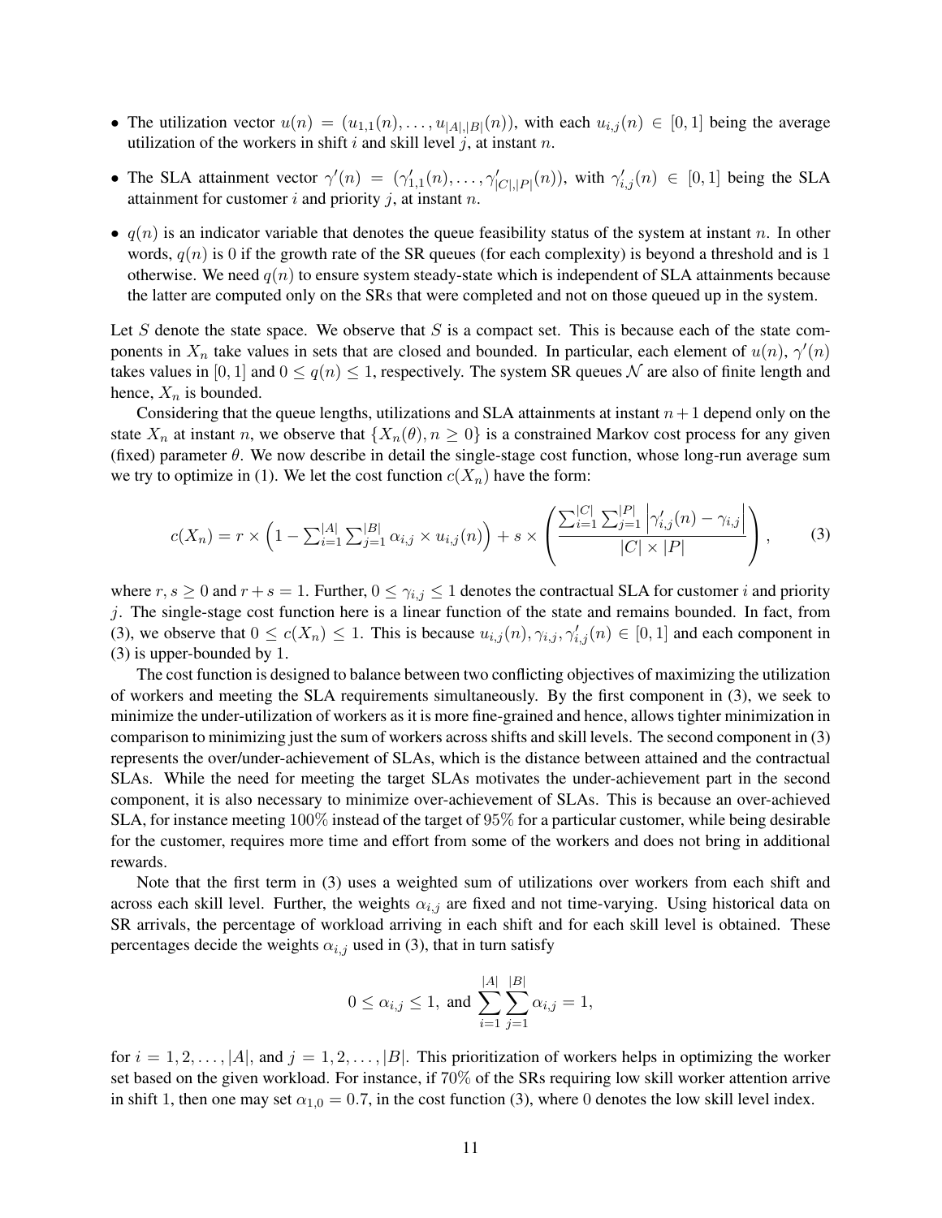- The utilization vector $u(n) = (u_{1,1}(n), \ldots, u_{|A|,|B|}(n))$, with each $u_{i,j}(n) \in [0,1]$ being the average utilization of the workers in shift $i$ and skill level $j$, at instant $n$.
- The SLA attainment vector $\gamma'(n) = (\gamma'_{1,1}(n), \ldots, \gamma'_{|C|,|P|}(n))$, with $\gamma'_{i,j}(n) \in [0,1]$ being the SLA attainment for customer $i$ and priority $j$, at instant $n$.
- $q(n)$ is an indicator variable that denotes the queue feasibility status of the system at instant $n$. In other words, $q(n)$ is 0 if the growth rate of the SR queues (for each complexity) is beyond a threshold and is 1 otherwise. We need $q(n)$ to ensure system steady-state which is independent of SLA attainments because the latter are computed only on the SRs that were completed and not on those queued up in the system.

Let $S$ denote the state space. We observe that $S$ is a compact set. This is because each of the state components in $X_n$ take values in sets that are closed and bounded. In particular, each element of $u(n)$, $\gamma'(n)$ takes values in $[0,1]$ and $0 \leq q(n) \leq 1$, respectively. The system SR queues $\mathcal{N}$ are also of finite length and hence, $X_n$ is bounded.

Considering that the queue lengths, utilizations and SLA attainments at instant $n+1$ depend only on the state $X_n$ at instant $n$, we observe that $\{X_n(\theta), n \geq 0\}$ is a constrained Markov cost process for any given (fixed) parameter $\theta$. We now describe in detail the single-stage cost function, whose long-run average sum we try to optimize in (1). We let the cost function $c(X_n)$ have the form:

$$c(X_n) = r \times \left(1 - \sum_{i=1}^{|A|} \sum_{j=1}^{|B|} \alpha_{i,j} \times u_{i,j}(n)\right) + s \times \left( \frac{\sum_{i=1}^{|C|} \sum_{j=1}^{|P|} \left| \gamma'_{i,j}(n) - \gamma_{i,j} \right|}{|C| \times |P|} \right), \tag{3}$$

where $r, s \geq 0$ and $r + s = 1$. Further, $0 \leq \gamma_{i,j} \leq 1$ denotes the contractual SLA for customer $i$ and priority $j$. The single-stage cost function here is a linear function of the state and remains bounded. In fact, from (3), we observe that $0 \leq c(X_n) \leq 1$. This is because $u_{i,j}(n), \gamma_{i,j}, \gamma'_{i,j}(n) \in [0,1]$ and each component in (3) is upper-bounded by 1.

The cost function is designed to balance between two conflicting objectives of maximizing the utilization of workers and meeting the SLA requirements simultaneously. By the first component in (3), we seek to minimize the under-utilization of workers as it is more fine-grained and hence, allows tighter minimization in comparison to minimizing just the sum of workers across shifts and skill levels. The second component in (3) represents the over/under-achievement of SLAs, which is the distance between attained and the contractual SLAs. While the need for meeting the target SLAs motivates the under-achievement part in the second component, it is also necessary to minimize over-achievement of SLAs. This is because an over-achieved SLA, for instance meeting $100\%$ instead of the target of $95\%$ for a particular customer, while being desirable for the customer, requires more time and effort from some of the workers and does not bring in additional rewards.

Note that the first term in (3) uses a weighted sum of utilizations over workers from each shift and across each skill level. Further, the weights $\alpha_{i,j}$ are fixed and not time-varying. Using historical data on SR arrivals, the percentage of workload arriving in each shift and for each skill level is obtained. These percentages decide the weights $\alpha_{i,j}$ used in (3), that in turn satisfy

$$0 \leq \alpha_{i,j} \leq 1, \text{ and } \sum_{i=1}^{|A|} \sum_{j=1}^{|B|} \alpha_{i,j} = 1,$$

for $i = 1, 2, \ldots, |A|$, and $j = 1, 2, \ldots, |B|$. This prioritization of workers helps in optimizing the worker set based on the given workload. For instance, if $70\%$ of the SRs requiring low skill worker attention arrive in shift 1, then one may set $\alpha_{1,0} = 0.7$, in the cost function (3), where 0 denotes the low skill level index.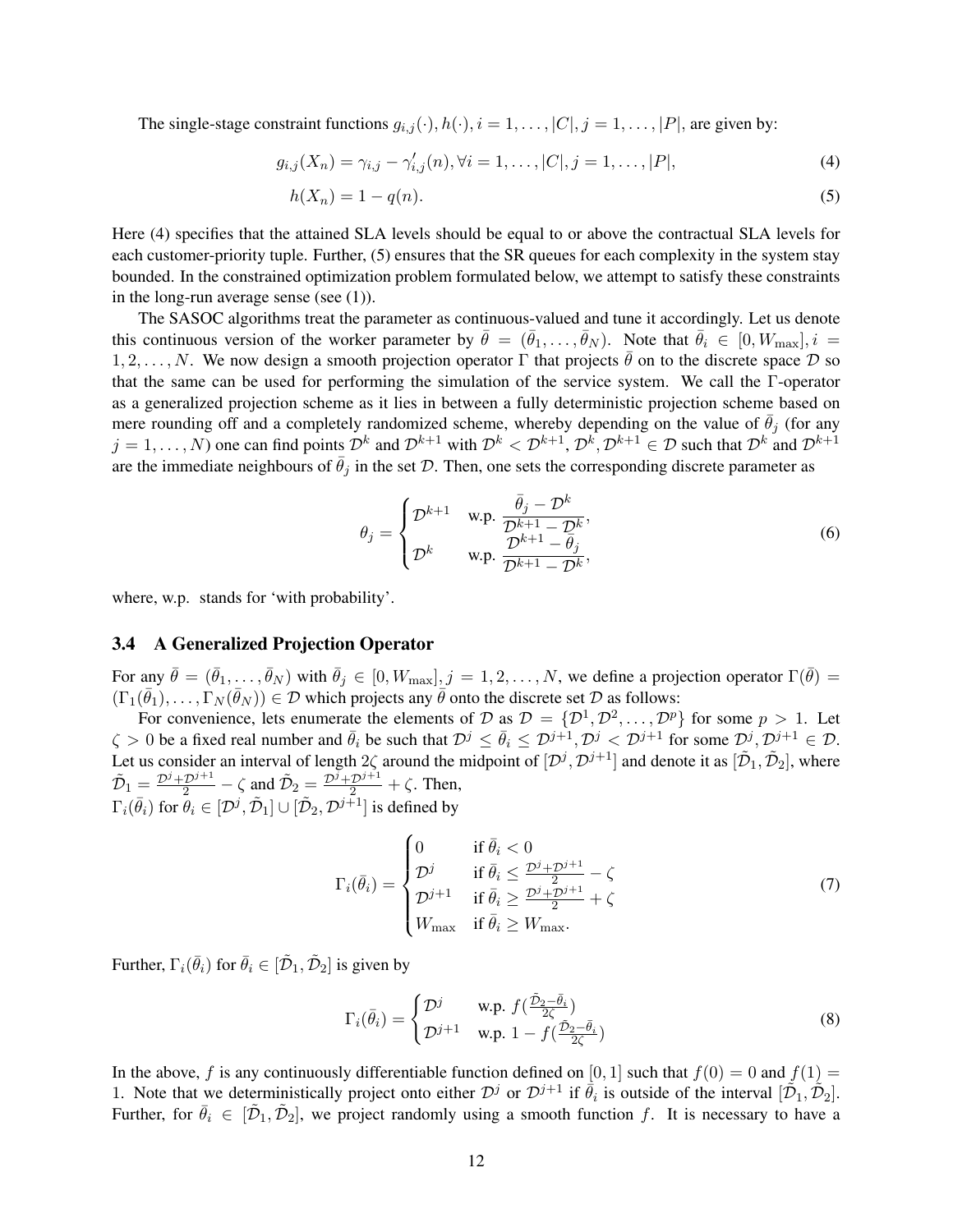The single-stage constraint functions $g_{i,j}(\cdot), h(\cdot), i = 1, \ldots, |C|, j = 1, \ldots, |P|$, are given by:

$$g_{i,j}(X_n) = \gamma_{i,j} - \gamma'_{i,j}(n), \forall i = 1, \ldots, |C|, j = 1, \ldots, |P|, \tag{4}$$

$$h(X_n) = 1 - q(n). \tag{5}$$

Here (4) specifies that the attained SLA levels should be equal to or above the contractual SLA levels for each customer-priority tuple. Further, (5) ensures that the SR queues for each complexity in the system stay bounded. In the constrained optimization problem formulated below, we attempt to satisfy these constraints in the long-run average sense (see (1)).

The SASOC algorithms treat the parameter as continuous-valued and tune it accordingly. Let us denote this continuous version of the worker parameter by $\bar{\theta} = (\bar{\theta}_1, \ldots, \bar{\theta}_N)$. Note that $\bar{\theta}_i \in [0, W_{\max}], i = 1, 2, \ldots, N$. We now design a smooth projection operator $\Gamma$ that projects $\bar{\theta}$ on to the discrete space $\mathcal{D}$ so that the same can be used for performing the simulation of the service system. We call the $\Gamma$-operator as a generalized projection scheme as it lies in between a fully deterministic projection scheme based on mere rounding off and a completely randomized scheme, whereby depending on the value of $\bar{\theta}_j$ (for any $j = 1, \ldots, N$) one can find points $\mathcal{D}^k$ and $\mathcal{D}^{k+1}$ with $\mathcal{D}^k < \mathcal{D}^{k+1}$, $\mathcal{D}^k, \mathcal{D}^{k+1} \in \mathcal{D}$ such that $\mathcal{D}^k$ and $\mathcal{D}^{k+1}$ are the immediate neighbours of $\bar{\theta}_j$ in the set $\mathcal{D}$. Then, one sets the corresponding discrete parameter as

$$\theta_j = \begin{cases} \mathcal{D}^{k+1} & \text{w.p. } \dfrac{\bar{\theta}_j - \mathcal{D}^k}{\mathcal{D}^{k+1} - \mathcal{D}^k}, \\ \mathcal{D}^k & \text{w.p. } \dfrac{\mathcal{D}^{k+1} - \bar{\theta}_j}{\mathcal{D}^{k+1} - \mathcal{D}^k}, \end{cases} \tag{6}$$

where, w.p. stands for 'with probability'.

### 3.4 A Generalized Projection Operator

For any $\bar{\theta} = (\bar{\theta}_1, \ldots, \bar{\theta}_N)$ with $\bar{\theta}_j \in [0, W_{\max}], j = 1, 2, \ldots, N$, we define a projection operator $\Gamma(\bar{\theta}) = (\Gamma_1(\bar{\theta}_1), \ldots, \Gamma_N(\bar{\theta}_N)) \in \mathcal{D}$ which projects any $\bar{\theta}$ onto the discrete set $\mathcal{D}$ as follows:

For convenience, lets enumerate the elements of $\mathcal{D}$ as $\mathcal{D} = \{\mathcal{D}^1, \mathcal{D}^2, \ldots, \mathcal{D}^p\}$ for some $p > 1$. Let $\zeta > 0$ be a fixed real number and $\bar{\theta}_i$ be such that $\mathcal{D}^j \leq \bar{\theta}_i \leq \mathcal{D}^{j+1}, \mathcal{D}^j < \mathcal{D}^{j+1}$ for some $\mathcal{D}^j, \mathcal{D}^{j+1} \in \mathcal{D}$. Let us consider an interval of length $2\zeta$ around the midpoint of $[\mathcal{D}^j, \mathcal{D}^{j+1}]$ and denote it as $[\tilde{\mathcal{D}}_1, \tilde{\mathcal{D}}_2]$, where $\tilde{\mathcal{D}}_1 = \frac{\mathcal{D}^j + \mathcal{D}^{j+1}}{2} - \zeta$ and $\tilde{\mathcal{D}}_2 = \frac{\mathcal{D}^j + \mathcal{D}^{j+1}}{2} + \zeta$. Then,
$\Gamma_i(\bar{\theta}_i)$ for $\bar{\theta}_i \in [\mathcal{D}^j, \tilde{\mathcal{D}}_1] \cup [\tilde{\mathcal{D}}_2, \mathcal{D}^{j+1}]$ is defined by

$$\Gamma_i(\bar{\theta}_i) = \begin{cases} 0 & \text{if } \bar{\theta}_i < 0 \\ \mathcal{D}^j & \text{if } \bar{\theta}_i \leq \frac{\mathcal{D}^j + \mathcal{D}^{j+1}}{2} - \zeta \\ \mathcal{D}^{j+1} & \text{if } \bar{\theta}_i \geq \frac{\mathcal{D}^j + \mathcal{D}^{j+1}}{2} + \zeta \\ W_{\max} & \text{if } \bar{\theta}_i \geq W_{\max}. \end{cases} \tag{7}$$

Further, $\Gamma_i(\bar{\theta}_i)$ for $\bar{\theta}_i \in [\tilde{\mathcal{D}}_1, \tilde{\mathcal{D}}_2]$ is given by

$$\Gamma_i(\bar{\theta}_i) = \begin{cases} \mathcal{D}^j & \text{w.p. } f(\frac{\tilde{\mathcal{D}}_2 - \bar{\theta}_i}{2\zeta}) \\ \mathcal{D}^{j+1} & \text{w.p. } 1 - f(\frac{\tilde{\mathcal{D}}_2 - \bar{\theta}_i}{2\zeta}) \end{cases} \tag{8}$$

In the above, $f$ is any continuously differentiable function defined on $[0, 1]$ such that $f(0) = 0$ and $f(1) = 1$. Note that we deterministically project onto either $\mathcal{D}^j$ or $\mathcal{D}^{j+1}$ if $\bar{\theta}_i$ is outside of the interval $[\tilde{\mathcal{D}}_1, \tilde{\mathcal{D}}_2]$. Further, for $\bar{\theta}_i \in [\tilde{\mathcal{D}}_1, \tilde{\mathcal{D}}_2]$, we project randomly using a smooth function $f$. It is necessary to have a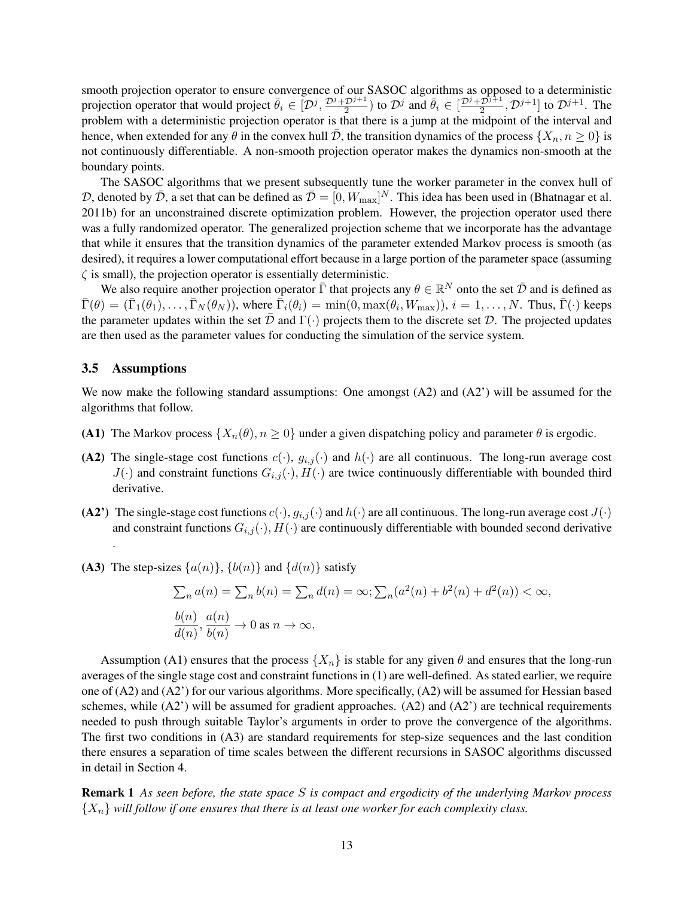smooth projection operator to ensure convergence of our SASOC algorithms as opposed to a deterministic projection operator that would project $\bar{\theta}_i \in [\mathcal{D}^j, \frac{\mathcal{D}^j + \mathcal{D}^{j+1}}{2})$ to $\mathcal{D}^j$ and $\bar{\theta}_i \in [\frac{\mathcal{D}^j + \mathcal{D}^{j+1}}{2}, \mathcal{D}^{j+1}]$ to $\mathcal{D}^{j+1}$. The problem with a deterministic projection operator is that there is a jump at the midpoint of the interval and hence, when extended for any $\theta$ in the convex hull $\bar{\mathcal{D}}$, the transition dynamics of the process $\{X_n, n \geq 0\}$ is not continuously differentiable. A non-smooth projection operator makes the dynamics non-smooth at the boundary points.

The SASOC algorithms that we present subsequently tune the worker parameter in the convex hull of $\mathcal{D}$, denoted by $\bar{\mathcal{D}}$, a set that can be defined as $\bar{\mathcal{D}} = [0, W_{\max}]^N$. This idea has been used in (Bhatnagar et al. 2011b) for an unconstrained discrete optimization problem. However, the projection operator used there was a fully randomized operator. The generalized projection scheme that we incorporate has the advantage that while it ensures that the transition dynamics of the parameter extended Markov process is smooth (as desired), it requires a lower computational effort because in a large portion of the parameter space (assuming $\zeta$ is small), the projection operator is essentially deterministic.

We also require another projection operator $\bar{\Gamma}$ that projects any $\theta \in \mathbb{R}^N$ onto the set $\bar{\mathcal{D}}$ and is defined as $\bar{\Gamma}(\theta) = (\bar{\Gamma}_1(\theta_1), \ldots, \bar{\Gamma}_N(\theta_N))$, where $\bar{\Gamma}_i(\theta_i) = \min(0, \max(\theta_i, W_{\max}))$, $i = 1, \ldots, N$. Thus, $\bar{\Gamma}(\cdot)$ keeps the parameter updates within the set $\bar{\mathcal{D}}$ and $\Gamma(\cdot)$ projects them to the discrete set $\mathcal{D}$. The projected updates are then used as the parameter values for conducting the simulation of the service system.

### 3.5 Assumptions

We now make the following standard assumptions: One amongst (A2) and (A2') will be assumed for the algorithms that follow.

- **(A1)** The Markov process $\{X_n(\theta), n \geq 0\}$ under a given dispatching policy and parameter $\theta$ is ergodic.
- **(A2)** The single-stage cost functions $c(\cdot)$, $g_{i,j}(\cdot)$ and $h(\cdot)$ are all continuous. The long-run average cost $J(\cdot)$ and constraint functions $G_{i,j}(\cdot), H(\cdot)$ are twice continuously differentiable with bounded third derivative.
- **(A2')** The single-stage cost functions $c(\cdot)$, $g_{i,j}(\cdot)$ and $h(\cdot)$ are all continuous. The long-run average cost $J(\cdot)$ and constraint functions $G_{i,j}(\cdot), H(\cdot)$ are continuously differentiable with bounded second derivative .
- **(A3)** The step-sizes $\{a(n)\}$, $\{b(n)\}$ and $\{d(n)\}$ satisfy

$$\sum_n a(n) = \sum_n b(n) = \sum_n d(n) = \infty; \sum_n (a^2(n) + b^2(n) + d^2(n)) < \infty,$$

$$\frac{b(n)}{d(n)}, \frac{a(n)}{b(n)} \to 0 \text{ as } n \to \infty.$$

Assumption (A1) ensures that the process $\{X_n\}$ is stable for any given $\theta$ and ensures that the long-run averages of the single stage cost and constraint functions in (1) are well-defined. As stated earlier, we require one of (A2) and (A2') for our various algorithms. More specifically, (A2) will be assumed for Hessian based schemes, while (A2') will be assumed for gradient approaches. (A2) and (A2') are technical requirements needed to push through suitable Taylor's arguments in order to prove the convergence of the algorithms. The first two conditions in (A3) are standard requirements for step-size sequences and the last condition there ensures a separation of time scales between the different recursions in SASOC algorithms discussed in detail in Section 4.

**Remark 1** *As seen before, the state space $S$ is compact and ergodicity of the underlying Markov process $\{X_n\}$ will follow if one ensures that there is at least one worker for each complexity class.*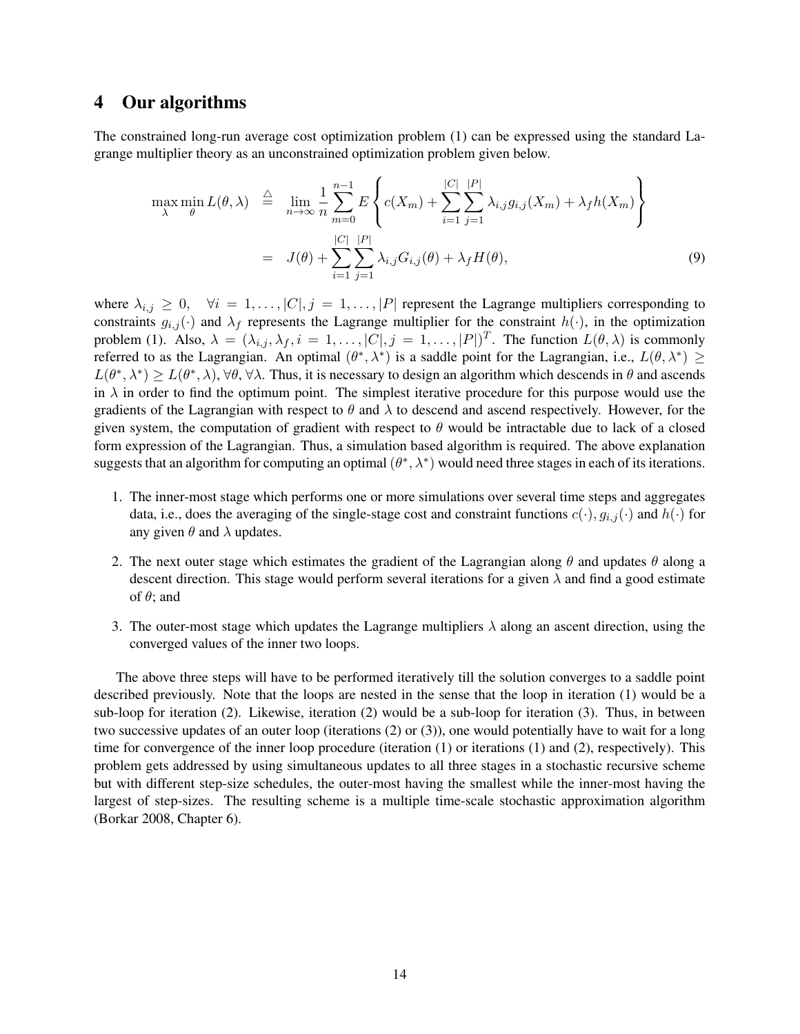## 4 Our algorithms

The constrained long-run average cost optimization problem (1) can be expressed using the standard Lagrange multiplier theory as an unconstrained optimization problem given below.

$$
\begin{aligned}
\max_{\lambda} \min_{\theta} L(\theta, \lambda) \quad &\stackrel{\triangle}{=} \quad \lim_{n \to \infty} \frac{1}{n} \sum_{m=0}^{n-1} E \left\{ c(X_m) + \sum_{i=1}^{|C|} \sum_{j=1}^{|P|} \lambda_{i,j} g_{i,j}(X_m) + \lambda_f h(X_m) \right\} \\
&= \quad J(\theta) + \sum_{i=1}^{|C|} \sum_{j=1}^{|P|} \lambda_{i,j} G_{i,j}(\theta) + \lambda_f H(\theta),
\end{aligned} \tag{9}
$$

where $\lambda_{i,j} \geq 0, \quad \forall i = 1, \ldots, |C|, j = 1, \ldots, |P|$ represent the Lagrange multipliers corresponding to constraints $g_{i,j}(\cdot)$ and $\lambda_f$ represents the Lagrange multiplier for the constraint $h(\cdot)$, in the optimization problem (1). Also, $\lambda = (\lambda_{i,j}, \lambda_f, i = 1, \ldots, |C|, j = 1, \ldots, |P|)^T$. The function $L(\theta, \lambda)$ is commonly referred to as the Lagrangian. An optimal $(\theta^*, \lambda^*)$ is a saddle point for the Lagrangian, i.e., $L(\theta, \lambda^*) \geq L(\theta^*, \lambda^*) \geq L(\theta^*, \lambda), \forall \theta, \forall \lambda$. Thus, it is necessary to design an algorithm which descends in $\theta$ and ascends in $\lambda$ in order to find the optimum point. The simplest iterative procedure for this purpose would use the gradients of the Lagrangian with respect to $\theta$ and $\lambda$ to descend and ascend respectively. However, for the given system, the computation of gradient with respect to $\theta$ would be intractable due to lack of a closed form expression of the Lagrangian. Thus, a simulation based algorithm is required. The above explanation suggests that an algorithm for computing an optimal $(\theta^*, \lambda^*)$ would need three stages in each of its iterations.

1. The inner-most stage which performs one or more simulations over several time steps and aggregates data, i.e., does the averaging of the single-stage cost and constraint functions $c(\cdot)$, $g_{i,j}(\cdot)$ and $h(\cdot)$ for any given $\theta$ and $\lambda$ updates.
2. The next outer stage which estimates the gradient of the Lagrangian along $\theta$ and updates $\theta$ along a descent direction. This stage would perform several iterations for a given $\lambda$ and find a good estimate of $\theta$; and
3. The outer-most stage which updates the Lagrange multipliers $\lambda$ along an ascent direction, using the converged values of the inner two loops.

The above three steps will have to be performed iteratively till the solution converges to a saddle point described previously. Note that the loops are nested in the sense that the loop in iteration (1) would be a sub-loop for iteration (2). Likewise, iteration (2) would be a sub-loop for iteration (3). Thus, in between two successive updates of an outer loop (iterations (2) or (3)), one would potentially have to wait for a long time for convergence of the inner loop procedure (iteration (1) or iterations (1) and (2), respectively). This problem gets addressed by using simultaneous updates to all three stages in a stochastic recursive scheme but with different step-size schedules, the outer-most having the smallest while the inner-most having the largest of step-sizes. The resulting scheme is a multiple time-scale stochastic approximation algorithm (Borkar 2008, Chapter 6).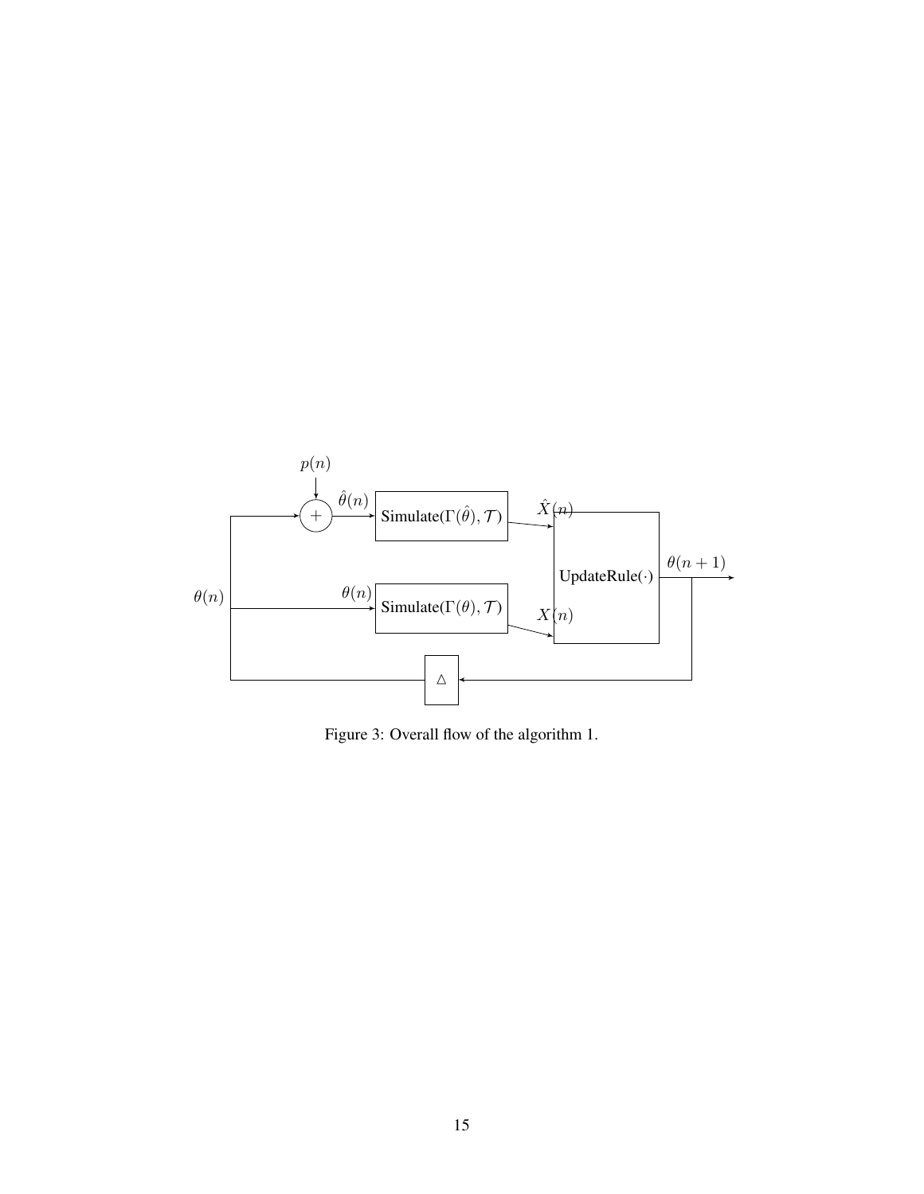Figure 3: Overall flow of the algorithm 1.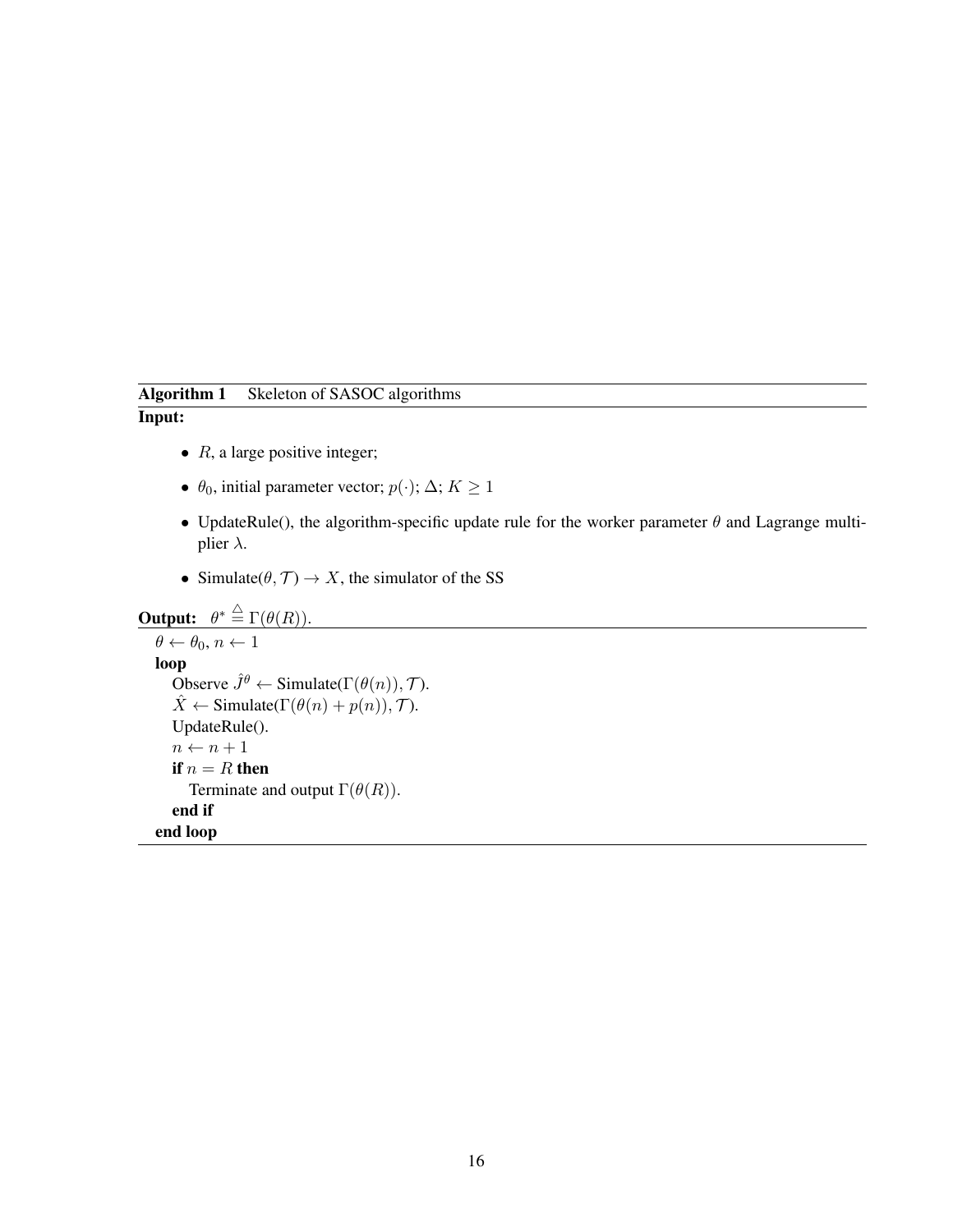**Algorithm 1** Skeleton of SASOC algorithms

**Input:**

- $R$, a large positive integer;
- $\theta_0$, initial parameter vector; $p(\cdot)$; $\Delta$; $K \geq 1$
- UpdateRule(), the algorithm-specific update rule for the worker parameter $\theta$ and Lagrange multiplier $\lambda$.
- Simulate($\theta, \mathcal{T}) \rightarrow X$, the simulator of the SS

**Output:** $\theta^* \overset{\triangle}{=} \Gamma(\theta(R))$.

```
θ ← θ_0, n ← 1
loop
    Observe Ĵ^θ ← Simulate(Γ(θ(n)), T).
    X̂ ← Simulate(Γ(θ(n) + p(n)), T).
    UpdateRule().
    n ← n + 1
    if n = R then
        Terminate and output Γ(θ(R)).
    end if
end loop
```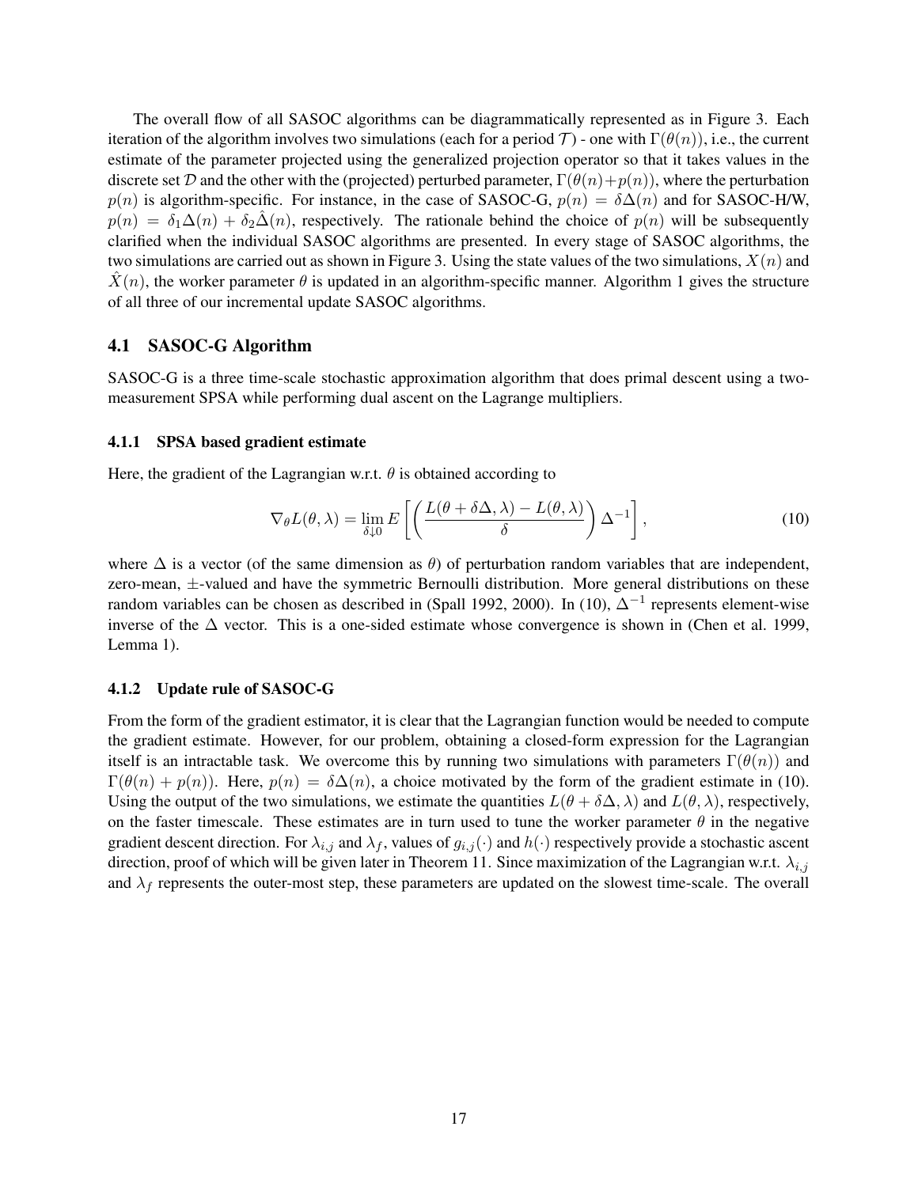The overall flow of all SASOC algorithms can be diagrammatically represented as in Figure 3. Each iteration of the algorithm involves two simulations (each for a period $\mathcal{T}$) - one with $\Gamma(\theta(n))$, i.e., the current estimate of the parameter projected using the generalized projection operator so that it takes values in the discrete set $\mathcal{D}$ and the other with the (projected) perturbed parameter, $\Gamma(\theta(n)+p(n))$, where the perturbation $p(n)$ is algorithm-specific. For instance, in the case of SASOC-G, $p(n) = \delta\Delta(n)$ and for SASOC-H/W, $p(n) = \delta_1\Delta(n) + \delta_2\hat{\Delta}(n)$, respectively. The rationale behind the choice of $p(n)$ will be subsequently clarified when the individual SASOC algorithms are presented. In every stage of SASOC algorithms, the two simulations are carried out as shown in Figure 3. Using the state values of the two simulations, $X(n)$ and $\hat{X}(n)$, the worker parameter $\theta$ is updated in an algorithm-specific manner. Algorithm 1 gives the structure of all three of our incremental update SASOC algorithms.

## 4.1 SASOC-G Algorithm

SASOC-G is a three time-scale stochastic approximation algorithm that does primal descent using a two-measurement SPSA while performing dual ascent on the Lagrange multipliers.

### 4.1.1 SPSA based gradient estimate

Here, the gradient of the Lagrangian w.r.t. $\theta$ is obtained according to

$$\nabla_\theta L(\theta, \lambda) = \lim_{\delta \downarrow 0} E\left[\left(\frac{L(\theta + \delta\Delta, \lambda) - L(\theta, \lambda)}{\delta}\right)\Delta^{-1}\right], \tag{10}$$

where $\Delta$ is a vector (of the same dimension as $\theta$) of perturbation random variables that are independent, zero-mean, $\pm$-valued and have the symmetric Bernoulli distribution. More general distributions on these random variables can be chosen as described in (Spall 1992, 2000). In (10), $\Delta^{-1}$ represents element-wise inverse of the $\Delta$ vector. This is a one-sided estimate whose convergence is shown in (Chen et al. 1999, Lemma 1).

### 4.1.2 Update rule of SASOC-G

From the form of the gradient estimator, it is clear that the Lagrangian function would be needed to compute the gradient estimate. However, for our problem, obtaining a closed-form expression for the Lagrangian itself is an intractable task. We overcome this by running two simulations with parameters $\Gamma(\theta(n))$ and $\Gamma(\theta(n) + p(n))$. Here, $p(n) = \delta\Delta(n)$, a choice motivated by the form of the gradient estimate in (10). Using the output of the two simulations, we estimate the quantities $L(\theta + \delta\Delta, \lambda)$ and $L(\theta, \lambda)$, respectively, on the faster timescale. These estimates are in turn used to tune the worker parameter $\theta$ in the negative gradient descent direction. For $\lambda_{i,j}$ and $\lambda_f$, values of $g_{i,j}(\cdot)$ and $h(\cdot)$ respectively provide a stochastic ascent direction, proof of which will be given later in Theorem 11. Since maximization of the Lagrangian w.r.t. $\lambda_{i,j}$ and $\lambda_f$ represents the outer-most step, these parameters are updated on the slowest time-scale. The overall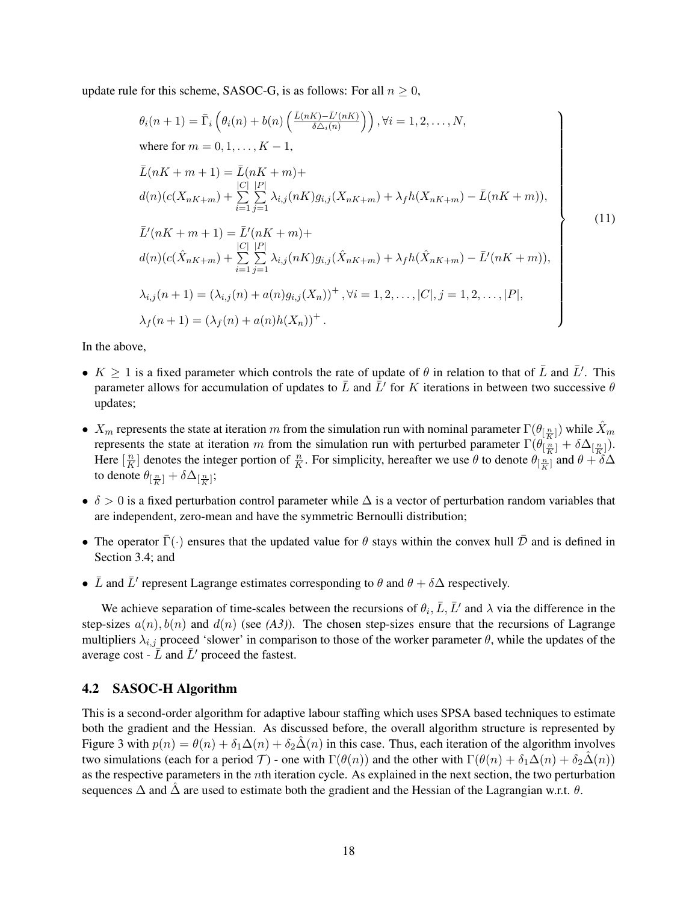update rule for this scheme, SASOC-G, is as follows: For all $n \geq 0$,

$$
\left.
\begin{array}{l}
\theta_i(n+1) = \bar{\Gamma}_i\left(\theta_i(n) + b(n)\left(\frac{\bar{L}(nK) - \bar{L}'(nK)}{\delta \triangle_i(n)}\right)\right), \forall i = 1, 2, \ldots, N, \\
\text{where for } m = 0, 1, \ldots, K-1, \\
\bar{L}(nK+m+1) = \bar{L}(nK+m) + \\
d(n)(c(X_{nK+m}) + \sum\limits_{i=1}^{|C|}\sum\limits_{j=1}^{|P|}\lambda_{i,j}(nK)g_{i,j}(X_{nK+m}) + \lambda_f h(X_{nK+m}) - \bar{L}(nK+m)), \\
\bar{L}'(nK+m+1) = \bar{L}'(nK+m) + \\
d(n)(c(\hat{X}_{nK+m}) + \sum\limits_{i=1}^{|C|}\sum\limits_{j=1}^{|P|}\lambda_{i,j}(nK)g_{i,j}(\hat{X}_{nK+m}) + \lambda_f h(\hat{X}_{nK+m}) - \bar{L}'(nK+m)), \\
\lambda_{i,j}(n+1) = (\lambda_{i,j}(n) + a(n)g_{i,j}(X_n))^+, \forall i = 1, 2, \ldots, |C|, j = 1, 2, \ldots, |P|, \\
\lambda_f(n+1) = (\lambda_f(n) + a(n)h(X_n))^+.
\end{array}
\right\} \quad (11)
$$

In the above,

- $K \geq 1$ is a fixed parameter which controls the rate of update of $\theta$ in relation to that of $\bar{L}$ and $\bar{L}'$. This parameter allows for accumulation of updates to $\bar{L}$ and $\bar{L}'$ for $K$ iterations in between two successive $\theta$ updates;
- $X_m$ represents the state at iteration $m$ from the simulation run with nominal parameter $\Gamma(\theta_{[\frac{n}{K}]})$ while $\hat{X}_m$ represents the state at iteration $m$ from the simulation run with perturbed parameter $\Gamma(\theta_{[\frac{n}{K}]} + \delta\Delta_{[\frac{n}{K}]})$. Here $[\frac{n}{K}]$ denotes the integer portion of $\frac{n}{K}$. For simplicity, hereafter we use $\theta$ to denote $\theta_{[\frac{n}{K}]}$ and $\theta + \delta\Delta$ to denote $\theta_{[\frac{n}{K}]} + \delta\Delta_{[\frac{n}{K}]}$;
- $\delta > 0$ is a fixed perturbation control parameter while $\Delta$ is a vector of perturbation random variables that are independent, zero-mean and have the symmetric Bernoulli distribution;
- The operator $\bar{\Gamma}(\cdot)$ ensures that the updated value for $\theta$ stays within the convex hull $\bar{\mathcal{D}}$ and is defined in Section 3.4; and
- $\bar{L}$ and $\bar{L}'$ represent Lagrange estimates corresponding to $\theta$ and $\theta + \delta\Delta$ respectively.

We achieve separation of time-scales between the recursions of $\theta_i, \bar{L}, \bar{L}'$ and $\lambda$ via the difference in the step-sizes $a(n), b(n)$ and $d(n)$ (see *(A3)*). The chosen step-sizes ensure that the recursions of Lagrange multipliers $\lambda_{i,j}$ proceed 'slower' in comparison to those of the worker parameter $\theta$, while the updates of the average cost - $\bar{L}$ and $\bar{L}'$ proceed the fastest.

### 4.2 SASOC-H Algorithm

This is a second-order algorithm for adaptive labour staffing which uses SPSA based techniques to estimate both the gradient and the Hessian. As discussed before, the overall algorithm structure is represented by Figure 3 with $p(n) = \theta(n) + \delta_1\Delta(n) + \delta_2\hat{\Delta}(n)$ in this case. Thus, each iteration of the algorithm involves two simulations (each for a period $\mathcal{T}$) - one with $\Gamma(\theta(n))$ and the other with $\Gamma(\theta(n) + \delta_1\Delta(n) + \delta_2\hat{\Delta}(n))$ as the respective parameters in the $n$th iteration cycle. As explained in the next section, the two perturbation sequences $\Delta$ and $\hat{\Delta}$ are used to estimate both the gradient and the Hessian of the Lagrangian w.r.t. $\theta$.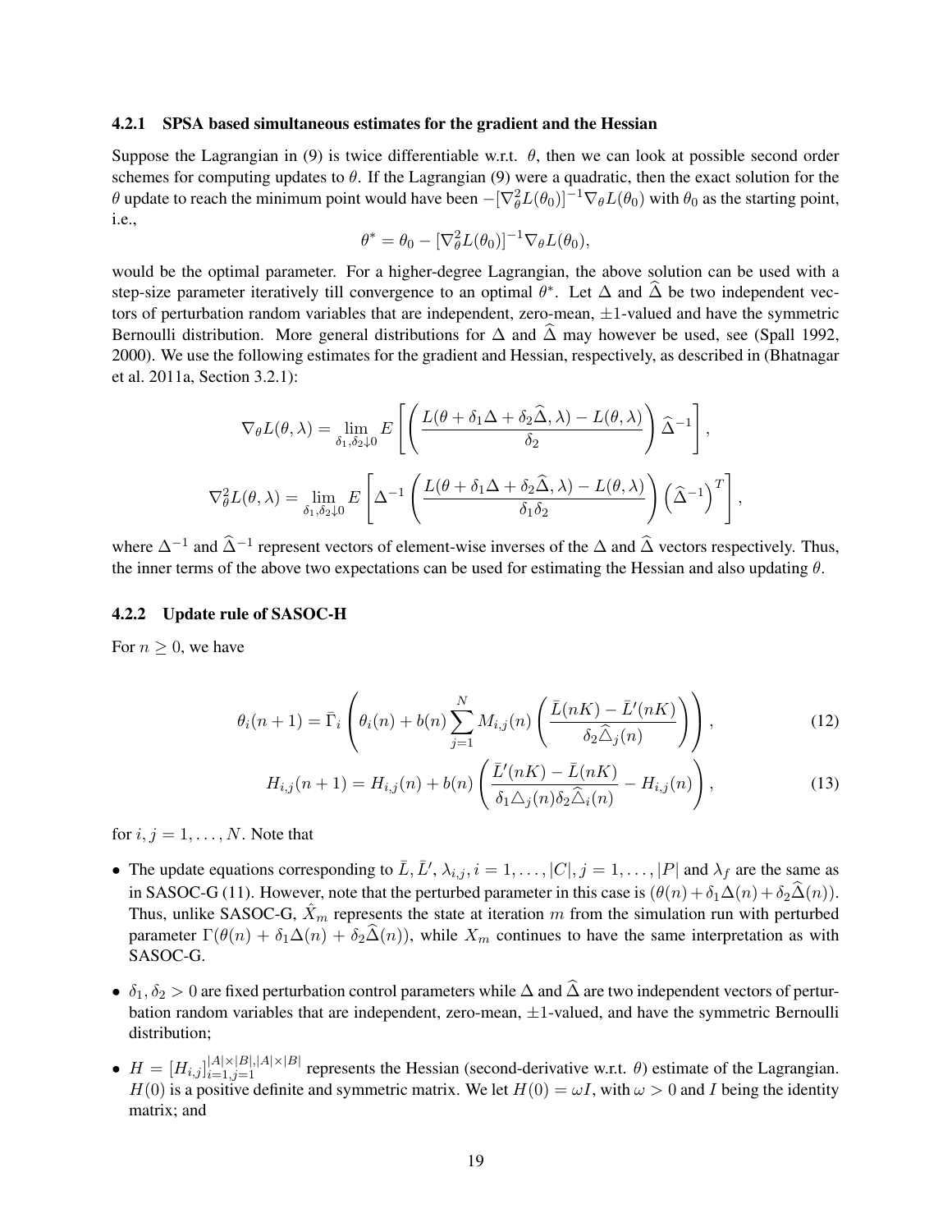### 4.2.1 SPSA based simultaneous estimates for the gradient and the Hessian

Suppose the Lagrangian in (9) is twice differentiable w.r.t. $\theta$, then we can look at possible second order schemes for computing updates to $\theta$. If the Lagrangian (9) were a quadratic, then the exact solution for the $\theta$ update to reach the minimum point would have been $-[\nabla^2_\theta L(\theta_0)]^{-1}\nabla_\theta L(\theta_0)$ with $\theta_0$ as the starting point, i.e.,

$$\theta^* = \theta_0 - [\nabla^2_\theta L(\theta_0)]^{-1}\nabla_\theta L(\theta_0),$$

would be the optimal parameter. For a higher-degree Lagrangian, the above solution can be used with a step-size parameter iteratively till convergence to an optimal $\theta^*$. Let $\Delta$ and $\widehat{\Delta}$ be two independent vectors of perturbation random variables that are independent, zero-mean, $\pm 1$-valued and have the symmetric Bernoulli distribution. More general distributions for $\Delta$ and $\widehat{\Delta}$ may however be used, see (Spall 1992, 2000). We use the following estimates for the gradient and Hessian, respectively, as described in (Bhatnagar et al. 2011a, Section 3.2.1):

$$\nabla_\theta L(\theta,\lambda) = \lim_{\delta_1,\delta_2 \downarrow 0} E\left[\left(\frac{L(\theta+\delta_1\Delta+\delta_2\widehat{\Delta},\lambda) - L(\theta,\lambda)}{\delta_2}\right)\widehat{\Delta}^{-1}\right],$$

$$\nabla^2_\theta L(\theta,\lambda) = \lim_{\delta_1,\delta_2 \downarrow 0} E\left[\Delta^{-1}\left(\frac{L(\theta+\delta_1\Delta+\delta_2\widehat{\Delta},\lambda) - L(\theta,\lambda)}{\delta_1\delta_2}\right)\left(\widehat{\Delta}^{-1}\right)^T\right],$$

where $\Delta^{-1}$ and $\widehat{\Delta}^{-1}$ represent vectors of element-wise inverses of the $\Delta$ and $\widehat{\Delta}$ vectors respectively. Thus, the inner terms of the above two expectations can be used for estimating the Hessian and also updating $\theta$.

### 4.2.2 Update rule of SASOC-H

For $n \geq 0$, we have

$$\theta_i(n+1) = \bar{\Gamma}_i\left(\theta_i(n) + b(n)\sum_{j=1}^{N} M_{i,j}(n)\left(\frac{\bar{L}(nK) - \bar{L}'(nK)}{\delta_2\widehat{\triangle}_j(n)}\right)\right), \tag{12}$$

$$H_{i,j}(n+1) = H_{i,j}(n) + b(n)\left(\frac{\bar{L}'(nK) - \bar{L}(nK)}{\delta_1\triangle_j(n)\delta_2\widehat{\triangle}_i(n)} - H_{i,j}(n)\right), \tag{13}$$

for $i,j = 1,\ldots,N$. Note that

- The update equations corresponding to $\bar{L}, \bar{L}', \lambda_{i,j}, i = 1,\ldots,|C|, j = 1,\ldots,|P|$ and $\lambda_f$ are the same as in SASOC-G (11). However, note that the perturbed parameter in this case is $(\theta(n) + \delta_1\Delta(n) + \delta_2\widehat{\Delta}(n))$. Thus, unlike SASOC-G, $\hat{X}_m$ represents the state at iteration $m$ from the simulation run with perturbed parameter $\Gamma(\theta(n) + \delta_1\Delta(n) + \delta_2\widehat{\Delta}(n))$, while $X_m$ continues to have the same interpretation as with SASOC-G.
- $\delta_1, \delta_2 > 0$ are fixed perturbation control parameters while $\Delta$ and $\widehat{\Delta}$ are two independent vectors of perturbation random variables that are independent, zero-mean, $\pm 1$-valued, and have the symmetric Bernoulli distribution;
- $H = [H_{i,j}]_{i=1,j=1}^{|A|\times|B|,|A|\times|B|}$ represents the Hessian (second-derivative w.r.t. $\theta$) estimate of the Lagrangian. $H(0)$ is a positive definite and symmetric matrix. We let $H(0) = \omega I$, with $\omega > 0$ and $I$ being the identity matrix; and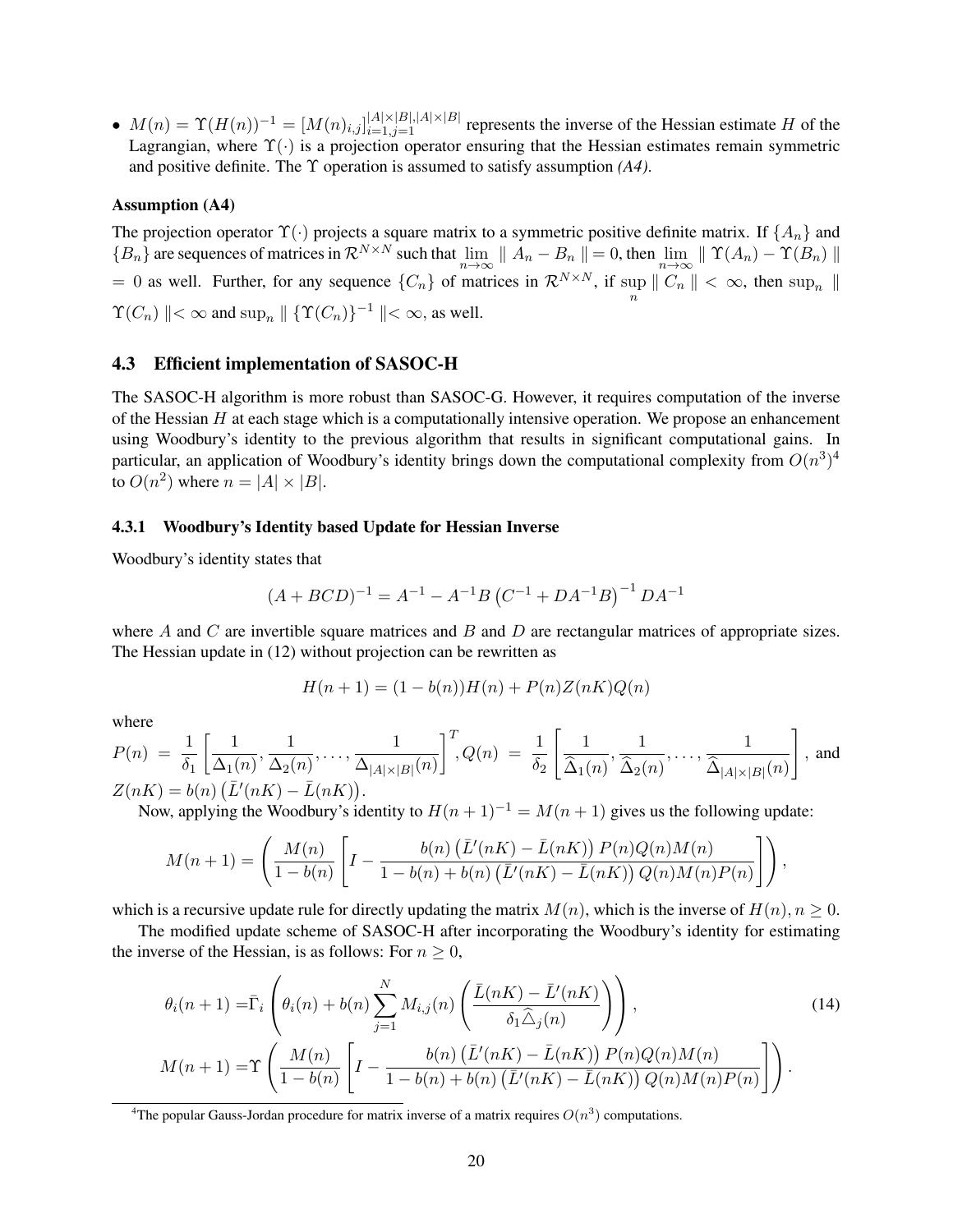- $M(n) = \Upsilon(H(n))^{-1} = [M(n)_{i,j}]_{i=1,j=1}^{|A|\times|B|,|A|\times|B|}$ represents the inverse of the Hessian estimate $H$ of the Lagrangian, where $\Upsilon(\cdot)$ is a projection operator ensuring that the Hessian estimates remain symmetric and positive definite. The $\Upsilon$ operation is assumed to satisfy assumption *(A4)*.

**Assumption (A4)**

The projection operator $\Upsilon(\cdot)$ projects a square matrix to a symmetric positive definite matrix. If $\{A_n\}$ and $\{B_n\}$ are sequences of matrices in $\mathcal{R}^{N\times N}$ such that $\lim_{n\to\infty} \parallel A_n - B_n \parallel = 0$, then $\lim_{n\to\infty} \parallel \Upsilon(A_n) - \Upsilon(B_n) \parallel = 0$ as well. Further, for any sequence $\{C_n\}$ of matrices in $\mathcal{R}^{N\times N}$, if $\sup_n \parallel C_n \parallel < \infty$, then $\sup_n \parallel \Upsilon(C_n) \parallel < \infty$ and $\sup_n \parallel \{\Upsilon(C_n)\}^{-1} \parallel < \infty$, as well.

### 4.3 Efficient implementation of SASOC-H

The SASOC-H algorithm is more robust than SASOC-G. However, it requires computation of the inverse of the Hessian $H$ at each stage which is a computationally intensive operation. We propose an enhancement using Woodbury's identity to the previous algorithm that results in significant computational gains. In particular, an application of Woodbury's identity brings down the computational complexity from $O(n^3)$[4] to $O(n^2)$ where $n = |A| \times |B|$.

#### 4.3.1 Woodbury's Identity based Update for Hessian Inverse

Woodbury's identity states that

$$(A + BCD)^{-1} = A^{-1} - A^{-1}B\left(C^{-1} + DA^{-1}B\right)^{-1} DA^{-1}$$

where $A$ and $C$ are invertible square matrices and $B$ and $D$ are rectangular matrices of appropriate sizes. The Hessian update in (12) without projection can be rewritten as

$$H(n+1) = (1 - b(n))H(n) + P(n)Z(nK)Q(n)$$

where

$P(n) = \frac{1}{\delta_1}\left[\frac{1}{\Delta_1(n)}, \frac{1}{\Delta_2(n)}, \ldots, \frac{1}{\Delta_{|A|\times|B|}(n)}\right]^T, Q(n) = \frac{1}{\delta_2}\left[\frac{1}{\widehat{\Delta}_1(n)}, \frac{1}{\widehat{\Delta}_2(n)}, \ldots, \frac{1}{\widehat{\Delta}_{|A|\times|B|}(n)}\right]$, and $Z(nK) = b(n)\left(\bar{L}'(nK) - \bar{L}(nK)\right)$.

Now, applying the Woodbury's identity to $H(n+1)^{-1} = M(n+1)$ gives us the following update:

$$M(n+1) = \left(\frac{M(n)}{1-b(n)}\left[I - \frac{b(n)\left(\bar{L}'(nK) - \bar{L}(nK)\right)P(n)Q(n)M(n)}{1 - b(n) + b(n)\left(\bar{L}'(nK) - \bar{L}(nK)\right)Q(n)M(n)P(n)}\right]\right),$$

which is a recursive update rule for directly updating the matrix $M(n)$, which is the inverse of $H(n), n \geq 0$.

The modified update scheme of SASOC-H after incorporating the Woodbury's identity for estimating the inverse of the Hessian, is as follows: For $n \geq 0$,

$$\begin{aligned}
\theta_i(n+1) =& \bar{\Gamma}_i\left(\theta_i(n) + b(n)\sum_{j=1}^{N} M_{i,j}(n)\left(\frac{\bar{L}(nK) - \bar{L}'(nK)}{\delta_1\widehat{\triangle}_j(n)}\right)\right), \\
M(n+1) =& \Upsilon\left(\frac{M(n)}{1-b(n)}\left[I - \frac{b(n)\left(\bar{L}'(nK) - \bar{L}(nK)\right)P(n)Q(n)M(n)}{1 - b(n) + b(n)\left(\bar{L}'(nK) - \bar{L}(nK)\right)Q(n)M(n)P(n)}\right]\right).
\end{aligned} \tag{14}$$

[4] The popular Gauss-Jordan procedure for matrix inverse of a matrix requires $O(n^3)$ computations.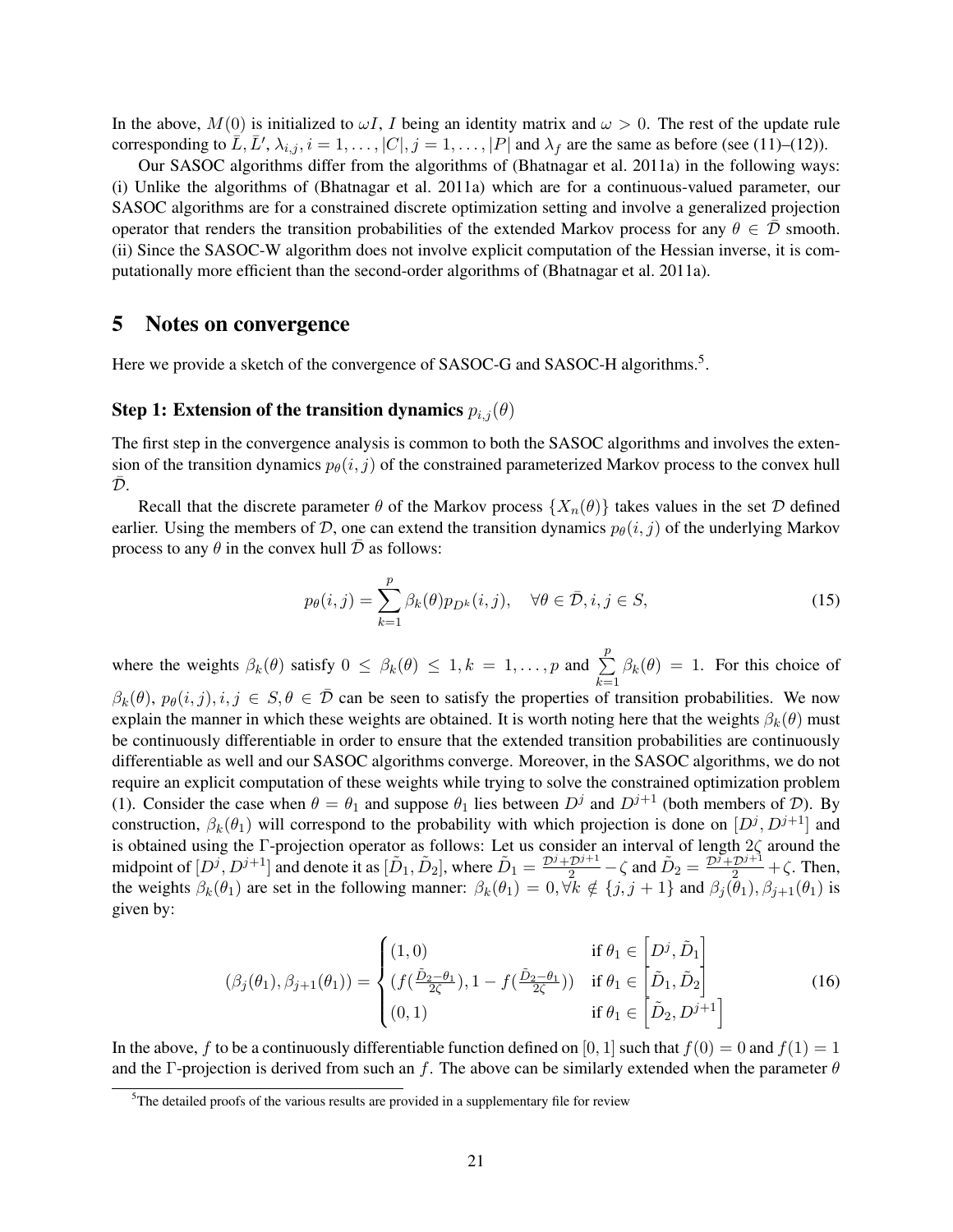In the above, $M(0)$ is initialized to $\omega I$, $I$ being an identity matrix and $\omega > 0$. The rest of the update rule corresponding to $\bar{L}, \bar{L}', \lambda_{i,j}, i = 1, \ldots, |C|, j = 1, \ldots, |P|$ and $\lambda_f$ are the same as before (see (11)–(12)).

Our SASOC algorithms differ from the algorithms of (Bhatnagar et al. 2011a) in the following ways: (i) Unlike the algorithms of (Bhatnagar et al. 2011a) which are for a continuous-valued parameter, our SASOC algorithms are for a constrained discrete optimization setting and involve a generalized projection operator that renders the transition probabilities of the extended Markov process for any $\theta \in \bar{\mathcal{D}}$ smooth. (ii) Since the SASOC-W algorithm does not involve explicit computation of the Hessian inverse, it is computationally more efficient than the second-order algorithms of (Bhatnagar et al. 2011a).

## 5 Notes on convergence

Here we provide a sketch of the convergence of SASOC-G and SASOC-H algorithms.[5].

### Step 1: Extension of the transition dynamics $p_{i,j}(\theta)$

The first step in the convergence analysis is common to both the SASOC algorithms and involves the extension of the transition dynamics $p_\theta(i,j)$ of the constrained parameterized Markov process to the convex hull $\bar{\mathcal{D}}$.

Recall that the discrete parameter $\theta$ of the Markov process $\{X_n(\theta)\}$ takes values in the set $\mathcal{D}$ defined earlier. Using the members of $\mathcal{D}$, one can extend the transition dynamics $p_\theta(i,j)$ of the underlying Markov process to any $\theta$ in the convex hull $\bar{\mathcal{D}}$ as follows:

$$p_\theta(i,j) = \sum_{k=1}^{p} \beta_k(\theta) p_{D^k}(i,j), \quad \forall \theta \in \bar{\mathcal{D}}, i,j \in S, \tag{15}$$

where the weights $\beta_k(\theta)$ satisfy $0 \leq \beta_k(\theta) \leq 1, k = 1, \ldots, p$ and $\sum\limits_{k=1}^{p} \beta_k(\theta) = 1$. For this choice of $\beta_k(\theta)$, $p_\theta(i,j), i,j \in S, \theta \in \bar{\mathcal{D}}$ can be seen to satisfy the properties of transition probabilities. We now explain the manner in which these weights are obtained. It is worth noting here that the weights $\beta_k(\theta)$ must be continuously differentiable in order to ensure that the extended transition probabilities are continuously differentiable as well and our SASOC algorithms converge. Moreover, in the SASOC algorithms, we do not require an explicit computation of these weights while trying to solve the constrained optimization problem (1). Consider the case when $\theta = \theta_1$ and suppose $\theta_1$ lies between $D^j$ and $D^{j+1}$ (both members of $\mathcal{D}$). By construction, $\beta_k(\theta_1)$ will correspond to the probability with which projection is done on $[D^j, D^{j+1}]$ and is obtained using the $\Gamma$-projection operator as follows: Let us consider an interval of length $2\zeta$ around the midpoint of $[D^j, D^{j+1}]$ and denote it as $[\tilde{D}_1, \tilde{D}_2]$, where $\tilde{D}_1 = \frac{\mathcal{D}^j + \mathcal{D}^{j+1}}{2} - \zeta$ and $\tilde{D}_2 = \frac{\mathcal{D}^j + \mathcal{D}^{j+1}}{2} + \zeta$. Then, the weights $\beta_k(\theta_1)$ are set in the following manner: $\beta_k(\theta_1) = 0, \forall k \notin \{j, j+1\}$ and $\beta_j(\theta_1), \beta_{j+1}(\theta_1)$ is given by:

$$(\beta_j(\theta_1), \beta_{j+1}(\theta_1)) = \begin{cases} (1, 0) & \text{if } \theta_1 \in \left[D^j, \tilde{D}_1\right] \\ (f(\frac{\tilde{D}_2 - \theta_1}{2\zeta}), 1 - f(\frac{\tilde{D}_2 - \theta_1}{2\zeta})) & \text{if } \theta_1 \in \left[\tilde{D}_1, \tilde{D}_2\right] \\ (0, 1) & \text{if } \theta_1 \in \left[\tilde{D}_2, D^{j+1}\right] \end{cases} \tag{16}$$

In the above, $f$ to be a continuously differentiable function defined on $[0,1]$ such that $f(0) = 0$ and $f(1) = 1$ and the $\Gamma$-projection is derived from such an $f$. The above can be similarly extended when the parameter $\theta$

[5] The detailed proofs of the various results are provided in a supplementary file for review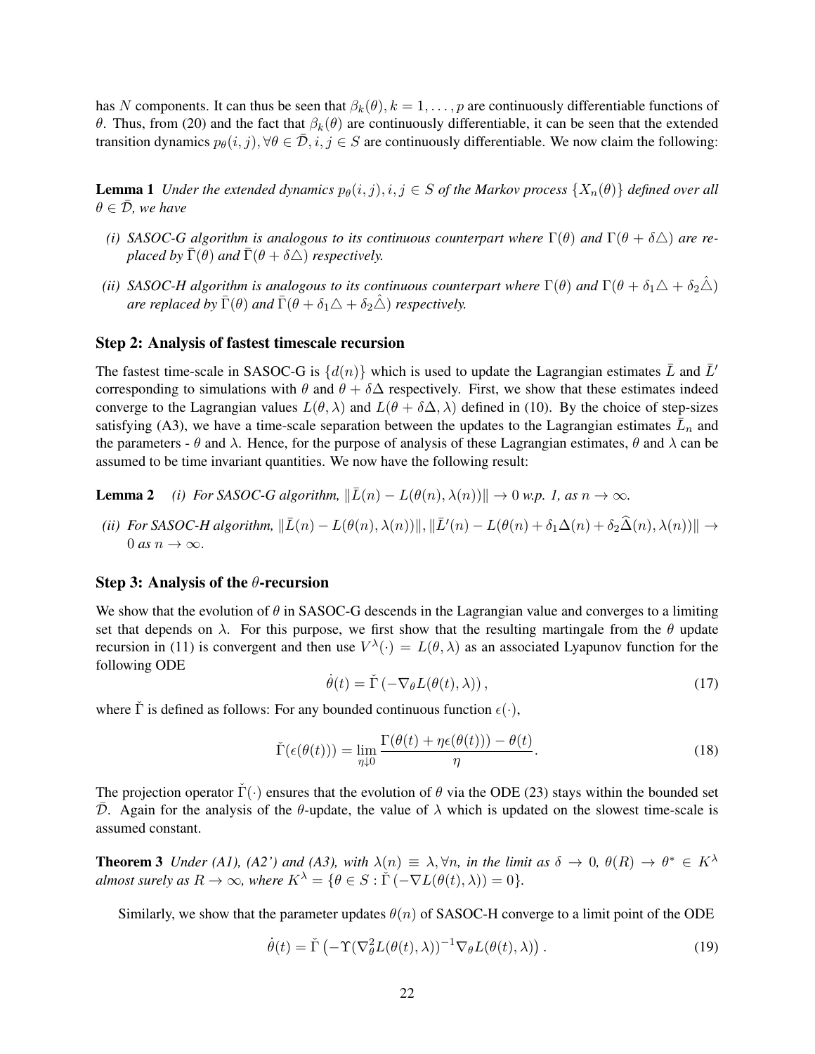has $N$ components. It can thus be seen that $\beta_k(\theta), k = 1, \ldots, p$ are continuously differentiable functions of $\theta$. Thus, from (20) and the fact that $\beta_k(\theta)$ are continuously differentiable, it can be seen that the extended transition dynamics $p_\theta(i,j), \forall \theta \in \bar{\mathcal{D}}, i, j \in S$ are continuously differentiable. We now claim the following:

**Lemma 1** *Under the extended dynamics $p_\theta(i,j), i, j \in S$ of the Markov process $\{X_n(\theta)\}$ defined over all $\theta \in \bar{\mathcal{D}}$, we have*

*(i) SASOC-G algorithm is analogous to its continuous counterpart where $\Gamma(\theta)$ and $\Gamma(\theta + \delta \triangle)$ are replaced by $\bar{\Gamma}(\theta)$ and $\bar{\Gamma}(\theta + \delta\triangle)$ respectively.*

*(ii) SASOC-H algorithm is analogous to its continuous counterpart where $\Gamma(\theta)$ and $\Gamma(\theta + \delta_1 \triangle + \delta_2 \hat{\triangle})$ are replaced by $\bar{\Gamma}(\theta)$ and $\bar{\Gamma}(\theta + \delta_1\triangle + \delta_2 \hat{\triangle})$ respectively.*

### Step 2: Analysis of fastest timescale recursion

The fastest time-scale in SASOC-G is $\{d(n)\}$ which is used to update the Lagrangian estimates $\bar{L}$ and $\bar{L}'$ corresponding to simulations with $\theta$ and $\theta + \delta\Delta$ respectively. First, we show that these estimates indeed converge to the Lagrangian values $L(\theta, \lambda)$ and $L(\theta + \delta\Delta, \lambda)$ defined in (10). By the choice of step-sizes satisfying (A3), we have a time-scale separation between the updates to the Lagrangian estimates $\bar{L}_n$ and the parameters - $\theta$ and $\lambda$. Hence, for the purpose of analysis of these Lagrangian estimates, $\theta$ and $\lambda$ can be assumed to be time invariant quantities. We now have the following result:

**Lemma 2** *(i) For SASOC-G algorithm, $\|\bar{L}(n) - L(\theta(n), \lambda(n))\| \to 0$ w.p. 1, as $n \to \infty$.*

*(ii) For SASOC-H algorithm, $\|\bar{L}(n) - L(\theta(n), \lambda(n))\|, \|\bar{L}'(n) - L(\theta(n) + \delta_1 \Delta(n) + \delta_2 \widehat{\Delta}(n), \lambda(n))\| \to 0$ as $n \to \infty$.*

### Step 3: Analysis of the $\theta$-recursion

We show that the evolution of $\theta$ in SASOC-G descends in the Lagrangian value and converges to a limiting set that depends on $\lambda$. For this purpose, we first show that the resulting martingale from the $\theta$ update recursion in (11) is convergent and then use $V^\lambda(\cdot) = L(\theta, \lambda)$ as an associated Lyapunov function for the following ODE

$$\dot{\theta}(t) = \check{\Gamma}\left(-\nabla_\theta L(\theta(t), \lambda)\right), \tag{17}$$

where $\check{\Gamma}$ is defined as follows: For any bounded continuous function $\epsilon(\cdot)$,

$$\check{\Gamma}(\epsilon(\theta(t))) = \lim_{\eta \downarrow 0} \frac{\Gamma(\theta(t) + \eta\epsilon(\theta(t))) - \theta(t)}{\eta}. \tag{18}$$

The projection operator $\check{\Gamma}(\cdot)$ ensures that the evolution of $\theta$ via the ODE (23) stays within the bounded set $\bar{\mathcal{D}}$. Again for the analysis of the $\theta$-update, the value of $\lambda$ which is updated on the slowest time-scale is assumed constant.

**Theorem 3** *Under (A1), (A2') and (A3), with $\lambda(n) \equiv \lambda, \forall n$, in the limit as $\delta \to 0$, $\theta(R) \to \theta^* \in K^\lambda$ almost surely as $R \to \infty$, where $K^\lambda = \{\theta \in S : \check{\Gamma}\left(-\nabla L(\theta(t), \lambda)\right) = 0\}$.*

Similarly, we show that the parameter updates $\theta(n)$ of SASOC-H converge to a limit point of the ODE

$$\dot{\theta}(t) = \check{\Gamma}\left(-\Upsilon(\nabla^2_\theta L(\theta(t), \lambda))^{-1} \nabla_\theta L(\theta(t), \lambda)\right). \tag{19}$$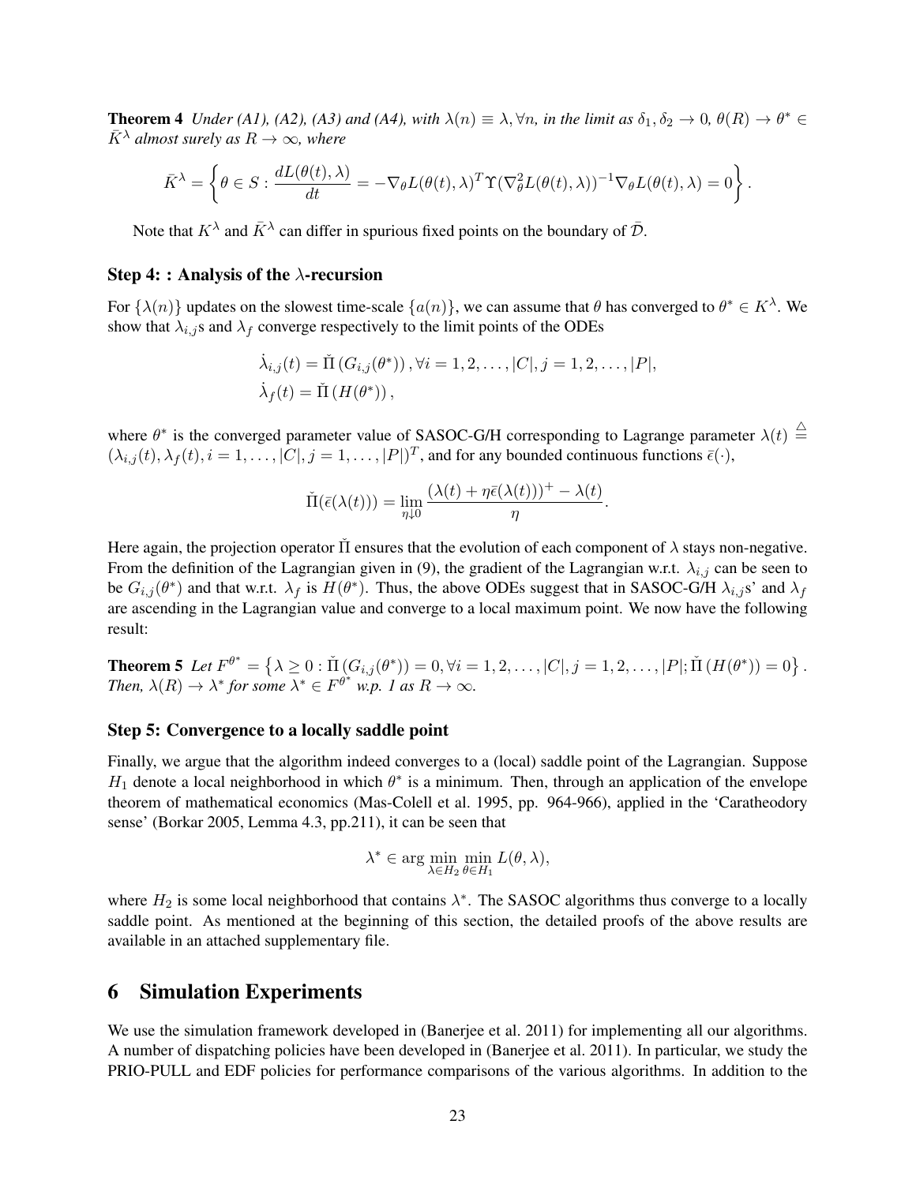**Theorem 4** *Under (A1), (A2), (A3) and (A4), with $\lambda(n) \equiv \lambda, \forall n$, in the limit as $\delta_1, \delta_2 \to 0$, $\theta(R) \to \theta^* \in \bar{K}^\lambda$ almost surely as $R \to \infty$, where*

$$\bar{K}^\lambda = \left\{ \theta \in S : \frac{dL(\theta(t), \lambda)}{dt} = -\nabla_\theta L(\theta(t), \lambda)^T \Upsilon(\nabla_\theta^2 L(\theta(t), \lambda))^{-1} \nabla_\theta L(\theta(t), \lambda) = 0 \right\}.$$

Note that $K^\lambda$ and $\bar{K}^\lambda$ can differ in spurious fixed points on the boundary of $\bar{\mathcal{D}}$.

### Step 4: : Analysis of the $\lambda$-recursion

For $\{\lambda(n)\}$ updates on the slowest time-scale $\{a(n)\}$, we can assume that $\theta$ has converged to $\theta^* \in K^\lambda$. We show that $\lambda_{i,j}$s and $\lambda_f$ converge respectively to the limit points of the ODEs

$$\dot{\lambda}_{i,j}(t) = \check{\Pi}\left(G_{i,j}(\theta^*)\right), \forall i = 1, 2, \ldots, |C|, j = 1, 2, \ldots, |P|,$$
$$\dot{\lambda}_f(t) = \check{\Pi}\left(H(\theta^*)\right),$$

where $\theta^*$ is the converged parameter value of SASOC-G/H corresponding to Lagrange parameter $\lambda(t) \stackrel{\triangle}{=} (\lambda_{i,j}(t), \lambda_f(t), i = 1, \ldots, |C|, j = 1, \ldots, |P|)^T$, and for any bounded continuous functions $\bar{\epsilon}(\cdot)$,

$$\check{\Pi}(\bar{\epsilon}(\lambda(t))) = \lim_{\eta \downarrow 0} \frac{(\lambda(t) + \eta \bar{\epsilon}(\lambda(t)))^+ - \lambda(t)}{\eta}.$$

Here again, the projection operator $\check{\Pi}$ ensures that the evolution of each component of $\lambda$ stays non-negative. From the definition of the Lagrangian given in (9), the gradient of the Lagrangian w.r.t. $\lambda_{i,j}$ can be seen to be $G_{i,j}(\theta^*)$ and that w.r.t. $\lambda_f$ is $H(\theta^*)$. Thus, the above ODEs suggest that in SASOC-G/H $\lambda_{i,j}$s' and $\lambda_f$ are ascending in the Lagrangian value and converge to a local maximum point. We now have the following result:

**Theorem 5** *Let $F^{\theta^*} = \left\{ \lambda \geq 0 : \check{\Pi}\left(G_{i,j}(\theta^*)\right) = 0, \forall i = 1, 2, \ldots, |C|, j = 1, 2, \ldots, |P|; \check{\Pi}\left(H(\theta^*)\right) = 0 \right\}$. Then, $\lambda(R) \to \lambda^*$ for some $\lambda^* \in F^{\theta^*}$ w.p. 1 as $R \to \infty$.*

### Step 5: Convergence to a locally saddle point

Finally, we argue that the algorithm indeed converges to a (local) saddle point of the Lagrangian. Suppose $H_1$ denote a local neighborhood in which $\theta^*$ is a minimum. Then, through an application of the envelope theorem of mathematical economics (Mas-Colell et al. 1995, pp. 964-966), applied in the 'Caratheodory sense' (Borkar 2005, Lemma 4.3, pp.211), it can be seen that

$$\lambda^* \in \arg\min_{\lambda \in H_2} \min_{\theta \in H_1} L(\theta, \lambda),$$

where $H_2$ is some local neighborhood that contains $\lambda^*$. The SASOC algorithms thus converge to a locally saddle point. As mentioned at the beginning of this section, the detailed proofs of the above results are available in an attached supplementary file.

## 6 Simulation Experiments

We use the simulation framework developed in (Banerjee et al. 2011) for implementing all our algorithms. A number of dispatching policies have been developed in (Banerjee et al. 2011). In particular, we study the PRIO-PULL and EDF policies for performance comparisons of the various algorithms. In addition to the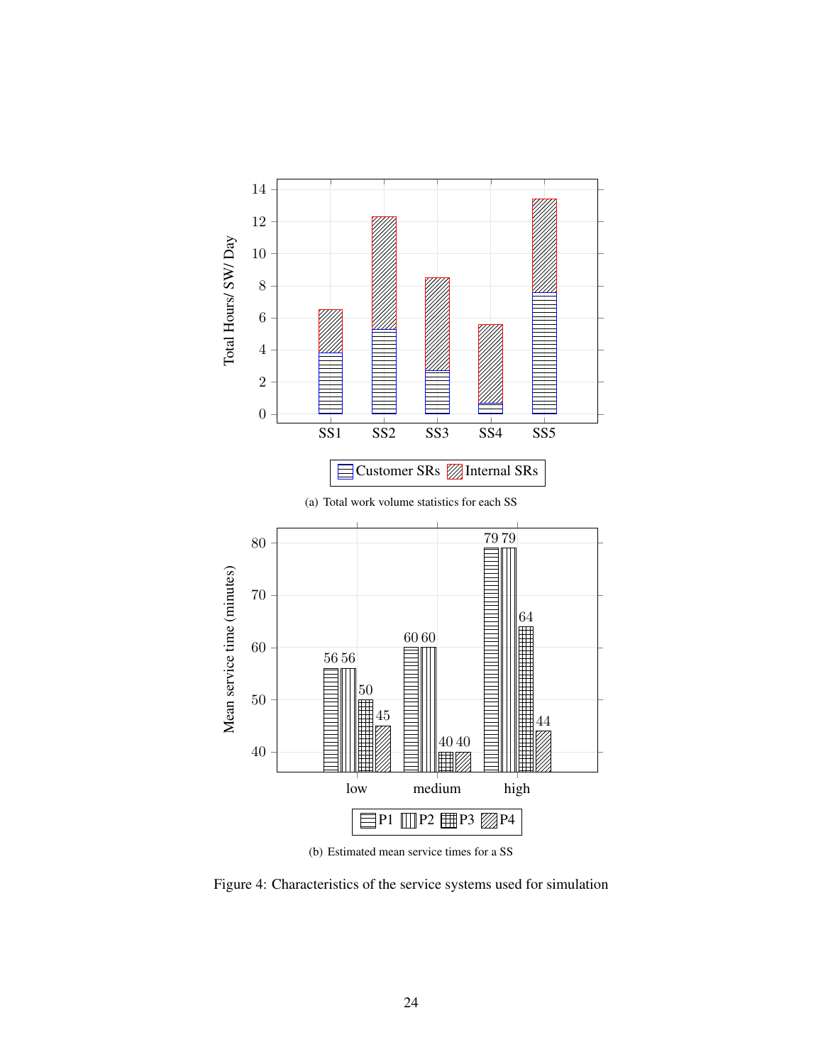(a) Total work volume statistics for each SS

(b) Estimated mean service times for a SS

Figure 4: Characteristics of the service systems used for simulation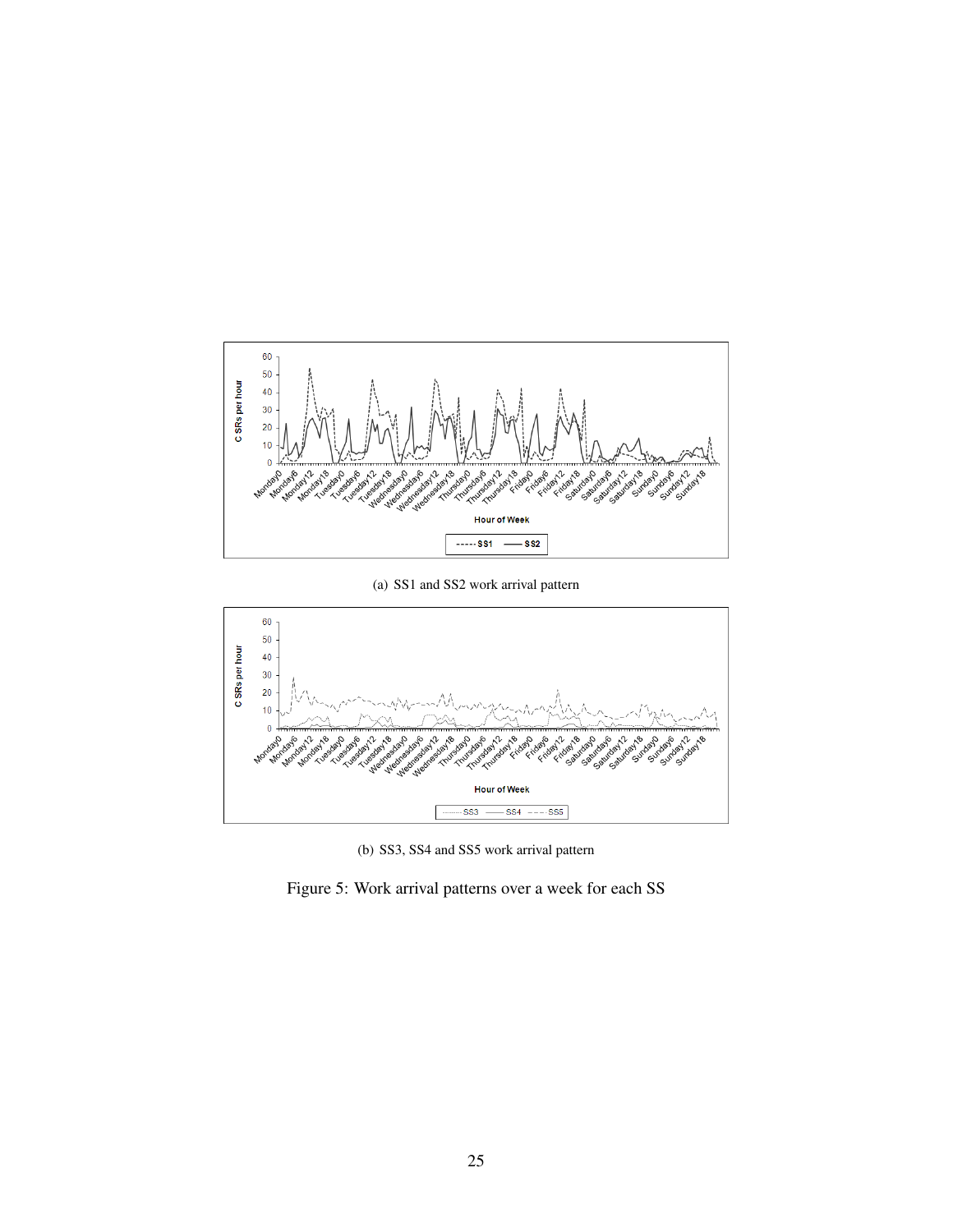(a) SS1 and SS2 work arrival pattern

(b) SS3, SS4 and SS5 work arrival pattern

Figure 5: Work arrival patterns over a week for each SS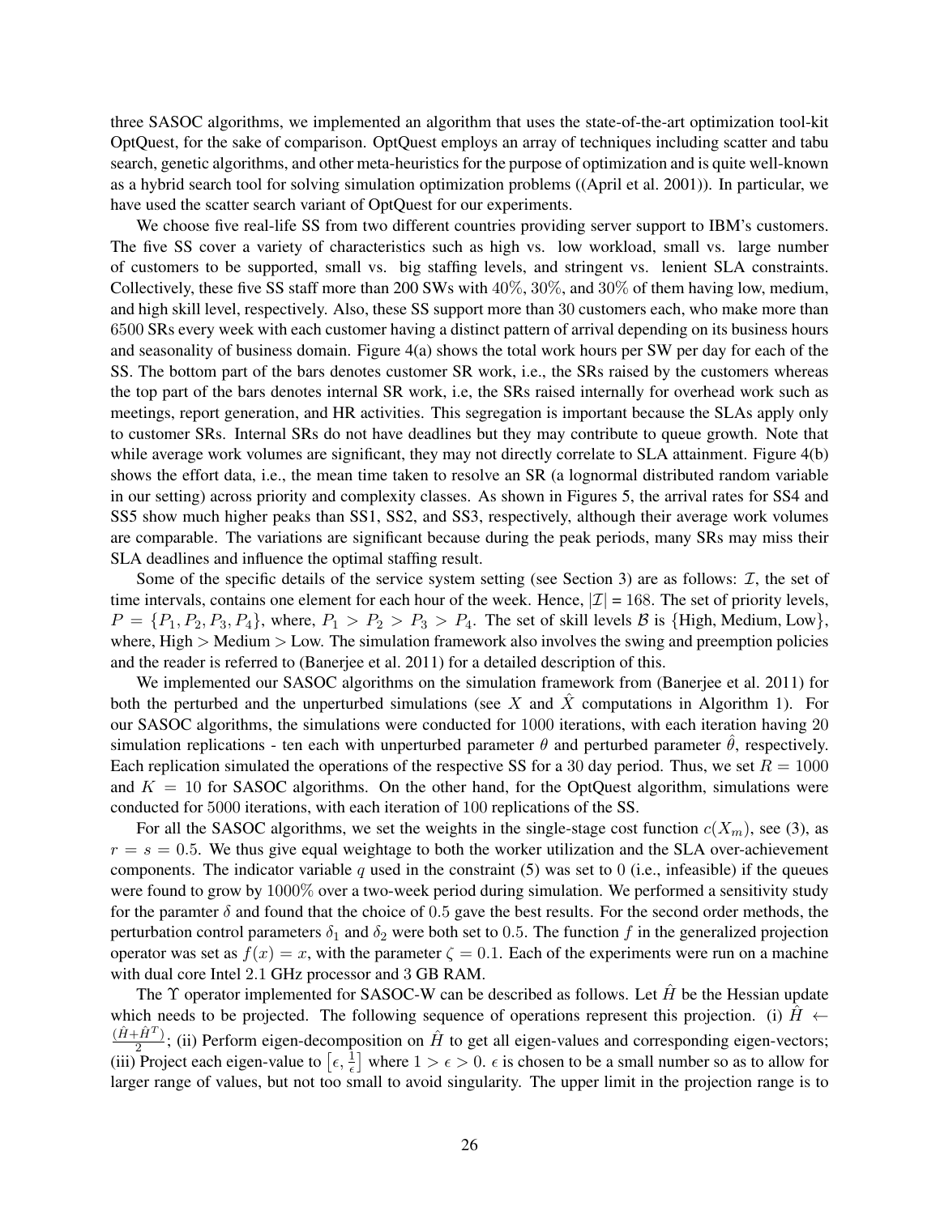three SASOC algorithms, we implemented an algorithm that uses the state-of-the-art optimization tool-kit OptQuest, for the sake of comparison. OptQuest employs an array of techniques including scatter and tabu search, genetic algorithms, and other meta-heuristics for the purpose of optimization and is quite well-known as a hybrid search tool for solving simulation optimization problems ((April et al. 2001)). In particular, we have used the scatter search variant of OptQuest for our experiments.

We choose five real-life SS from two different countries providing server support to IBM's customers. The five SS cover a variety of characteristics such as high vs. low workload, small vs. large number of customers to be supported, small vs. big staffing levels, and stringent vs. lenient SLA constraints. Collectively, these five SS staff more than 200 SWs with $40\%$, $30\%$, and $30\%$ of them having low, medium, and high skill level, respectively. Also, these SS support more than 30 customers each, who make more than $6500$ SRs every week with each customer having a distinct pattern of arrival depending on its business hours and seasonality of business domain. Figure 4(a) shows the total work hours per SW per day for each of the SS. The bottom part of the bars denotes customer SR work, i.e., the SRs raised by the customers whereas the top part of the bars denotes internal SR work, i.e, the SRs raised internally for overhead work such as meetings, report generation, and HR activities. This segregation is important because the SLAs apply only to customer SRs. Internal SRs do not have deadlines but they may contribute to queue growth. Note that while average work volumes are significant, they may not directly correlate to SLA attainment. Figure 4(b) shows the effort data, i.e., the mean time taken to resolve an SR (a lognormal distributed random variable in our setting) across priority and complexity classes. As shown in Figures 5, the arrival rates for SS4 and SS5 show much higher peaks than SS1, SS2, and SS3, respectively, although their average work volumes are comparable. The variations are significant because during the peak periods, many SRs may miss their SLA deadlines and influence the optimal staffing result.

Some of the specific details of the service system setting (see Section 3) are as follows: $\mathcal{I}$, the set of time intervals, contains one element for each hour of the week. Hence, $|\mathcal{I}| = 168$. The set of priority levels, $P = \{P_1, P_2, P_3, P_4\}$, where, $P_1 > P_2 > P_3 > P_4$. The set of skill levels $\mathcal{B}$ is {High, Medium, Low}, where, High > Medium > Low. The simulation framework also involves the swing and preemption policies and the reader is referred to (Banerjee et al. 2011) for a detailed description of this.

We implemented our SASOC algorithms on the simulation framework from (Banerjee et al. 2011) for both the perturbed and the unperturbed simulations (see $X$ and $\hat{X}$ computations in Algorithm 1). For our SASOC algorithms, the simulations were conducted for $1000$ iterations, with each iteration having $20$ simulation replications - ten each with unperturbed parameter $\theta$ and perturbed parameter $\hat{\theta}$, respectively. Each replication simulated the operations of the respective SS for a 30 day period. Thus, we set $R = 1000$ and $K = 10$ for SASOC algorithms. On the other hand, for the OptQuest algorithm, simulations were conducted for $5000$ iterations, with each iteration of $100$ replications of the SS.

For all the SASOC algorithms, we set the weights in the single-stage cost function $c(X_m)$, see (3), as $r = s = 0.5$. We thus give equal weightage to both the worker utilization and the SLA over-achievement components. The indicator variable $q$ used in the constraint (5) was set to $0$ (i.e., infeasible) if the queues were found to grow by $1000\%$ over a two-week period during simulation. We performed a sensitivity study for the paramter $\delta$ and found that the choice of $0.5$ gave the best results. For the second order methods, the perturbation control parameters $\delta_1$ and $\delta_2$ were both set to $0.5$. The function $f$ in the generalized projection operator was set as $f(x) = x$, with the parameter $\zeta = 0.1$. Each of the experiments were run on a machine with dual core Intel $2.1$ GHz processor and $3$ GB RAM.

The $\Upsilon$ operator implemented for SASOC-W can be described as follows. Let $\hat{H}$ be the Hessian update which needs to be projected. The following sequence of operations represent this projection. (i) $\hat{H} \leftarrow \frac{(\hat{H}+\hat{H}^T)}{2}$; (ii) Perform eigen-decomposition on $\hat{H}$ to get all eigen-values and corresponding eigen-vectors; (iii) Project each eigen-value to $\left[\epsilon, \frac{1}{\epsilon}\right]$ where $1 > \epsilon > 0$. $\epsilon$ is chosen to be a small number so as to allow for larger range of values, but not too small to avoid singularity. The upper limit in the projection range is to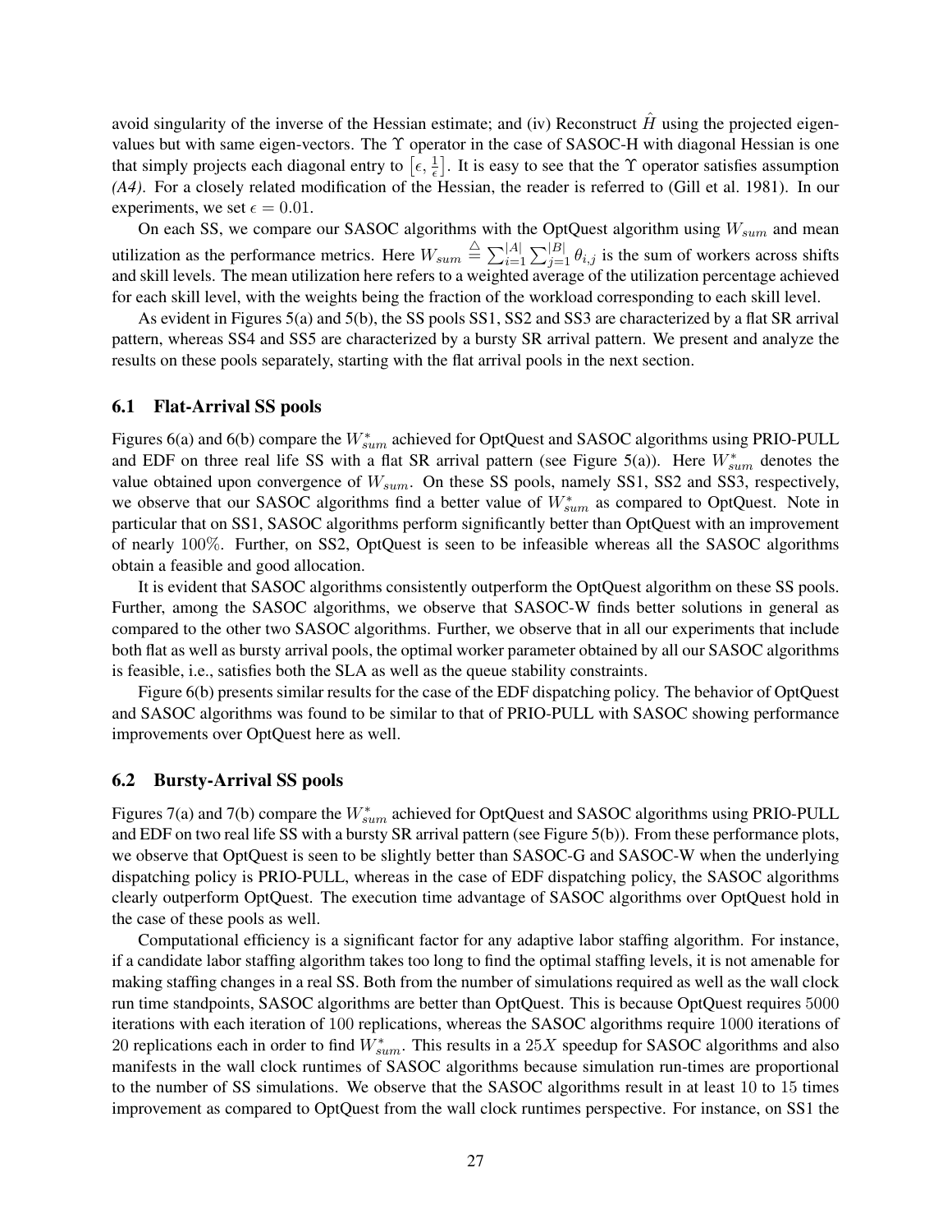avoid singularity of the inverse of the Hessian estimate; and (iv) Reconstruct $\hat{H}$ using the projected eigenvalues but with same eigen-vectors. The $\Upsilon$ operator in the case of SASOC-H with diagonal Hessian is one that simply projects each diagonal entry to $\left[\epsilon, \frac{1}{\epsilon}\right]$. It is easy to see that the $\Upsilon$ operator satisfies assumption *(A4)*. For a closely related modification of the Hessian, the reader is referred to (Gill et al. 1981). In our experiments, we set $\epsilon = 0.01$.

On each SS, we compare our SASOC algorithms with the OptQuest algorithm using $W_{sum}$ and mean utilization as the performance metrics. Here $W_{sum} \stackrel{\triangle}{=} \sum_{i=1}^{|A|} \sum_{j=1}^{|B|} \theta_{i,j}$ is the sum of workers across shifts and skill levels. The mean utilization here refers to a weighted average of the utilization percentage achieved for each skill level, with the weights being the fraction of the workload corresponding to each skill level.

As evident in Figures 5(a) and 5(b), the SS pools SS1, SS2 and SS3 are characterized by a flat SR arrival pattern, whereas SS4 and SS5 are characterized by a bursty SR arrival pattern. We present and analyze the results on these pools separately, starting with the flat arrival pools in the next section.

### 6.1 Flat-Arrival SS pools

Figures 6(a) and 6(b) compare the $W^*_{sum}$ achieved for OptQuest and SASOC algorithms using PRIO-PULL and EDF on three real life SS with a flat SR arrival pattern (see Figure 5(a)). Here $W^*_{sum}$ denotes the value obtained upon convergence of $W_{sum}$. On these SS pools, namely SS1, SS2 and SS3, respectively, we observe that our SASOC algorithms find a better value of $W^*_{sum}$ as compared to OptQuest. Note in particular that on SS1, SASOC algorithms perform significantly better than OptQuest with an improvement of nearly $100\%$. Further, on SS2, OptQuest is seen to be infeasible whereas all the SASOC algorithms obtain a feasible and good allocation.

It is evident that SASOC algorithms consistently outperform the OptQuest algorithm on these SS pools. Further, among the SASOC algorithms, we observe that SASOC-W finds better solutions in general as compared to the other two SASOC algorithms. Further, we observe that in all our experiments that include both flat as well as bursty arrival pools, the optimal worker parameter obtained by all our SASOC algorithms is feasible, i.e., satisfies both the SLA as well as the queue stability constraints.

Figure 6(b) presents similar results for the case of the EDF dispatching policy. The behavior of OptQuest and SASOC algorithms was found to be similar to that of PRIO-PULL with SASOC showing performance improvements over OptQuest here as well.

### 6.2 Bursty-Arrival SS pools

Figures 7(a) and 7(b) compare the $W^*_{sum}$ achieved for OptQuest and SASOC algorithms using PRIO-PULL and EDF on two real life SS with a bursty SR arrival pattern (see Figure 5(b)). From these performance plots, we observe that OptQuest is seen to be slightly better than SASOC-G and SASOC-W when the underlying dispatching policy is PRIO-PULL, whereas in the case of EDF dispatching policy, the SASOC algorithms clearly outperform OptQuest. The execution time advantage of SASOC algorithms over OptQuest hold in the case of these pools as well.

Computational efficiency is a significant factor for any adaptive labor staffing algorithm. For instance, if a candidate labor staffing algorithm takes too long to find the optimal staffing levels, it is not amenable for making staffing changes in a real SS. Both from the number of simulations required as well as the wall clock run time standpoints, SASOC algorithms are better than OptQuest. This is because OptQuest requires $5000$ iterations with each iteration of $100$ replications, whereas the SASOC algorithms require $1000$ iterations of $20$ replications each in order to find $W^*_{sum}$. This results in a $25X$ speedup for SASOC algorithms and also manifests in the wall clock runtimes of SASOC algorithms because simulation run-times are proportional to the number of SS simulations. We observe that the SASOC algorithms result in at least $10$ to $15$ times improvement as compared to OptQuest from the wall clock runtimes perspective. For instance, on SS1 the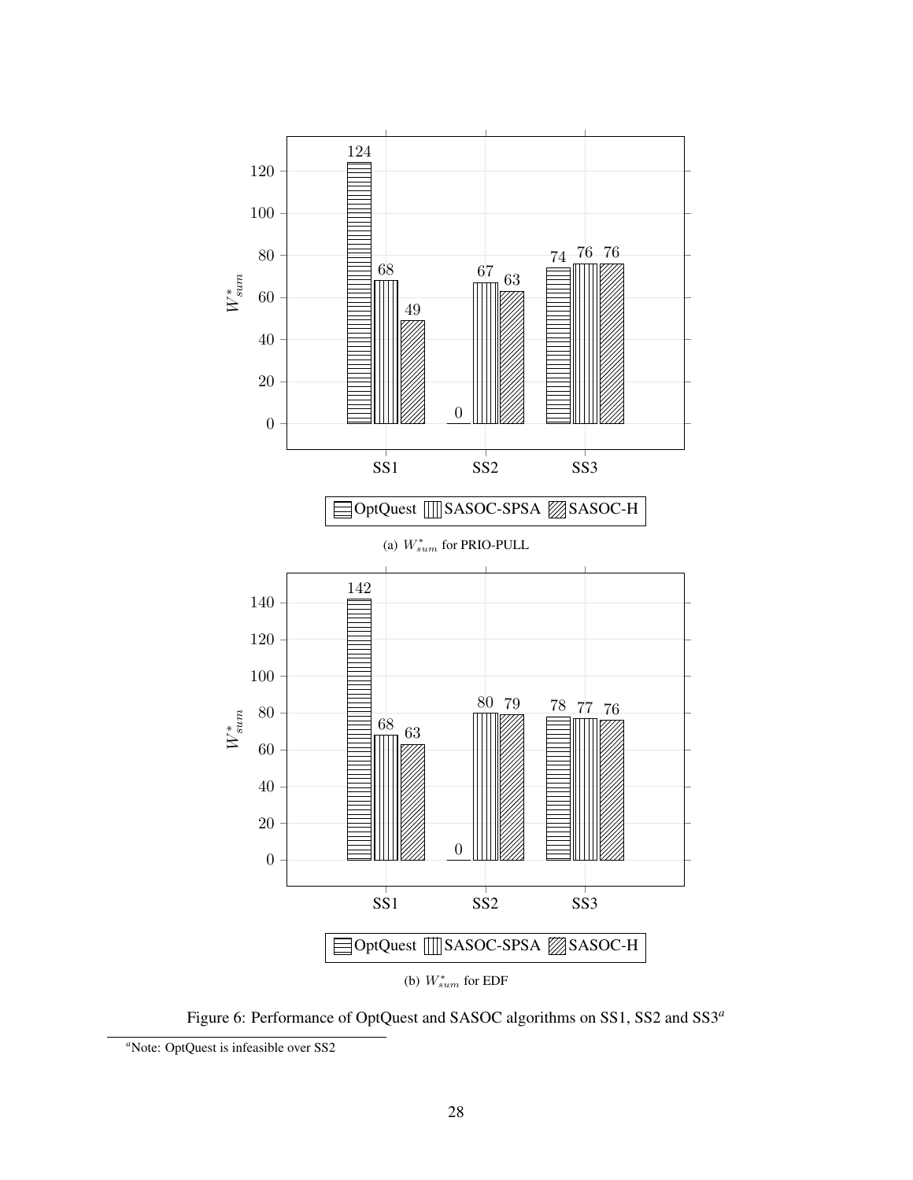| | OptQuest | SASOC-SPSA | SASOC-H |
|---|---|---|---|
| SS1 | 124 | 68 | 49 |
| SS2 | 0 | 67 | 63 |
| SS3 | 74 | 76 | 76 |

(a) $W^*_{sum}$ for PRIO-PULL

| | OptQuest | SASOC-SPSA | SASOC-H |
|---|---|---|---|
| SS1 | 142 | 68 | 63 |
| SS2 | 0 | 80 | 79 |
| SS3 | 78 | 77 | 76 |

(b) $W^*_{sum}$ for EDF

Figure 6: Performance of OptQuest and SASOC algorithms on SS1, SS2 and SS3[a]

[a]Note: OptQuest is infeasible over SS2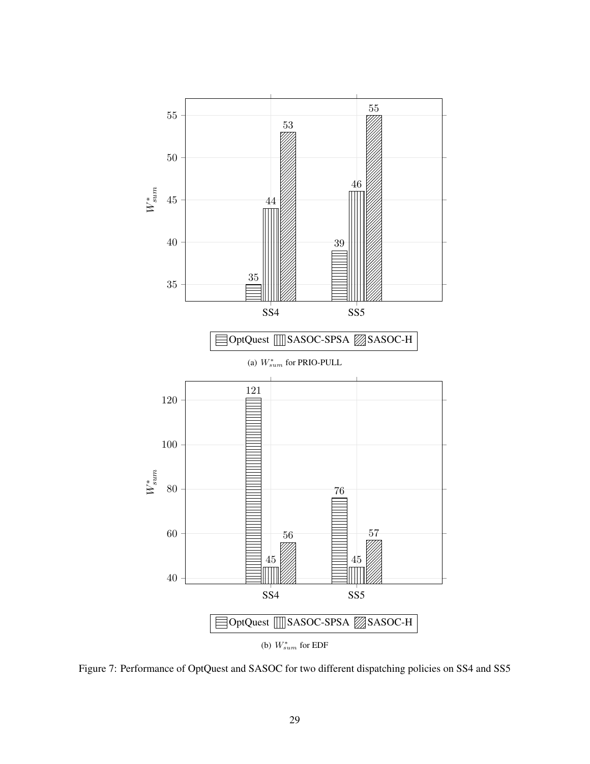(a) $W^*_{sum}$ for PRIO-PULL

(b) $W^*_{sum}$ for EDF

Figure 7: Performance of OptQuest and SASOC for two different dispatching policies on SS4 and SS5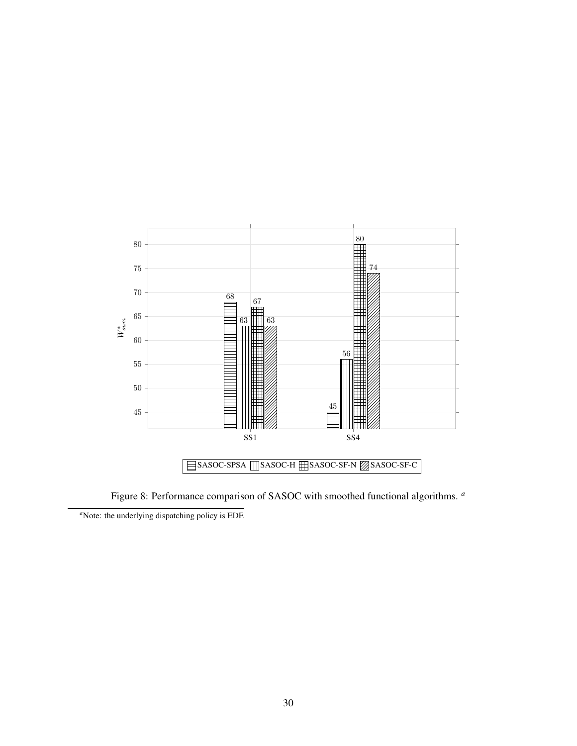Figure 8: Performance comparison of SASOC with smoothed functional algorithms. [a]

[a]Note: the underlying dispatching policy is EDF.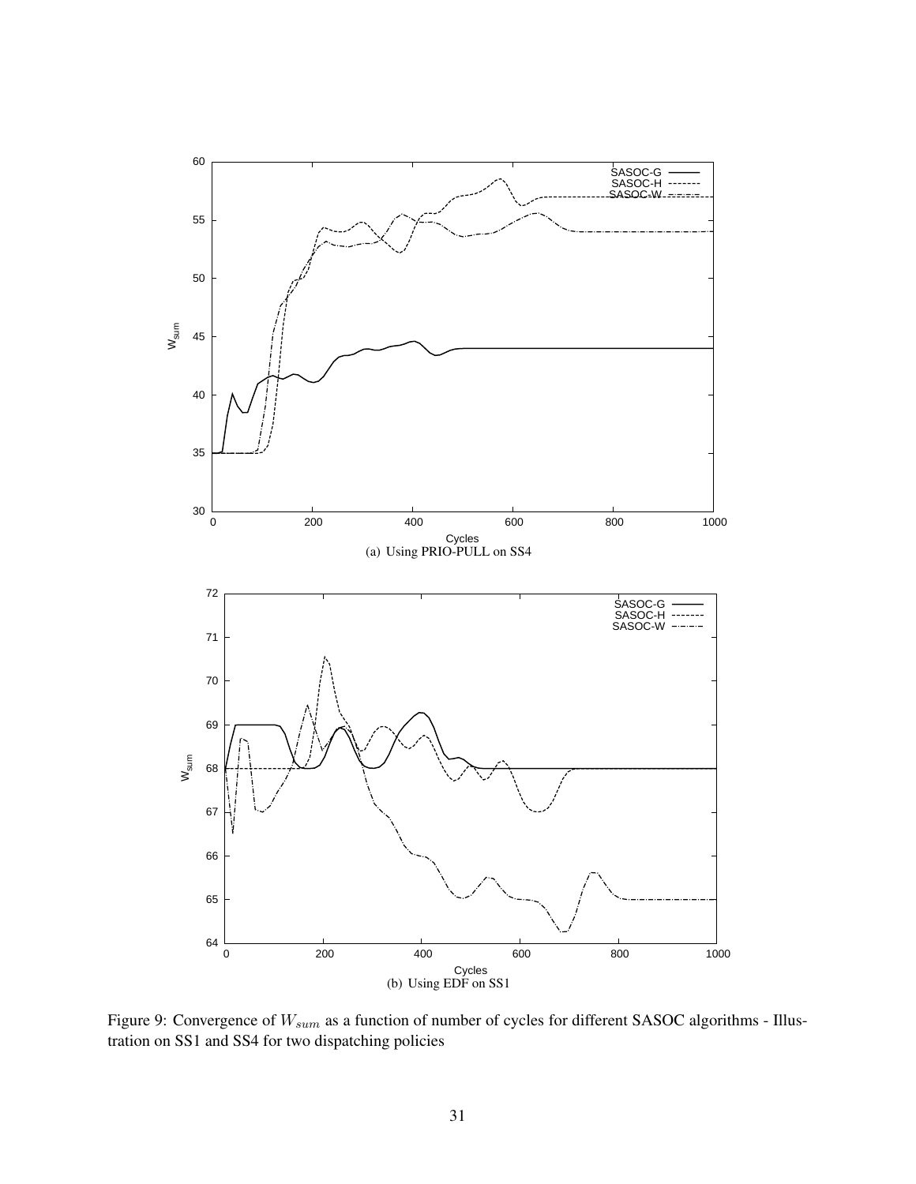(a) Using PRIO-PULL on SS4

(b) Using EDF on SS1

Figure 9: Convergence of $W_{sum}$ as a function of number of cycles for different SASOC algorithms - Illustration on SS1 and SS4 for two dispatching policies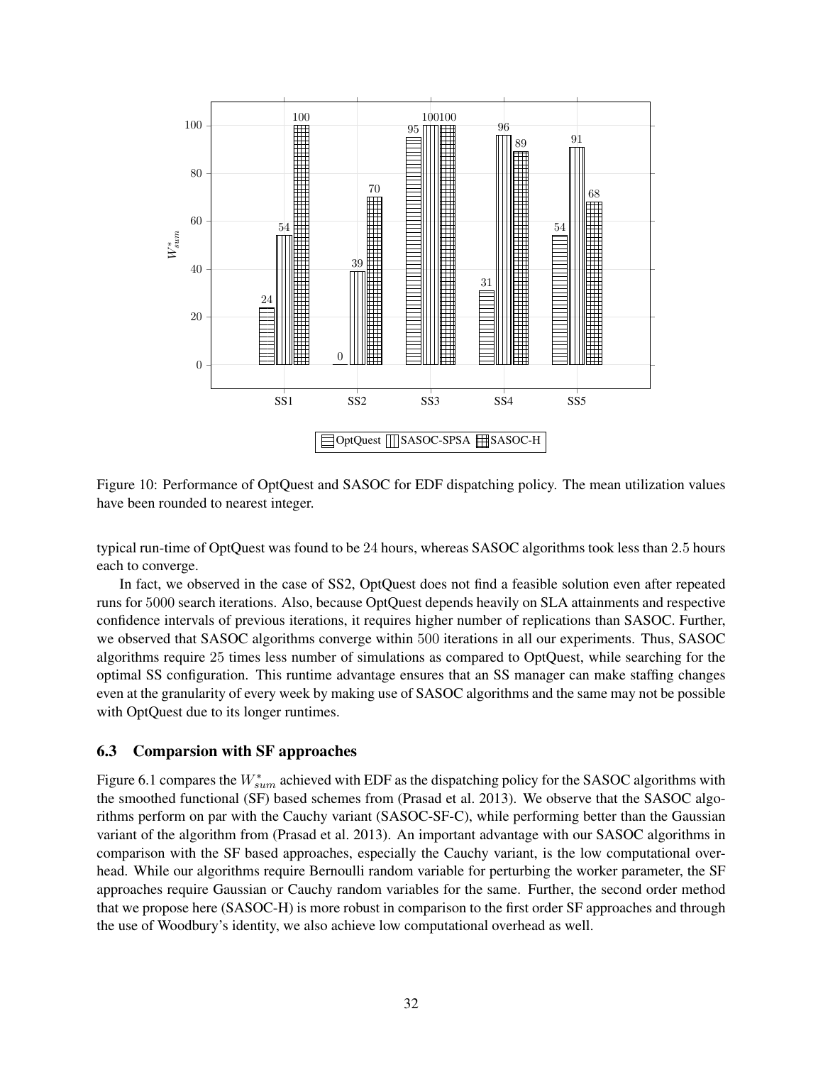Figure 10: Performance of OptQuest and SASOC for EDF dispatching policy. The mean utilization values have been rounded to nearest integer.

typical run-time of OptQuest was found to be $24$ hours, whereas SASOC algorithms took less than $2.5$ hours each to converge.

In fact, we observed in the case of SS2, OptQuest does not find a feasible solution even after repeated runs for $5000$ search iterations. Also, because OptQuest depends heavily on SLA attainments and respective confidence intervals of previous iterations, it requires higher number of replications than SASOC. Further, we observed that SASOC algorithms converge within $500$ iterations in all our experiments. Thus, SASOC algorithms require $25$ times less number of simulations as compared to OptQuest, while searching for the optimal SS configuration. This runtime advantage ensures that an SS manager can make staffing changes even at the granularity of every week by making use of SASOC algorithms and the same may not be possible with OptQuest due to its longer runtimes.

### 6.3 Comparsion with SF approaches

Figure 6.1 compares the $W_{sum}^*$ achieved with EDF as the dispatching policy for the SASOC algorithms with the smoothed functional (SF) based schemes from (Prasad et al. 2013). We observe that the SASOC algorithms perform on par with the Cauchy variant (SASOC-SF-C), while performing better than the Gaussian variant of the algorithm from (Prasad et al. 2013). An important advantage with our SASOC algorithms in comparison with the SF based approaches, especially the Cauchy variant, is the low computational overhead. While our algorithms require Bernoulli random variable for perturbing the worker parameter, the SF approaches require Gaussian or Cauchy random variables for the same. Further, the second order method that we propose here (SASOC-H) is more robust in comparison to the first order SF approaches and through the use of Woodbury's identity, we also achieve low computational overhead as well.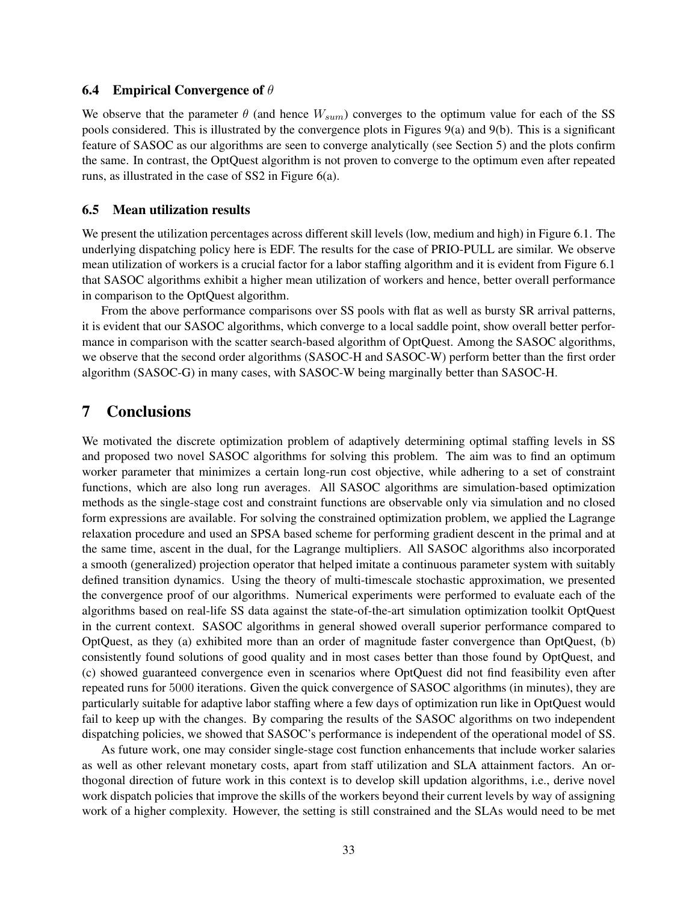### 6.4 Empirical Convergence of $\theta$

We observe that the parameter $\theta$ (and hence $W_{sum}$) converges to the optimum value for each of the SS pools considered. This is illustrated by the convergence plots in Figures 9(a) and 9(b). This is a significant feature of SASOC as our algorithms are seen to converge analytically (see Section 5) and the plots confirm the same. In contrast, the OptQuest algorithm is not proven to converge to the optimum even after repeated runs, as illustrated in the case of SS2 in Figure 6(a).

### 6.5 Mean utilization results

We present the utilization percentages across different skill levels (low, medium and high) in Figure 6.1. The underlying dispatching policy here is EDF. The results for the case of PRIO-PULL are similar. We observe mean utilization of workers is a crucial factor for a labor staffing algorithm and it is evident from Figure 6.1 that SASOC algorithms exhibit a higher mean utilization of workers and hence, better overall performance in comparison to the OptQuest algorithm.

From the above performance comparisons over SS pools with flat as well as bursty SR arrival patterns, it is evident that our SASOC algorithms, which converge to a local saddle point, show overall better performance in comparison with the scatter search-based algorithm of OptQuest. Among the SASOC algorithms, we observe that the second order algorithms (SASOC-H and SASOC-W) perform better than the first order algorithm (SASOC-G) in many cases, with SASOC-W being marginally better than SASOC-H.

## 7 Conclusions

We motivated the discrete optimization problem of adaptively determining optimal staffing levels in SS and proposed two novel SASOC algorithms for solving this problem. The aim was to find an optimum worker parameter that minimizes a certain long-run cost objective, while adhering to a set of constraint functions, which are also long run averages. All SASOC algorithms are simulation-based optimization methods as the single-stage cost and constraint functions are observable only via simulation and no closed form expressions are available. For solving the constrained optimization problem, we applied the Lagrange relaxation procedure and used an SPSA based scheme for performing gradient descent in the primal and at the same time, ascent in the dual, for the Lagrange multipliers. All SASOC algorithms also incorporated a smooth (generalized) projection operator that helped imitate a continuous parameter system with suitably defined transition dynamics. Using the theory of multi-timescale stochastic approximation, we presented the convergence proof of our algorithms. Numerical experiments were performed to evaluate each of the algorithms based on real-life SS data against the state-of-the-art simulation optimization toolkit OptQuest in the current context. SASOC algorithms in general showed overall superior performance compared to OptQuest, as they (a) exhibited more than an order of magnitude faster convergence than OptQuest, (b) consistently found solutions of good quality and in most cases better than those found by OptQuest, and (c) showed guaranteed convergence even in scenarios where OptQuest did not find feasibility even after repeated runs for $5000$ iterations. Given the quick convergence of SASOC algorithms (in minutes), they are particularly suitable for adaptive labor staffing where a few days of optimization run like in OptQuest would fail to keep up with the changes. By comparing the results of the SASOC algorithms on two independent dispatching policies, we showed that SASOC's performance is independent of the operational model of SS.

As future work, one may consider single-stage cost function enhancements that include worker salaries as well as other relevant monetary costs, apart from staff utilization and SLA attainment factors. An orthogonal direction of future work in this context is to develop skill updation algorithms, i.e., derive novel work dispatch policies that improve the skills of the workers beyond their current levels by way of assigning work of a higher complexity. However, the setting is still constrained and the SLAs would need to be met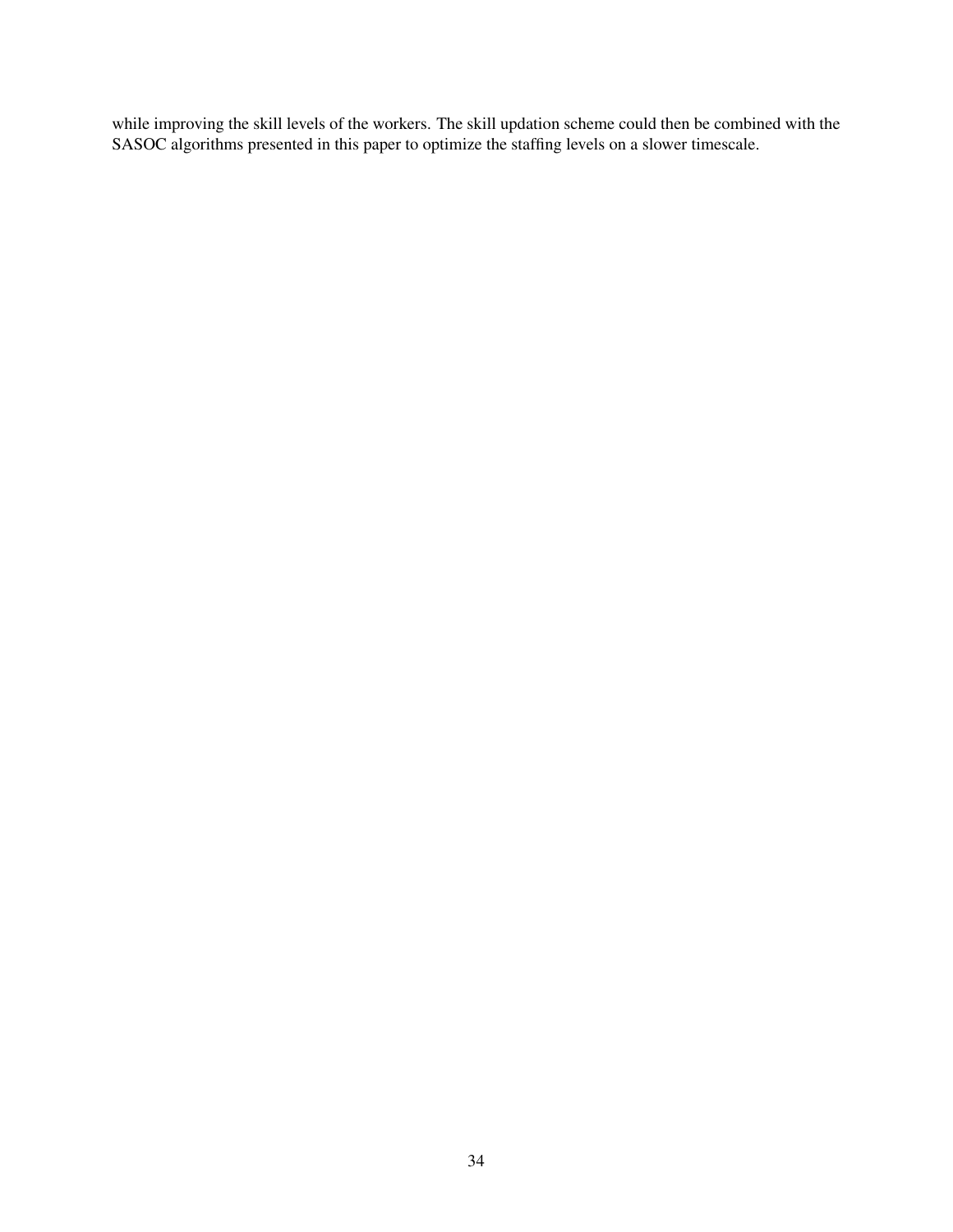while improving the skill levels of the workers. The skill updation scheme could then be combined with the SASOC algorithms presented in this paper to optimize the staffing levels on a slower timescale.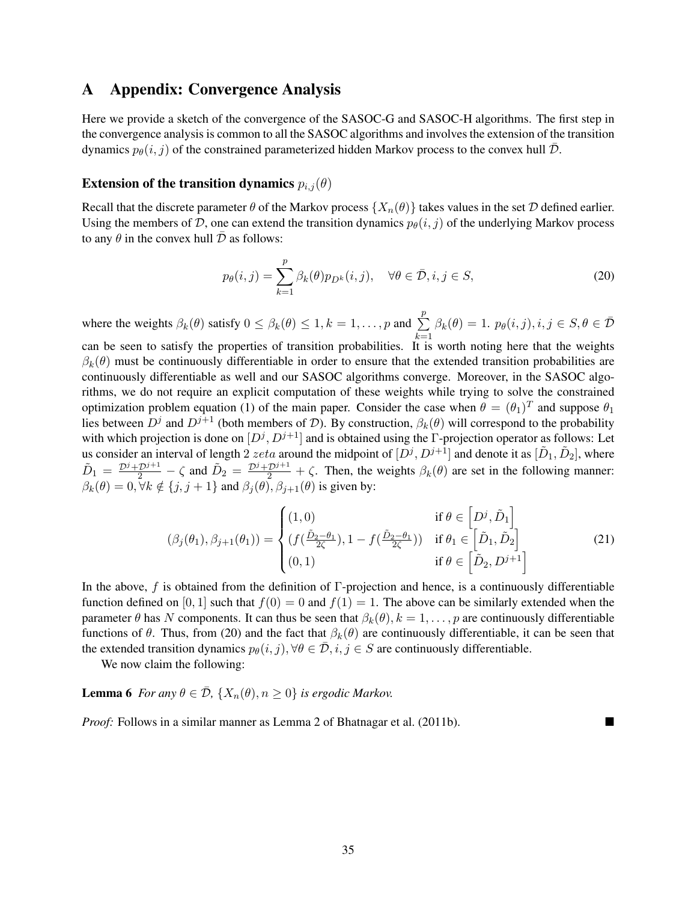# A Appendix: Convergence Analysis

Here we provide a sketch of the convergence of the SASOC-G and SASOC-H algorithms. The first step in the convergence analysis is common to all the SASOC algorithms and involves the extension of the transition dynamics $p_\theta(i,j)$ of the constrained parameterized hidden Markov process to the convex hull $\bar{\mathcal{D}}$.

### Extension of the transition dynamics $p_{i,j}(\theta)$

Recall that the discrete parameter $\theta$ of the Markov process $\{X_n(\theta)\}$ takes values in the set $\mathcal{D}$ defined earlier. Using the members of $\mathcal{D}$, one can extend the transition dynamics $p_\theta(i,j)$ of the underlying Markov process to any $\theta$ in the convex hull $\bar{\mathcal{D}}$ as follows:

$$p_\theta(i,j) = \sum_{k=1}^{p} \beta_k(\theta) p_{D^k}(i,j), \quad \forall \theta \in \bar{\mathcal{D}}, i,j \in S, \tag{20}$$

where the weights $\beta_k(\theta)$ satisfy $0 \leq \beta_k(\theta) \leq 1, k = 1, \ldots, p$ and $\sum\limits_{k=1}^{p} \beta_k(\theta) = 1$. $p_\theta(i,j), i,j \in S, \theta \in \bar{\mathcal{D}}$ can be seen to satisfy the properties of transition probabilities. It is worth noting here that the weights $\beta_k(\theta)$ must be continuously differentiable in order to ensure that the extended transition probabilities are continuously differentiable as well and our SASOC algorithms converge. Moreover, in the SASOC algorithms, we do not require an explicit computation of these weights while trying to solve the constrained optimization problem equation (1) of the main paper. Consider the case when $\theta = (\theta_1)^T$ and suppose $\theta_1$ lies between $D^j$ and $D^{j+1}$ (both members of $\mathcal{D}$). By construction, $\beta_k(\theta)$ will correspond to the probability with which projection is done on $[D^j, D^{j+1}]$ and is obtained using the $\Gamma$-projection operator as follows: Let us consider an interval of length 2 $zeta$ around the midpoint of $[D^j, D^{j+1}]$ and denote it as $[\tilde{D}_1, \tilde{D}_2]$, where $\tilde{D}_1 = \frac{\mathcal{D}^j + \mathcal{D}^{j+1}}{2} - \zeta$ and $\tilde{D}_2 = \frac{\mathcal{D}^j + \mathcal{D}^{j+1}}{2} + \zeta$. Then, the weights $\beta_k(\theta)$ are set in the following manner: $\beta_k(\theta) = 0, \forall k \notin \{j, j+1\}$ and $\beta_j(\theta), \beta_{j+1}(\theta)$ is given by:

$$(\beta_j(\theta_1), \beta_{j+1}(\theta_1)) = \begin{cases} (1,0) & \text{if } \theta \in \left[D^j, \tilde{D}_1\right] \\ (f(\frac{\tilde{D}_2 - \theta_1}{2\zeta}), 1 - f(\frac{\tilde{D}_2 - \theta_1}{2\zeta})) & \text{if } \theta_1 \in \left[\tilde{D}_1, \tilde{D}_2\right] \\ (0,1) & \text{if } \theta \in \left[\tilde{D}_2, D^{j+1}\right] \end{cases} \tag{21}$$

In the above, $f$ is obtained from the definition of $\Gamma$-projection and hence, is a continuously differentiable function defined on $[0,1]$ such that $f(0) = 0$ and $f(1) = 1$. The above can be similarly extended when the parameter $\theta$ has $N$ components. It can thus be seen that $\beta_k(\theta), k = 1, \ldots, p$ are continuously differentiable functions of $\theta$. Thus, from (20) and the fact that $\beta_k(\theta)$ are continuously differentiable, it can be seen that the extended transition dynamics $p_\theta(i,j), \forall \theta \in \bar{\mathcal{D}}, i,j \in S$ are continuously differentiable.

We now claim the following:

**Lemma 6** *For any $\theta \in \bar{\mathcal{D}}$, $\{X_n(\theta), n \geq 0\}$ is ergodic Markov.*

*Proof:* Follows in a similar manner as Lemma 2 of Bhatnagar et al. (2011b). ■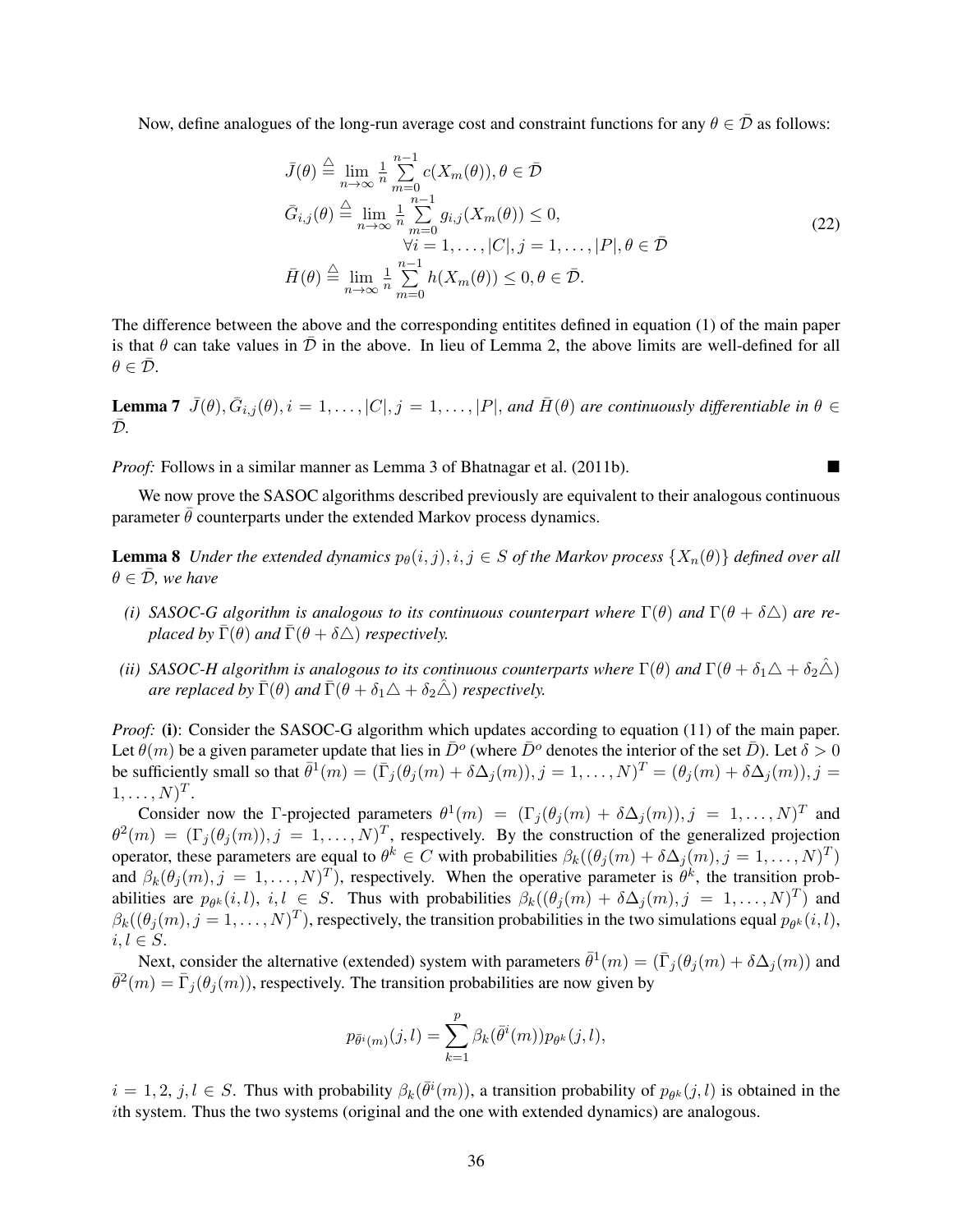Now, define analogues of the long-run average cost and constraint functions for any $\theta \in \bar{\mathcal{D}}$ as follows:

$$
\begin{aligned}
&\bar{J}(\theta) \stackrel{\triangle}{=} \lim_{n\to\infty} \frac{1}{n} \sum_{m=0}^{n-1} c(X_m(\theta)), \theta \in \bar{\mathcal{D}} \\
&\bar{G}_{i,j}(\theta) \stackrel{\triangle}{=} \lim_{n\to\infty} \frac{1}{n} \sum_{m=0}^{n-1} g_{i,j}(X_m(\theta)) \leq 0, \\
&\qquad\qquad \forall i = 1, \ldots, |C|, j = 1, \ldots, |P|, \theta \in \bar{\mathcal{D}} \\
&\bar{H}(\theta) \stackrel{\triangle}{=} \lim_{n\to\infty} \frac{1}{n} \sum_{m=0}^{n-1} h(X_m(\theta)) \leq 0, \theta \in \bar{\mathcal{D}}.
\end{aligned}
\tag{22}
$$

The difference between the above and the corresponding entitites defined in equation (1) of the main paper is that $\theta$ can take values in $\bar{\mathcal{D}}$ in the above. In lieu of Lemma 2, the above limits are well-defined for all $\theta \in \bar{\mathcal{D}}$.

**Lemma 7** *$\bar{J}(\theta), \bar{G}_{i,j}(\theta), i = 1, \ldots, |C|, j = 1, \ldots, |P|$, and $\bar{H}(\theta)$ are continuously differentiable in $\theta \in \bar{\mathcal{D}}$.*

*Proof:* Follows in a similar manner as Lemma 3 of Bhatnagar et al. (2011b). ■

We now prove the SASOC algorithms described previously are equivalent to their analogous continuous parameter $\bar{\theta}$ counterparts under the extended Markov process dynamics.

**Lemma 8** *Under the extended dynamics $p_\theta(i,j), i,j \in S$ of the Markov process $\{X_n(\theta)\}$ defined over all $\theta \in \bar{\mathcal{D}}$, we have*

- *(i) SASOC-G algorithm is analogous to its continuous counterpart where $\Gamma(\theta)$ and $\Gamma(\theta + \delta\triangle)$ are replaced by $\bar{\Gamma}(\theta)$ and $\bar{\Gamma}(\theta + \delta\triangle)$ respectively.*
- *(ii) SASOC-H algorithm is analogous to its continuous counterparts where $\Gamma(\theta)$ and $\Gamma(\theta + \delta_1\triangle + \delta_2\hat{\triangle})$ are replaced by $\bar{\Gamma}(\theta)$ and $\bar{\Gamma}(\theta + \delta_1\triangle + \delta_2\hat{\triangle})$ respectively.*

*Proof:* **(i)**: Consider the SASOC-G algorithm which updates according to equation (11) of the main paper. Let $\theta(m)$ be a given parameter update that lies in $\bar{D}^o$ (where $\bar{D}^o$ denotes the interior of the set $\bar{D}$). Let $\delta > 0$ be sufficiently small so that $\bar{\theta}^1(m) = (\bar{\Gamma}_j(\theta_j(m) + \delta\Delta_j(m)), j = 1, \ldots, N)^T = (\theta_j(m) + \delta\Delta_j(m)), j = 1, \ldots, N)^T$.

Consider now the $\Gamma$-projected parameters $\theta^1(m) = (\Gamma_j(\theta_j(m) + \delta\Delta_j(m)), j = 1, \ldots, N)^T$ and $\theta^2(m) = (\Gamma_j(\theta_j(m)), j = 1, \ldots, N)^T$, respectively. By the construction of the generalized projection operator, these parameters are equal to $\theta^k \in C$ with probabilities $\beta_k((\theta_j(m) + \delta\Delta_j(m), j = 1, \ldots, N)^T)$ and $\beta_k(\theta_j(m), j = 1, \ldots, N)^T)$, respectively. When the operative parameter is $\theta^k$, the transition probabilities are $p_{\theta^k}(i,l)$, $i,l \in S$. Thus with probabilities $\beta_k((\theta_j(m) + \delta\Delta_j(m), j = 1, \ldots, N)^T)$ and $\beta_k((\theta_j(m), j = 1, \ldots, N)^T)$, respectively, the transition probabilities in the two simulations equal $p_{\theta^k}(i,l)$, $i,l \in S$.

Next, consider the alternative (extended) system with parameters $\bar{\theta}^1(m) = (\bar{\Gamma}_j(\theta_j(m) + \delta\Delta_j(m))$ and $\bar{\theta}^2(m) = \bar{\Gamma}_j(\theta_j(m))$, respectively. The transition probabilities are now given by

$$
p_{\bar{\theta}^i(m)}(j,l) = \sum_{k=1}^{p} \beta_k(\bar{\theta}^i(m)) p_{\theta^k}(j,l),
$$

$i = 1, 2$, $j,l \in S$. Thus with probability $\beta_k(\bar{\theta}^i(m))$, a transition probability of $p_{\theta^k}(j,l)$ is obtained in the $i$th system. Thus the two systems (original and the one with extended dynamics) are analogous.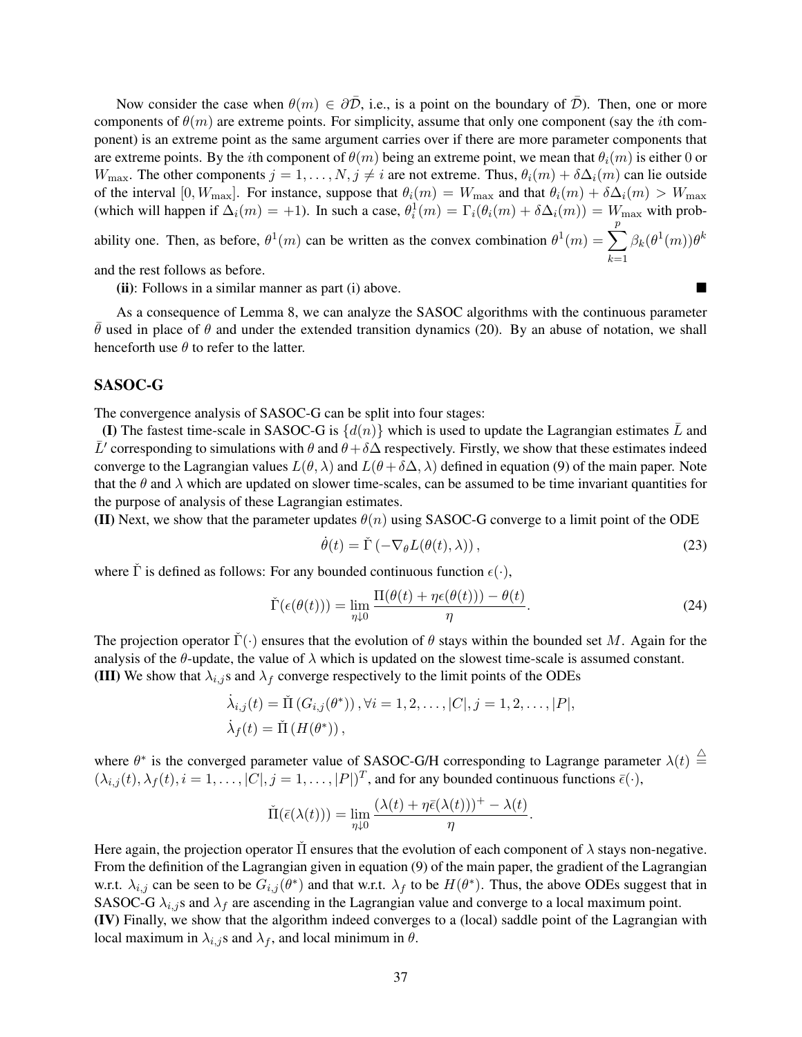Now consider the case when $\theta(m) \in \partial\bar{\mathcal{D}}$, i.e., is a point on the boundary of $\bar{\mathcal{D}}$). Then, one or more components of $\theta(m)$ are extreme points. For simplicity, assume that only one component (say the $i$th component) is an extreme point as the same argument carries over if there are more parameter components that are extreme points. By the $i$th component of $\theta(m)$ being an extreme point, we mean that $\theta_i(m)$ is either 0 or $W_{\max}$. The other components $j = 1, \ldots, N, j \neq i$ are not extreme. Thus, $\theta_i(m) + \delta\Delta_i(m)$ can lie outside of the interval $[0, W_{\max}]$. For instance, suppose that $\theta_i(m) = W_{\max}$ and that $\theta_i(m) + \delta\Delta_i(m) > W_{\max}$ (which will happen if $\Delta_i(m) = +1$). In such a case, $\theta^1_i(m) = \Gamma_i(\theta_i(m) + \delta\Delta_i(m)) = W_{\max}$ with probability one. Then, as before, $\theta^1(m)$ can be written as the convex combination $\theta^1(m) = \sum_{k=1}^{p} \beta_k(\theta^1(m))\theta^k$ and the rest follows as before.

**(ii)**: Follows in a similar manner as part (i) above. ∎

As a consequence of Lemma 8, we can analyze the SASOC algorithms with the continuous parameter $\bar{\theta}$ used in place of $\theta$ and under the extended transition dynamics (20). By an abuse of notation, we shall henceforth use $\theta$ to refer to the latter.

## SASOC-G

The convergence analysis of SASOC-G can be split into four stages:

**(I)** The fastest time-scale in SASOC-G is $\{d(n)\}$ which is used to update the Lagrangian estimates $\bar{L}$ and $\bar{L}'$ corresponding to simulations with $\theta$ and $\theta + \delta\Delta$ respectively. Firstly, we show that these estimates indeed converge to the Lagrangian values $L(\theta, \lambda)$ and $L(\theta + \delta\Delta, \lambda)$ defined in equation (9) of the main paper. Note that the $\theta$ and $\lambda$ which are updated on slower time-scales, can be assumed to be time invariant quantities for the purpose of analysis of these Lagrangian estimates.

**(II)** Next, we show that the parameter updates $\theta(n)$ using SASOC-G converge to a limit point of the ODE

$$\dot{\theta}(t) = \check{\Gamma}\left(-\nabla_\theta L(\theta(t), \lambda)\right), \tag{23}$$

where $\check{\Gamma}$ is defined as follows: For any bounded continuous function $\epsilon(\cdot)$,

$$\check{\Gamma}(\epsilon(\theta(t))) = \lim_{\eta \downarrow 0} \frac{\Pi(\theta(t) + \eta\epsilon(\theta(t))) - \theta(t)}{\eta}. \tag{24}$$

The projection operator $\check{\Gamma}(\cdot)$ ensures that the evolution of $\theta$ stays within the bounded set $M$. Again for the analysis of the $\theta$-update, the value of $\lambda$ which is updated on the slowest time-scale is assumed constant.

**(III)** We show that $\lambda_{i,j}$s and $\lambda_f$ converge respectively to the limit points of the ODEs

$$\dot{\lambda}_{i,j}(t) = \check{\Pi}\left(G_{i,j}(\theta^*)\right), \forall i = 1, 2, \ldots, |C|, j = 1, 2, \ldots, |P|,$$
$$\dot{\lambda}_f(t) = \check{\Pi}\left(H(\theta^*)\right),$$

where $\theta^*$ is the converged parameter value of SASOC-G/H corresponding to Lagrange parameter $\lambda(t) \stackrel{\triangle}{=} (\lambda_{i,j}(t), \lambda_f(t), i = 1, \ldots, |C|, j = 1, \ldots, |P|)^T$, and for any bounded continuous functions $\bar{\epsilon}(\cdot)$,

$$\check{\Pi}(\bar{\epsilon}(\lambda(t))) = \lim_{\eta \downarrow 0} \frac{(\lambda(t) + \eta\bar{\epsilon}(\lambda(t)))^+ - \lambda(t)}{\eta}.$$

Here again, the projection operator $\check{\Pi}$ ensures that the evolution of each component of $\lambda$ stays non-negative. From the definition of the Lagrangian given in equation (9) of the main paper, the gradient of the Lagrangian w.r.t. $\lambda_{i,j}$ can be seen to be $G_{i,j}(\theta^*)$ and that w.r.t. $\lambda_f$ to be $H(\theta^*)$. Thus, the above ODEs suggest that in SASOC-G $\lambda_{i,j}$s and $\lambda_f$ are ascending in the Lagrangian value and converge to a local maximum point.

**(IV)** Finally, we show that the algorithm indeed converges to a (local) saddle point of the Lagrangian with local maximum in $\lambda_{i,j}$s and $\lambda_f$, and local minimum in $\theta$.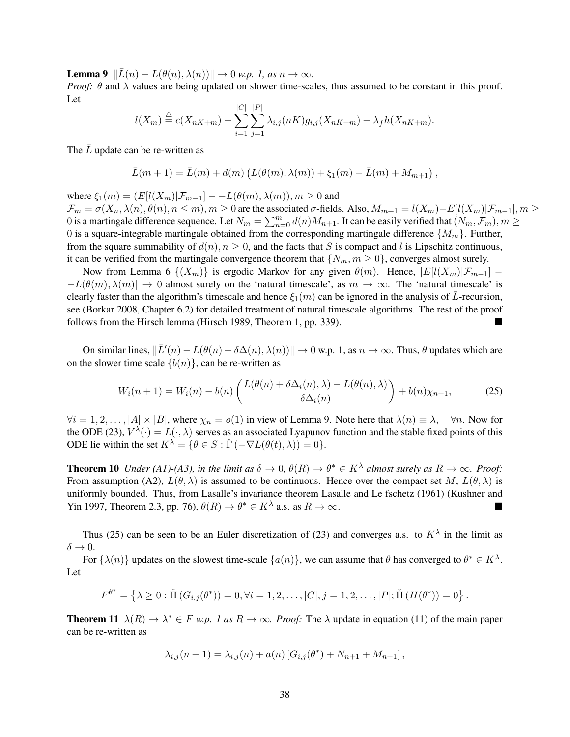**Lemma 9** *$\|\bar{L}(n) - L(\theta(n), \lambda(n))\| \to 0$ w.p. 1, as $n \to \infty$.*
*Proof:* $\theta$ and $\lambda$ values are being updated on slower time-scales, thus assumed to be constant in this proof. Let

$$l(X_m) \stackrel{\triangle}{=} c(X_{nK+m}) + \sum_{i=1}^{|C|} \sum_{j=1}^{|P|} \lambda_{i,j}(nK) g_{i,j}(X_{nK+m}) + \lambda_f h(X_{nK+m}).$$

The $\bar{L}$ update can be re-written as

$$\bar{L}(m+1) = \bar{L}(m) + d(m) \left( L(\theta(m), \lambda(m)) + \xi_1(m) - \bar{L}(m) + M_{m+1} \right),$$

where $\xi_1(m) = (E[l(X_m)|\mathcal{F}_{m-1}] - -L(\theta(m), \lambda(m)), m \geq 0$ and $\mathcal{F}_m = \sigma(X_n, \lambda(n), \theta(n), n \leq m), m \geq 0$ are the associated $\sigma$-fields. Also, $M_{m+1} = l(X_m) - E[l(X_m)|\mathcal{F}_{m-1}], m \geq 0$ is a martingale difference sequence. Let $N_m = \sum_{n=0}^{m} d(n) M_{n+1}$. It can be easily verified that $(N_m, \mathcal{F}_m), m \geq 0$ is a square-integrable martingale obtained from the corresponding martingale difference $\{M_m\}$. Further, from the square summability of $d(n), n \geq 0$, and the facts that $S$ is compact and $l$ is Lipschitz continuous, it can be verified from the martingale convergence theorem that $\{N_m, m \geq 0\}$, converges almost surely.

Now from Lemma 6 $\{(X_m)\}$ is ergodic Markov for any given $\theta(m)$. Hence, $|E[l(X_m)|\mathcal{F}_{m-1}] - -L(\theta(m), \lambda(m)| \to 0$ almost surely on the 'natural timescale', as $m \to \infty$. The 'natural timescale' is clearly faster than the algorithm's timescale and hence $\xi_1(m)$ can be ignored in the analysis of $\bar{L}$-recursion, see (Borkar 2008, Chapter 6.2) for detailed treatment of natural timescale algorithms. The rest of the proof follows from the Hirsch lemma (Hirsch 1989, Theorem 1, pp. 339). ■

On similar lines, $\|\bar{L}'(n) - L(\theta(n) + \delta\Delta(n), \lambda(n))\| \to 0$ w.p. 1, as $n \to \infty$. Thus, $\theta$ updates which are on the slower time scale $\{b(n)\}$, can be re-written as

$$W_i(n+1) = W_i(n) - b(n) \left( \frac{L(\theta(n) + \delta\Delta_i(n), \lambda) - L(\theta(n), \lambda)}{\delta\Delta_i(n)} \right) + b(n)\chi_{n+1}, \tag{25}$$

$\forall i = 1, 2, \ldots, |A| \times |B|$, where $\chi_n = o(1)$ in view of Lemma 9. Note here that $\lambda(n) \equiv \lambda, \quad \forall n$. Now for the ODE (23), $V^{\lambda}(\cdot) = L(\cdot, \lambda)$ serves as an associated Lyapunov function and the stable fixed points of this ODE lie within the set $K^{\lambda} = \{\theta \in S : \check{\Gamma}\left(-\nabla L(\theta(t), \lambda)\right) = 0\}$.

**Theorem 10** *Under (A1)-(A3), in the limit as $\delta \to 0$, $\theta(R) \to \theta^* \in K^{\lambda}$ almost surely as $R \to \infty$. Proof:* From assumption (A2), $L(\theta, \lambda)$ is assumed to be continuous. Hence over the compact set $M$, $L(\theta, \lambda)$ is uniformly bounded. Thus, from Lasalle's invariance theorem Lasalle and Le fschetz (1961) (Kushner and Yin 1997, Theorem 2.3, pp. 76), $\theta(R) \to \theta^* \in K^{\lambda}$ a.s. as $R \to \infty$. ■

Thus (25) can be seen to be an Euler discretization of (23) and converges a.s. to $K^{\lambda}$ in the limit as $\delta \to 0$.

For $\{\lambda(n)\}$ updates on the slowest time-scale $\{a(n)\}$, we can assume that $\theta$ has converged to $\theta^* \in K^{\lambda}$. Let

$$F^{\theta^*} = \left\{ \lambda \geq 0 : \check{\Pi}\left(G_{i,j}(\theta^*)\right) = 0, \forall i = 1, 2, \ldots, |C|, j = 1, 2, \ldots, |P|; \check{\Pi}\left(H(\theta^*)\right) = 0 \right\}.$$

**Theorem 11** *$\lambda(R) \to \lambda^* \in F$ w.p. 1 as $R \to \infty$. Proof:* The $\lambda$ update in equation (11) of the main paper can be re-written as

$$\lambda_{i,j}(n+1) = \lambda_{i,j}(n) + a(n) \left[ G_{i,j}(\theta^*) + N_{n+1} + M_{n+1} \right],$$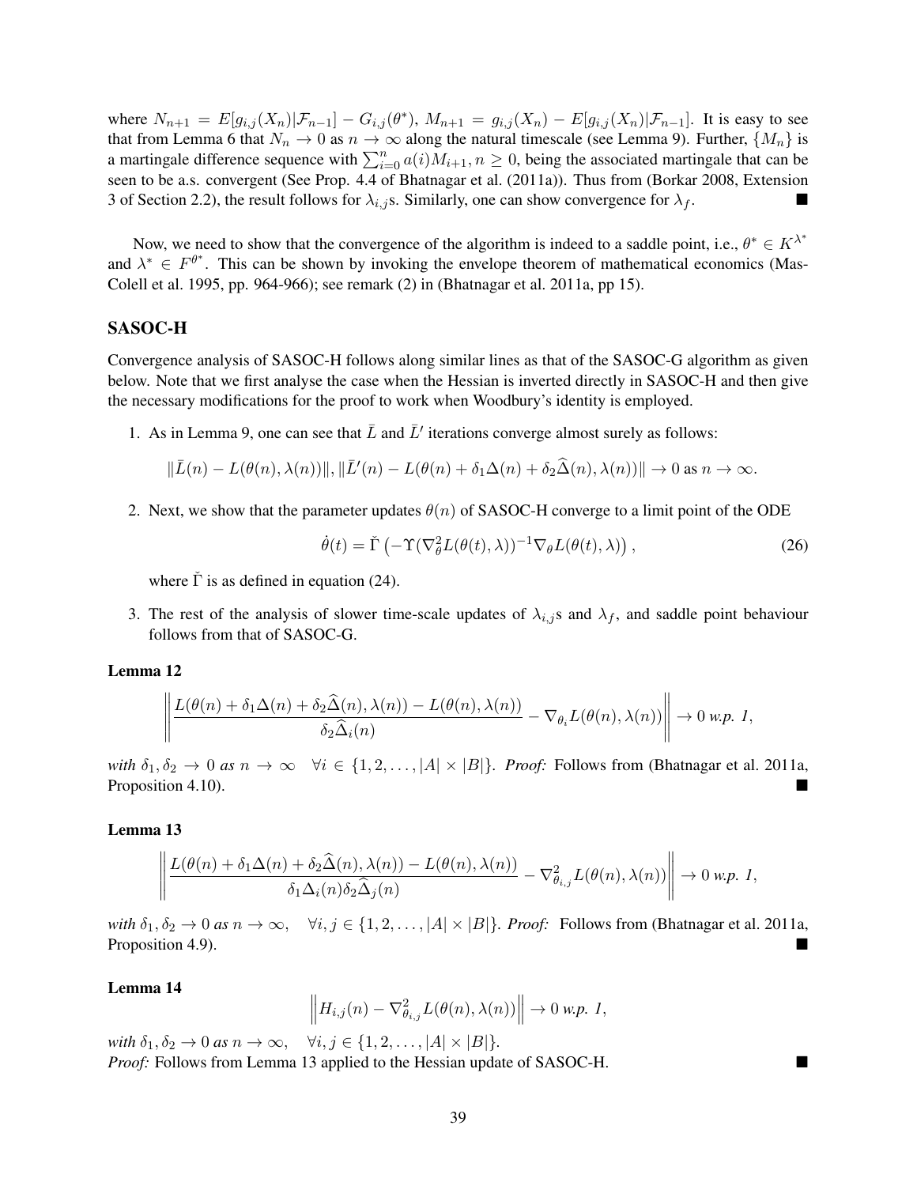where $N_{n+1} = E[g_{i,j}(X_n)|\mathcal{F}_{n-1}] - G_{i,j}(\theta^*)$, $M_{n+1} = g_{i,j}(X_n) - E[g_{i,j}(X_n)|\mathcal{F}_{n-1}]$. It is easy to see that from Lemma 6 that $N_n \to 0$ as $n \to \infty$ along the natural timescale (see Lemma 9). Further, $\{M_n\}$ is a martingale difference sequence with $\sum_{i=0}^{n} a(i)M_{i+1}, n \geq 0$, being the associated martingale that can be seen to be a.s. convergent (See Prop. 4.4 of Bhatnagar et al. (2011a)). Thus from (Borkar 2008, Extension 3 of Section 2.2), the result follows for $\lambda_{i,j}$s. Similarly, one can show convergence for $\lambda_f$. ■

Now, we need to show that the convergence of the algorithm is indeed to a saddle point, i.e., $\theta^* \in K^{\lambda^*}$ and $\lambda^* \in F^{\theta^*}$. This can be shown by invoking the envelope theorem of mathematical economics (Mas-Colell et al. 1995, pp. 964-966); see remark (2) in (Bhatnagar et al. 2011a, pp 15).

## SASOC-H

Convergence analysis of SASOC-H follows along similar lines as that of the SASOC-G algorithm as given below. Note that we first analyse the case when the Hessian is inverted directly in SASOC-H and then give the necessary modifications for the proof to work when Woodbury's identity is employed.

1. As in Lemma 9, one can see that $\bar{L}$ and $\bar{L}'$ iterations converge almost surely as follows:

$$\|\bar{L}(n) - L(\theta(n), \lambda(n))\|, \|\bar{L}'(n) - L(\theta(n) + \delta_1\Delta(n) + \delta_2\widehat{\Delta}(n), \lambda(n))\| \to 0 \text{ as } n \to \infty.$$

2. Next, we show that the parameter updates $\theta(n)$ of SASOC-H converge to a limit point of the ODE

$$\dot{\theta}(t) = \check{\Gamma}\left(-\Upsilon(\nabla^2_\theta L(\theta(t), \lambda))^{-1}\nabla_\theta L(\theta(t), \lambda)\right), \tag{26}$$

where $\check{\Gamma}$ is as defined in equation (24).

3. The rest of the analysis of slower time-scale updates of $\lambda_{i,j}$s and $\lambda_f$, and saddle point behaviour follows from that of SASOC-G.

**Lemma 12**

$$\left\|\frac{L(\theta(n) + \delta_1\Delta(n) + \delta_2\widehat{\Delta}(n), \lambda(n)) - L(\theta(n), \lambda(n))}{\delta_2\widehat{\Delta}_i(n)} - \nabla_{\theta_i}L(\theta(n), \lambda(n))\right\| \to 0 \text{ w.p. 1},$$

*with* $\delta_1, \delta_2 \to 0$ *as* $n \to \infty \quad \forall i \in \{1, 2, \ldots, |A| \times |B|\}$. *Proof:* Follows from (Bhatnagar et al. 2011a, Proposition 4.10). ■

**Lemma 13**

$$\left\|\frac{L(\theta(n) + \delta_1\Delta(n) + \delta_2\widehat{\Delta}(n), \lambda(n)) - L(\theta(n), \lambda(n))}{\delta_1\Delta_i(n)\delta_2\widehat{\Delta}_j(n)} - \nabla^2_{\theta_{i,j}}L(\theta(n), \lambda(n))\right\| \to 0 \text{ w.p. 1},$$

*with* $\delta_1, \delta_2 \to 0$ *as* $n \to \infty, \quad \forall i, j \in \{1, 2, \ldots, |A| \times |B|\}$. *Proof:* Follows from (Bhatnagar et al. 2011a, Proposition 4.9). ■

**Lemma 14**

$$\left\|H_{i,j}(n) - \nabla^2_{\theta_{i,j}}L(\theta(n), \lambda(n))\right\| \to 0 \text{ w.p. 1},$$

*with* $\delta_1, \delta_2 \to 0$ *as* $n \to \infty, \quad \forall i, j \in \{1, 2, \ldots, |A| \times |B|\}$.
*Proof:* Follows from Lemma 13 applied to the Hessian update of SASOC-H. ■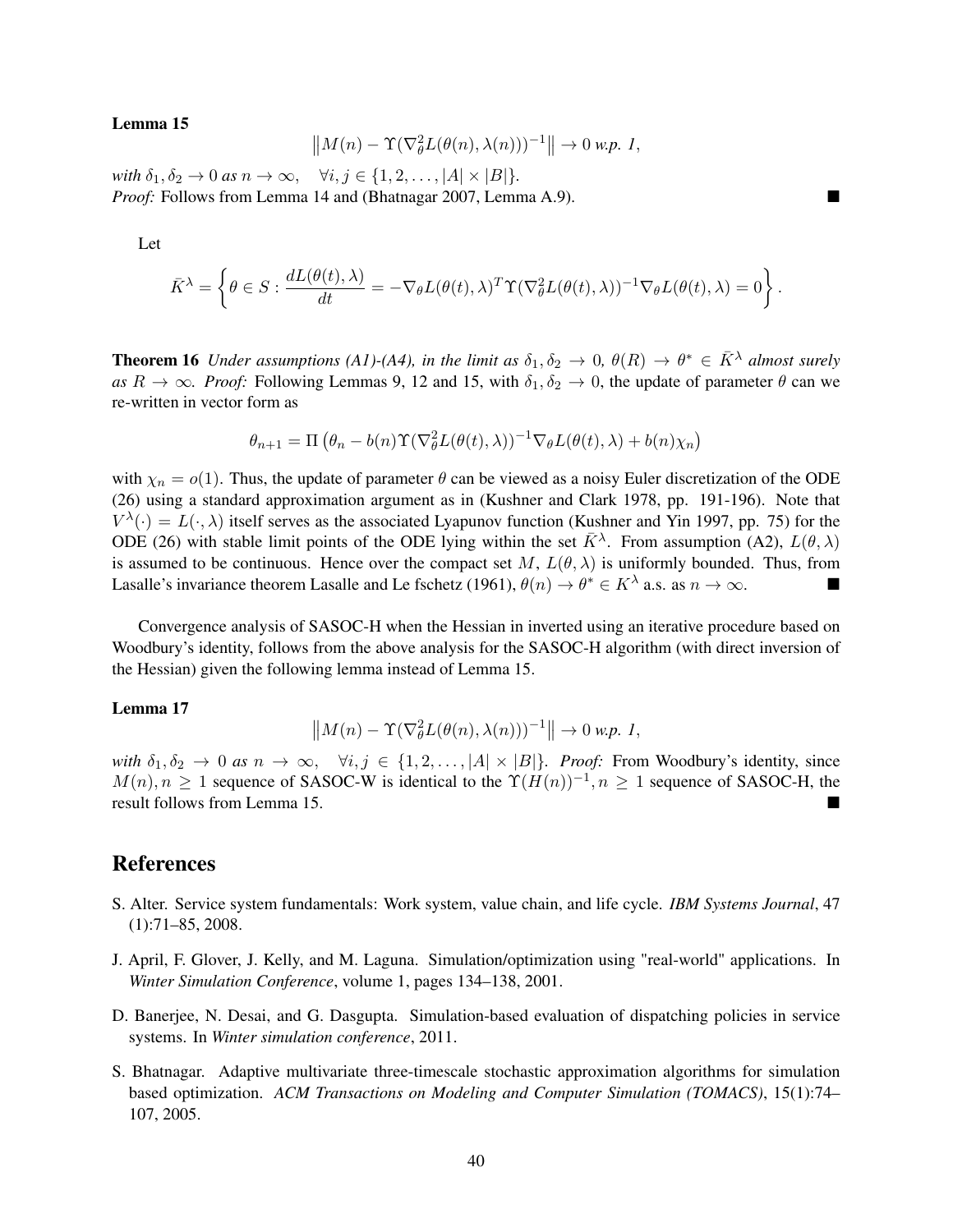**Lemma 15**

$$\left\| M(n) - \Upsilon(\nabla_\theta^2 L(\theta(n), \lambda(n)))^{-1} \right\| \to 0 \text{ w.p. 1},$$

*with* $\delta_1, \delta_2 \to 0$ *as* $n \to \infty$, $\quad \forall i, j \in \{1, 2, \ldots, |A| \times |B|\}$.
*Proof:* Follows from Lemma 14 and (Bhatnagar 2007, Lemma A.9). ■

Let

$$\bar{K}^\lambda = \left\{ \theta \in S : \frac{dL(\theta(t), \lambda)}{dt} = -\nabla_\theta L(\theta(t), \lambda)^T \Upsilon(\nabla_\theta^2 L(\theta(t), \lambda))^{-1} \nabla_\theta L(\theta(t), \lambda) = 0 \right\}.$$

**Theorem 16** *Under assumptions (A1)-(A4), in the limit as* $\delta_1, \delta_2 \to 0$, $\theta(R) \to \theta^* \in \bar{K}^\lambda$ *almost surely as* $R \to \infty$. *Proof:* Following Lemmas 9, 12 and 15, with $\delta_1, \delta_2 \to 0$, the update of parameter $\theta$ can we re-written in vector form as

$$\theta_{n+1} = \Pi\left(\theta_n - b(n)\Upsilon(\nabla_\theta^2 L(\theta(t), \lambda))^{-1} \nabla_\theta L(\theta(t), \lambda) + b(n)\chi_n\right)$$

with $\chi_n = o(1)$. Thus, the update of parameter $\theta$ can be viewed as a noisy Euler discretization of the ODE (26) using a standard approximation argument as in (Kushner and Clark 1978, pp. 191-196). Note that $V^\lambda(\cdot) = L(\cdot, \lambda)$ itself serves as the associated Lyapunov function (Kushner and Yin 1997, pp. 75) for the ODE (26) with stable limit points of the ODE lying within the set $\bar{K}^\lambda$. From assumption (A2), $L(\theta, \lambda)$ is assumed to be continuous. Hence over the compact set $M$, $L(\theta, \lambda)$ is uniformly bounded. Thus, from Lasalle's invariance theorem Lasalle and Le fschetz (1961), $\theta(n) \to \theta^* \in K^\lambda$ a.s. as $n \to \infty$. ■

Convergence analysis of SASOC-H when the Hessian in inverted using an iterative procedure based on Woodbury's identity, follows from the above analysis for the SASOC-H algorithm (with direct inversion of the Hessian) given the following lemma instead of Lemma 15.

**Lemma 17**

$$\left\| M(n) - \Upsilon(\nabla_\theta^2 L(\theta(n), \lambda(n)))^{-1} \right\| \to 0 \text{ w.p. 1},$$

*with* $\delta_1, \delta_2 \to 0$ *as* $n \to \infty$, $\quad \forall i, j \in \{1, 2, \ldots, |A| \times |B|\}$. *Proof:* From Woodbury's identity, since $M(n), n \geq 1$ sequence of SASOC-W is identical to the $\Upsilon(H(n))^{-1}, n \geq 1$ sequence of SASOC-H, the result follows from Lemma 15. ■

# References

S. Alter. Service system fundamentals: Work system, value chain, and life cycle. *IBM Systems Journal*, 47 (1):71–85, 2008.

J. April, F. Glover, J. Kelly, and M. Laguna. Simulation/optimization using "real-world" applications. In *Winter Simulation Conference*, volume 1, pages 134–138, 2001.

D. Banerjee, N. Desai, and G. Dasgupta. Simulation-based evaluation of dispatching policies in service systems. In *Winter simulation conference*, 2011.

S. Bhatnagar. Adaptive multivariate three-timescale stochastic approximation algorithms for simulation based optimization. *ACM Transactions on Modeling and Computer Simulation (TOMACS)*, 15(1):74–107, 2005.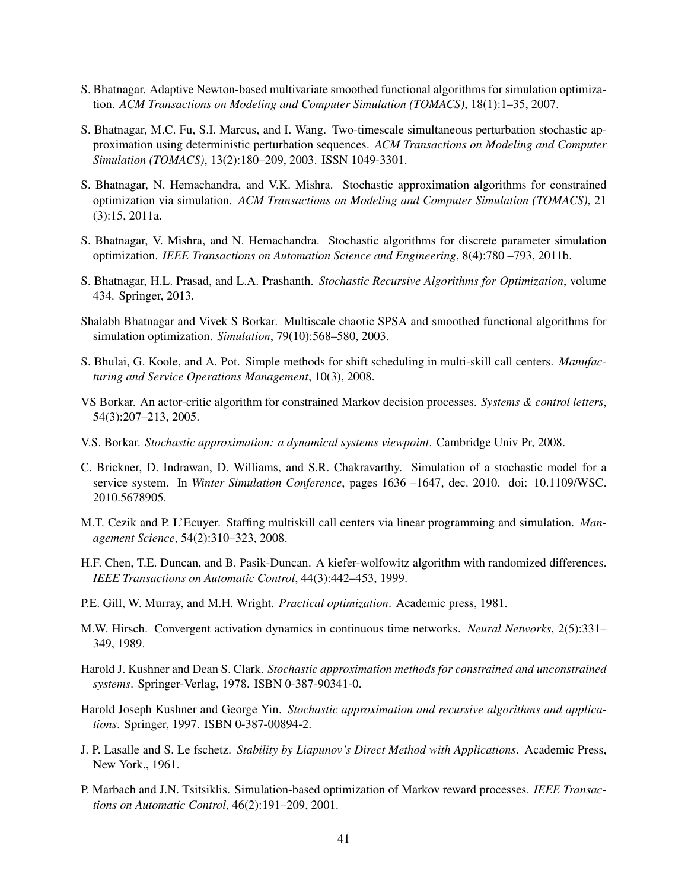S. Bhatnagar. Adaptive Newton-based multivariate smoothed functional algorithms for simulation optimization. *ACM Transactions on Modeling and Computer Simulation (TOMACS)*, 18(1):1–35, 2007.

S. Bhatnagar, M.C. Fu, S.I. Marcus, and I. Wang. Two-timescale simultaneous perturbation stochastic approximation using deterministic perturbation sequences. *ACM Transactions on Modeling and Computer Simulation (TOMACS)*, 13(2):180–209, 2003. ISSN 1049-3301.

S. Bhatnagar, N. Hemachandra, and V.K. Mishra. Stochastic approximation algorithms for constrained optimization via simulation. *ACM Transactions on Modeling and Computer Simulation (TOMACS)*, 21 (3):15, 2011a.

S. Bhatnagar, V. Mishra, and N. Hemachandra. Stochastic algorithms for discrete parameter simulation optimization. *IEEE Transactions on Automation Science and Engineering*, 8(4):780 –793, 2011b.

S. Bhatnagar, H.L. Prasad, and L.A. Prashanth. *Stochastic Recursive Algorithms for Optimization*, volume 434. Springer, 2013.

Shalabh Bhatnagar and Vivek S Borkar. Multiscale chaotic SPSA and smoothed functional algorithms for simulation optimization. *Simulation*, 79(10):568–580, 2003.

S. Bhulai, G. Koole, and A. Pot. Simple methods for shift scheduling in multi-skill call centers. *Manufacturing and Service Operations Management*, 10(3), 2008.

VS Borkar. An actor-critic algorithm for constrained Markov decision processes. *Systems & control letters*, 54(3):207–213, 2005.

V.S. Borkar. *Stochastic approximation: a dynamical systems viewpoint*. Cambridge Univ Pr, 2008.

C. Brickner, D. Indrawan, D. Williams, and S.R. Chakravarthy. Simulation of a stochastic model for a service system. In *Winter Simulation Conference*, pages 1636 –1647, dec. 2010. doi: 10.1109/WSC.2010.5678905.

M.T. Cezik and P. L'Ecuyer. Staffing multiskill call centers via linear programming and simulation. *Management Science*, 54(2):310–323, 2008.

H.F. Chen, T.E. Duncan, and B. Pasik-Duncan. A kiefer-wolfowitz algorithm with randomized differences. *IEEE Transactions on Automatic Control*, 44(3):442–453, 1999.

P.E. Gill, W. Murray, and M.H. Wright. *Practical optimization*. Academic press, 1981.

M.W. Hirsch. Convergent activation dynamics in continuous time networks. *Neural Networks*, 2(5):331–349, 1989.

Harold J. Kushner and Dean S. Clark. *Stochastic approximation methods for constrained and unconstrained systems*. Springer-Verlag, 1978. ISBN 0-387-90341-0.

Harold Joseph Kushner and George Yin. *Stochastic approximation and recursive algorithms and applications*. Springer, 1997. ISBN 0-387-00894-2.

J. P. Lasalle and S. Le fschetz. *Stability by Liapunov's Direct Method with Applications*. Academic Press, New York., 1961.

P. Marbach and J.N. Tsitsiklis. Simulation-based optimization of Markov reward processes. *IEEE Transactions on Automatic Control*, 46(2):191–209, 2001.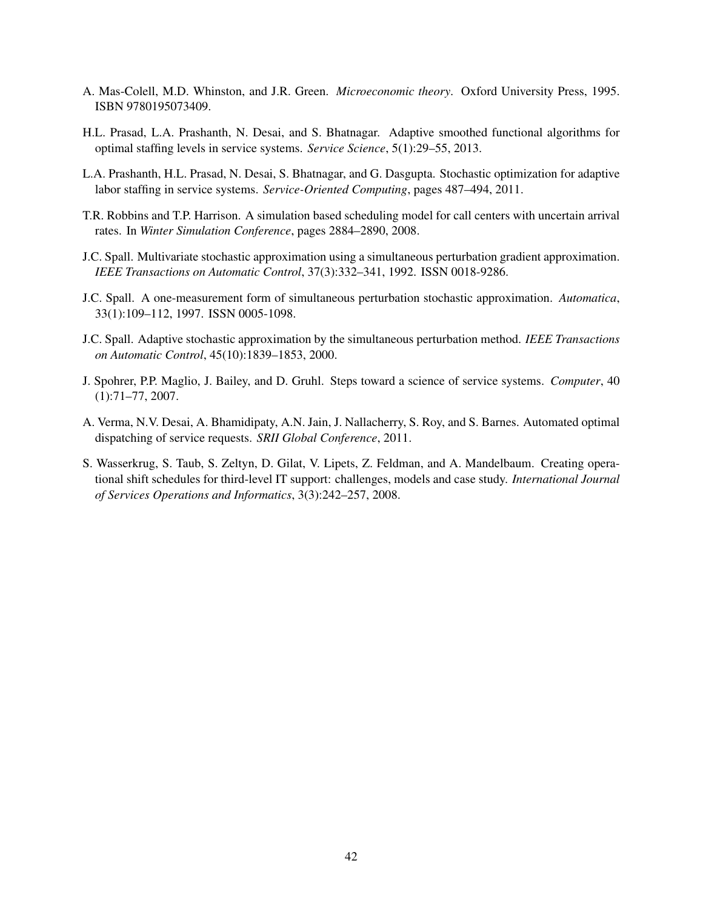A. Mas-Colell, M.D. Whinston, and J.R. Green. *Microeconomic theory*. Oxford University Press, 1995. ISBN 9780195073409.

H.L. Prasad, L.A. Prashanth, N. Desai, and S. Bhatnagar. Adaptive smoothed functional algorithms for optimal staffing levels in service systems. *Service Science*, 5(1):29–55, 2013.

L.A. Prashanth, H.L. Prasad, N. Desai, S. Bhatnagar, and G. Dasgupta. Stochastic optimization for adaptive labor staffing in service systems. *Service-Oriented Computing*, pages 487–494, 2011.

T.R. Robbins and T.P. Harrison. A simulation based scheduling model for call centers with uncertain arrival rates. In *Winter Simulation Conference*, pages 2884–2890, 2008.

J.C. Spall. Multivariate stochastic approximation using a simultaneous perturbation gradient approximation. *IEEE Transactions on Automatic Control*, 37(3):332–341, 1992. ISSN 0018-9286.

J.C. Spall. A one-measurement form of simultaneous perturbation stochastic approximation. *Automatica*, 33(1):109–112, 1997. ISSN 0005-1098.

J.C. Spall. Adaptive stochastic approximation by the simultaneous perturbation method. *IEEE Transactions on Automatic Control*, 45(10):1839–1853, 2000.

J. Spohrer, P.P. Maglio, J. Bailey, and D. Gruhl. Steps toward a science of service systems. *Computer*, 40 (1):71–77, 2007.

A. Verma, N.V. Desai, A. Bhamidipaty, A.N. Jain, J. Nallacherry, S. Roy, and S. Barnes. Automated optimal dispatching of service requests. *SRII Global Conference*, 2011.

S. Wasserkrug, S. Taub, S. Zeltyn, D. Gilat, V. Lipets, Z. Feldman, and A. Mandelbaum. Creating operational shift schedules for third-level IT support: challenges, models and case study. *International Journal of Services Operations and Informatics*, 3(3):242–257, 2008.